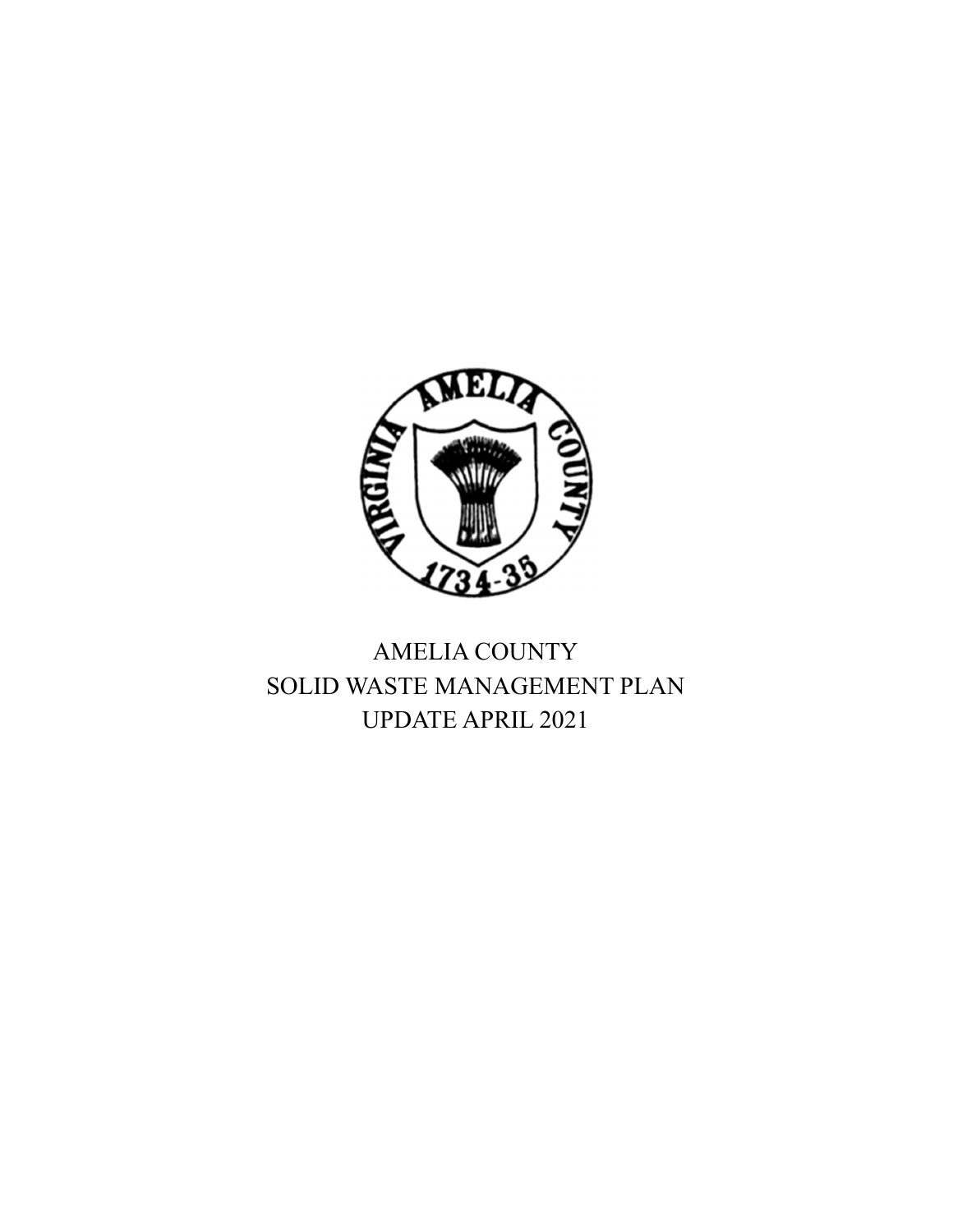# AMELIA COUNTY
# SOLID WASTE MANAGEMENT PLAN
# UPDATE APRIL 2021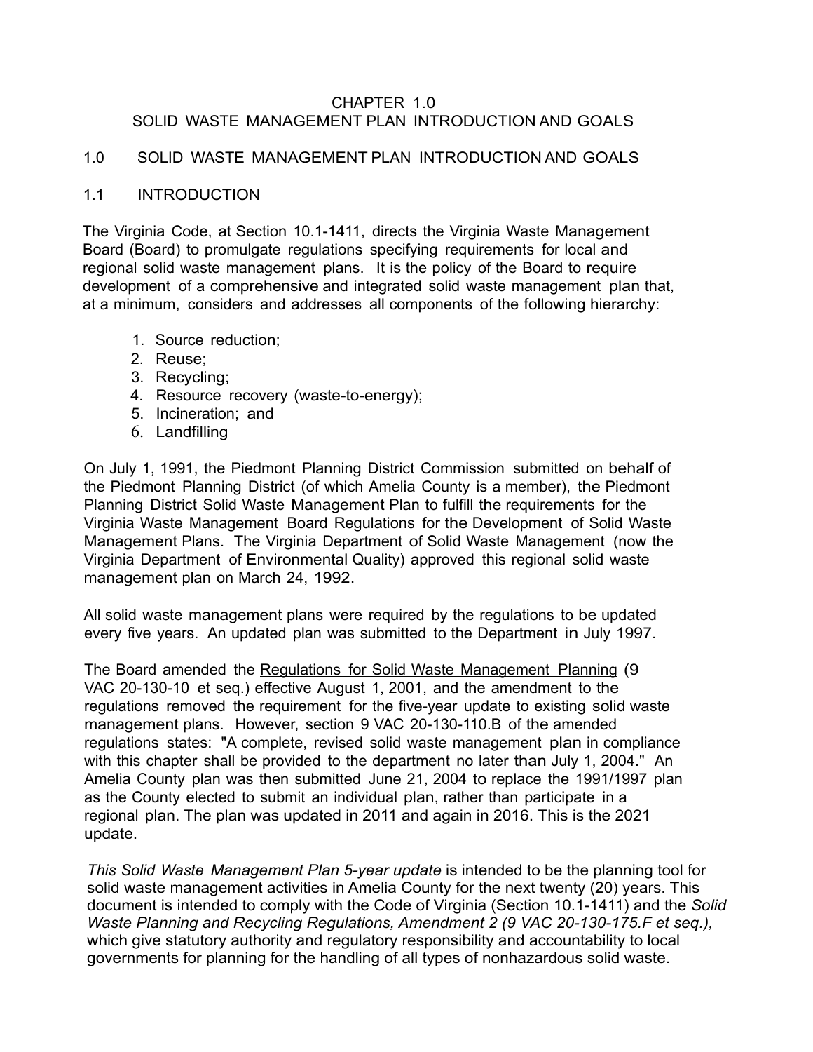# CHAPTER 1.0
# SOLID WASTE MANAGEMENT PLAN INTRODUCTION AND GOALS

## 1.0 SOLID WASTE MANAGEMENT PLAN INTRODUCTION AND GOALS

### 1.1 INTRODUCTION

The Virginia Code, at Section 10.1-1411, directs the Virginia Waste Management Board (Board) to promulgate regulations specifying requirements for local and regional solid waste management plans. It is the policy of the Board to require development of a comprehensive and integrated solid waste management plan that, at a minimum, considers and addresses all components of the following hierarchy:

1. Source reduction;
2. Reuse;
3. Recycling;
4. Resource recovery (waste-to-energy);
5. Incineration; and
6. Landfilling

On July 1, 1991, the Piedmont Planning District Commission submitted on behalf of the Piedmont Planning District (of which Amelia County is a member), the Piedmont Planning District Solid Waste Management Plan to fulfill the requirements for the Virginia Waste Management Board Regulations for the Development of Solid Waste Management Plans. The Virginia Department of Solid Waste Management (now the Virginia Department of Environmental Quality) approved this regional solid waste management plan on March 24, 1992.

All solid waste management plans were required by the regulations to be updated every five years. An updated plan was submitted to the Department in July 1997.

The Board amended the <u>Regulations for Solid Waste Management Planning</u> (9 VAC 20-130-10 et seq.) effective August 1, 2001, and the amendment to the regulations removed the requirement for the five-year update to existing solid waste management plans. However, section 9 VAC 20-130-110.B of the amended regulations states: "A complete, revised solid waste management plan in compliance with this chapter shall be provided to the department no later than July 1, 2004." An Amelia County plan was then submitted June 21, 2004 to replace the 1991/1997 plan as the County elected to submit an individual plan, rather than participate in a regional plan. The plan was updated in 2011 and again in 2016. This is the 2021 update.

*This Solid Waste Management Plan 5-year update* is intended to be the planning tool for solid waste management activities in Amelia County for the next twenty (20) years. This document is intended to comply with the Code of Virginia (Section 10.1-1411) and the *Solid Waste Planning and Recycling Regulations, Amendment 2 (9 VAC 20-130-175.F et seq.),* which give statutory authority and regulatory responsibility and accountability to local governments for planning for the handling of all types of nonhazardous solid waste.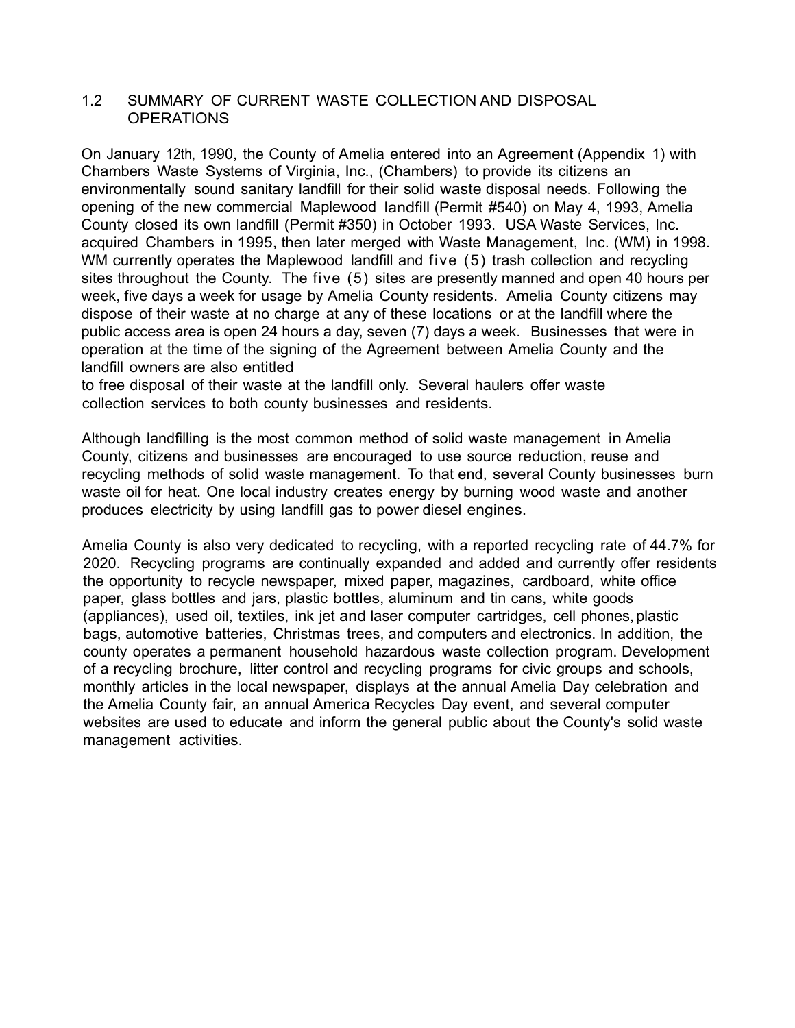## 1.2 SUMMARY OF CURRENT WASTE COLLECTION AND DISPOSAL OPERATIONS

On January 12th, 1990, the County of Amelia entered into an Agreement (Appendix 1) with Chambers Waste Systems of Virginia, Inc., (Chambers) to provide its citizens an environmentally sound sanitary landfill for their solid waste disposal needs. Following the opening of the new commercial Maplewood landfill (Permit #540) on May 4, 1993, Amelia County closed its own landfill (Permit #350) in October 1993. USA Waste Services, Inc. acquired Chambers in 1995, then later merged with Waste Management, Inc. (WM) in 1998. WM currently operates the Maplewood landfill and five (5) trash collection and recycling sites throughout the County. The five (5) sites are presently manned and open 40 hours per week, five days a week for usage by Amelia County residents. Amelia County citizens may dispose of their waste at no charge at any of these locations or at the landfill where the public access area is open 24 hours a day, seven (7) days a week. Businesses that were in operation at the time of the signing of the Agreement between Amelia County and the landfill owners are also entitled to free disposal of their waste at the landfill only. Several haulers offer waste collection services to both county businesses and residents.

Although landfilling is the most common method of solid waste management in Amelia County, citizens and businesses are encouraged to use source reduction, reuse and recycling methods of solid waste management. To that end, several County businesses burn waste oil for heat. One local industry creates energy by burning wood waste and another produces electricity by using landfill gas to power diesel engines.

Amelia County is also very dedicated to recycling, with a reported recycling rate of 44.7% for 2020. Recycling programs are continually expanded and added and currently offer residents the opportunity to recycle newspaper, mixed paper, magazines, cardboard, white office paper, glass bottles and jars, plastic bottles, aluminum and tin cans, white goods (appliances), used oil, textiles, ink jet and laser computer cartridges, cell phones, plastic bags, automotive batteries, Christmas trees, and computers and electronics. In addition, the county operates a permanent household hazardous waste collection program. Development of a recycling brochure, litter control and recycling programs for civic groups and schools, monthly articles in the local newspaper, displays at the annual Amelia Day celebration and the Amelia County fair, an annual America Recycles Day event, and several computer websites are used to educate and inform the general public about the County's solid waste management activities.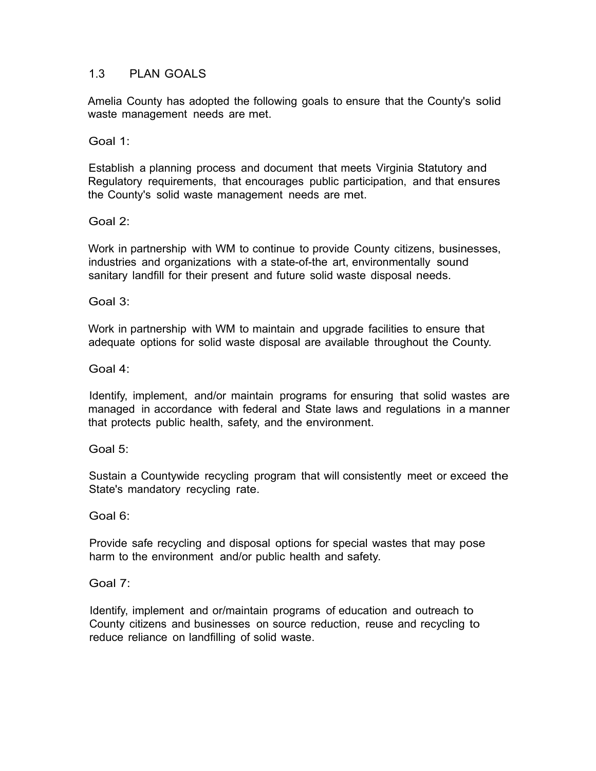## 1.3 PLAN GOALS

Amelia County has adopted the following goals to ensure that the County's solid waste management needs are met.

Goal 1:

Establish a planning process and document that meets Virginia Statutory and Regulatory requirements, that encourages public participation, and that ensures the County's solid waste management needs are met.

Goal 2:

Work in partnership with WM to continue to provide County citizens, businesses, industries and organizations with a state-of-the art, environmentally sound sanitary landfill for their present and future solid waste disposal needs.

Goal 3:

Work in partnership with WM to maintain and upgrade facilities to ensure that adequate options for solid waste disposal are available throughout the County.

Goal 4:

Identify, implement, and/or maintain programs for ensuring that solid wastes are managed in accordance with federal and State laws and regulations in a manner that protects public health, safety, and the environment.

Goal 5:

Sustain a Countywide recycling program that will consistently meet or exceed the State's mandatory recycling rate.

Goal 6:

Provide safe recycling and disposal options for special wastes that may pose harm to the environment and/or public health and safety.

Goal 7:

Identify, implement and or/maintain programs of education and outreach to County citizens and businesses on source reduction, reuse and recycling to reduce reliance on landfilling of solid waste.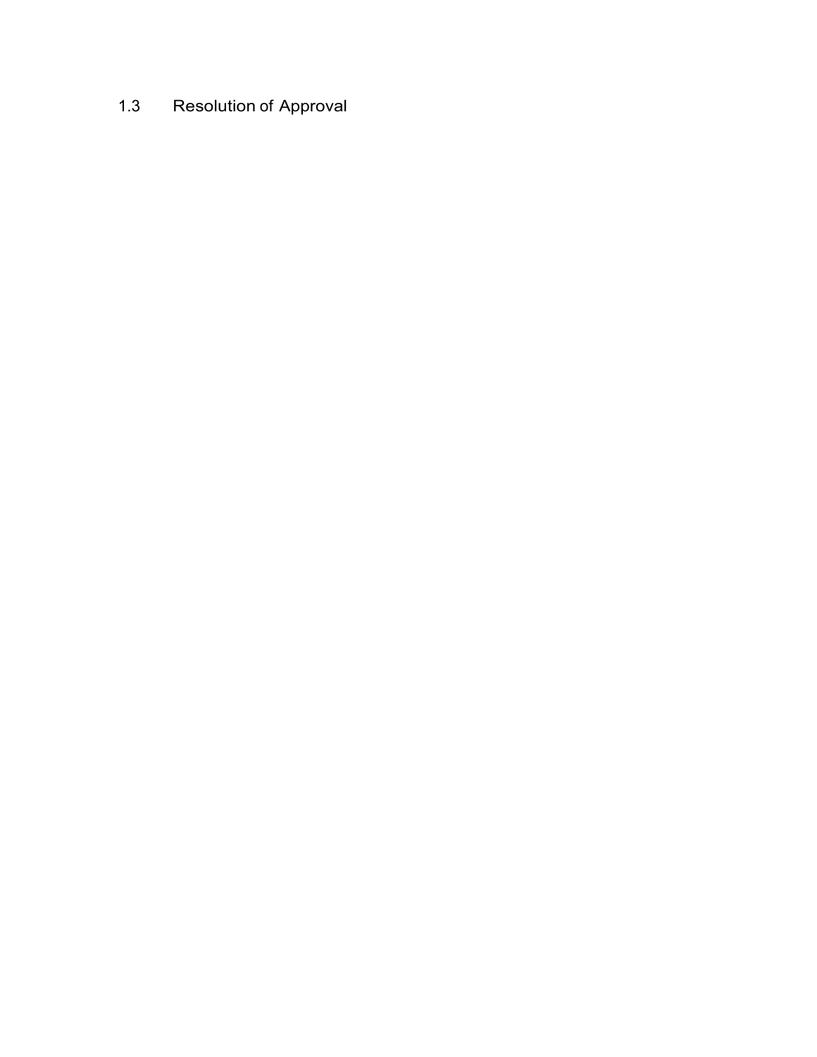## 1.3 Resolution of Approval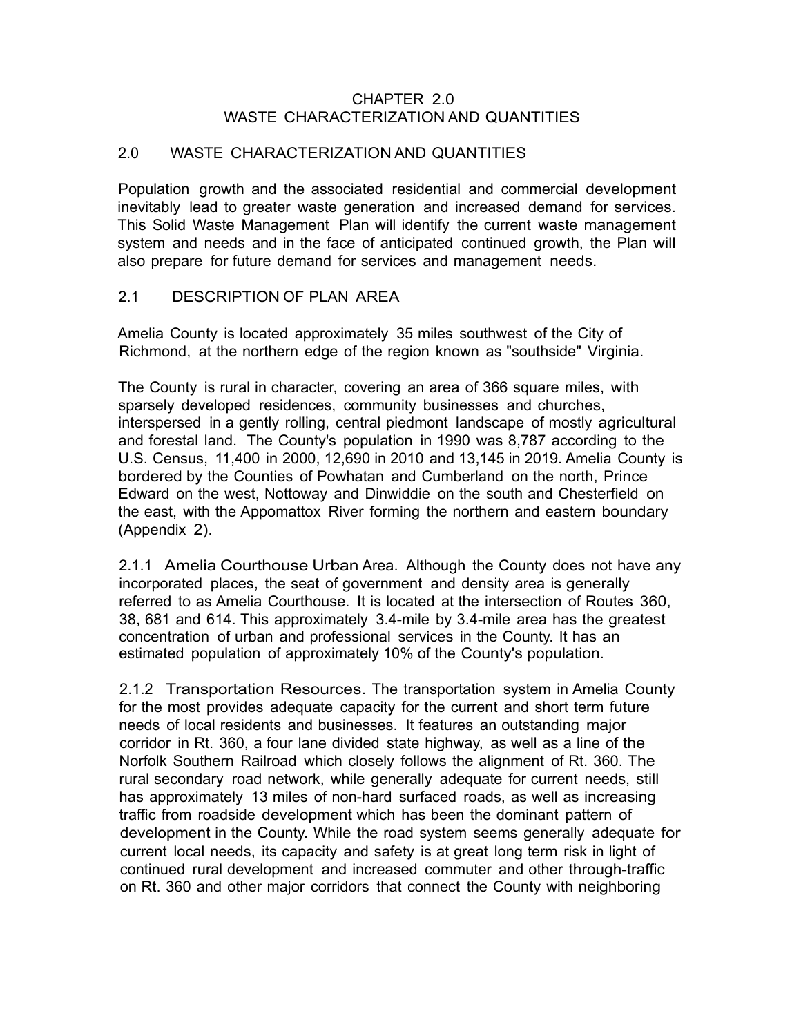# CHAPTER 2.0
# WASTE CHARACTERIZATION AND QUANTITIES

## 2.0 WASTE CHARACTERIZATION AND QUANTITIES

Population growth and the associated residential and commercial development inevitably lead to greater waste generation and increased demand for services. This Solid Waste Management Plan will identify the current waste management system and needs and in the face of anticipated continued growth, the Plan will also prepare for future demand for services and management needs.

## 2.1 DESCRIPTION OF PLAN AREA

Amelia County is located approximately 35 miles southwest of the City of Richmond, at the northern edge of the region known as "southside" Virginia.

The County is rural in character, covering an area of 366 square miles, with sparsely developed residences, community businesses and churches, interspersed in a gently rolling, central piedmont landscape of mostly agricultural and forestal land. The County's population in 1990 was 8,787 according to the U.S. Census, 11,400 in 2000, 12,690 in 2010 and 13,145 in 2019. Amelia County is bordered by the Counties of Powhatan and Cumberland on the north, Prince Edward on the west, Nottoway and Dinwiddie on the south and Chesterfield on the east, with the Appomattox River forming the northern and eastern boundary (Appendix 2).

2.1.1 Amelia Courthouse Urban Area. Although the County does not have any incorporated places, the seat of government and density area is generally referred to as Amelia Courthouse. It is located at the intersection of Routes 360, 38, 681 and 614. This approximately 3.4-mile by 3.4-mile area has the greatest concentration of urban and professional services in the County. It has an estimated population of approximately 10% of the County's population.

2.1.2 Transportation Resources. The transportation system in Amelia County for the most provides adequate capacity for the current and short term future needs of local residents and businesses. It features an outstanding major corridor in Rt. 360, a four lane divided state highway, as well as a line of the Norfolk Southern Railroad which closely follows the alignment of Rt. 360. The rural secondary road network, while generally adequate for current needs, still has approximately 13 miles of non-hard surfaced roads, as well as increasing traffic from roadside development which has been the dominant pattern of development in the County. While the road system seems generally adequate for current local needs, its capacity and safety is at great long term risk in light of continued rural development and increased commuter and other through-traffic on Rt. 360 and other major corridors that connect the County with neighboring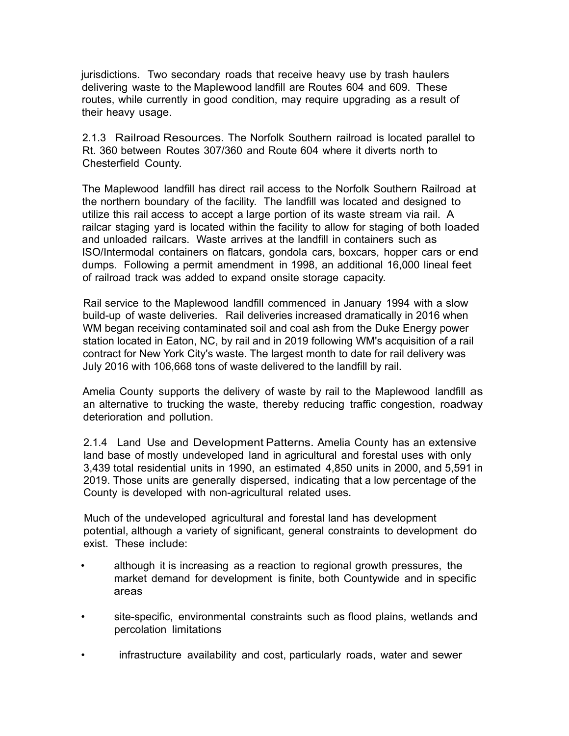jurisdictions. Two secondary roads that receive heavy use by trash haulers delivering waste to the Maplewood landfill are Routes 604 and 609. These routes, while currently in good condition, may require upgrading as a result of their heavy usage.

2.1.3 Railroad Resources. The Norfolk Southern railroad is located parallel to Rt. 360 between Routes 307/360 and Route 604 where it diverts north to Chesterfield County.

The Maplewood landfill has direct rail access to the Norfolk Southern Railroad at the northern boundary of the facility. The landfill was located and designed to utilize this rail access to accept a large portion of its waste stream via rail. A railcar staging yard is located within the facility to allow for staging of both loaded and unloaded railcars. Waste arrives at the landfill in containers such as ISO/Intermodal containers on flatcars, gondola cars, boxcars, hopper cars or end dumps. Following a permit amendment in 1998, an additional 16,000 lineal feet of railroad track was added to expand onsite storage capacity.

Rail service to the Maplewood landfill commenced in January 1994 with a slow build-up of waste deliveries. Rail deliveries increased dramatically in 2016 when WM began receiving contaminated soil and coal ash from the Duke Energy power station located in Eaton, NC, by rail and in 2019 following WM's acquisition of a rail contract for New York City's waste. The largest month to date for rail delivery was July 2016 with 106,668 tons of waste delivered to the landfill by rail.

Amelia County supports the delivery of waste by rail to the Maplewood landfill as an alternative to trucking the waste, thereby reducing traffic congestion, roadway deterioration and pollution.

2.1.4 Land Use and Development Patterns. Amelia County has an extensive land base of mostly undeveloped land in agricultural and forestal uses with only 3,439 total residential units in 1990, an estimated 4,850 units in 2000, and 5,591 in 2019. Those units are generally dispersed, indicating that a low percentage of the County is developed with non-agricultural related uses.

Much of the undeveloped agricultural and forestal land has development potential, although a variety of significant, general constraints to development do exist. These include:

- although it is increasing as a reaction to regional growth pressures, the market demand for development is finite, both Countywide and in specific areas
- site-specific, environmental constraints such as flood plains, wetlands and percolation limitations
- infrastructure availability and cost, particularly roads, water and sewer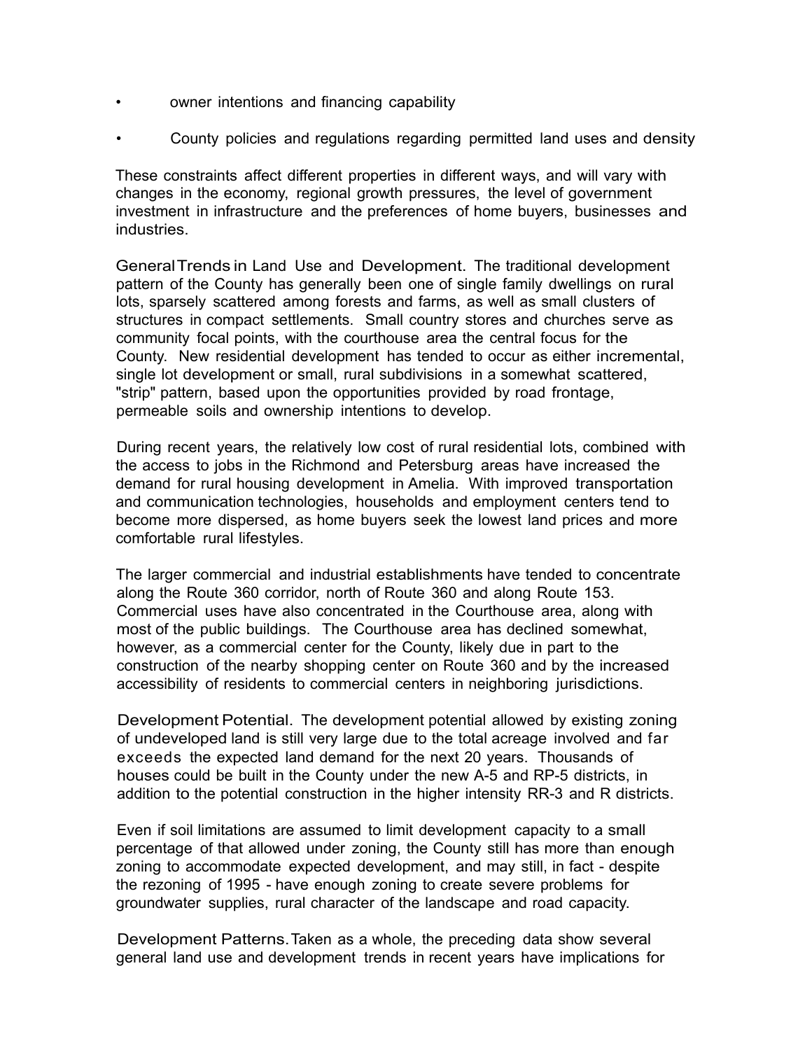- owner intentions and financing capability
- County policies and regulations regarding permitted land uses and density

These constraints affect different properties in different ways, and will vary with changes in the economy, regional growth pressures, the level of government investment in infrastructure and the preferences of home buyers, businesses and industries.

General Trends in Land Use and Development. The traditional development pattern of the County has generally been one of single family dwellings on rural lots, sparsely scattered among forests and farms, as well as small clusters of structures in compact settlements. Small country stores and churches serve as community focal points, with the courthouse area the central focus for the County. New residential development has tended to occur as either incremental, single lot development or small, rural subdivisions in a somewhat scattered, "strip" pattern, based upon the opportunities provided by road frontage, permeable soils and ownership intentions to develop.

During recent years, the relatively low cost of rural residential lots, combined with the access to jobs in the Richmond and Petersburg areas have increased the demand for rural housing development in Amelia. With improved transportation and communication technologies, households and employment centers tend to become more dispersed, as home buyers seek the lowest land prices and more comfortable rural lifestyles.

The larger commercial and industrial establishments have tended to concentrate along the Route 360 corridor, north of Route 360 and along Route 153. Commercial uses have also concentrated in the Courthouse area, along with most of the public buildings. The Courthouse area has declined somewhat, however, as a commercial center for the County, likely due in part to the construction of the nearby shopping center on Route 360 and by the increased accessibility of residents to commercial centers in neighboring jurisdictions.

Development Potential. The development potential allowed by existing zoning of undeveloped land is still very large due to the total acreage involved and far exceeds the expected land demand for the next 20 years. Thousands of houses could be built in the County under the new A-5 and RP-5 districts, in addition to the potential construction in the higher intensity RR-3 and R districts.

Even if soil limitations are assumed to limit development capacity to a small percentage of that allowed under zoning, the County still has more than enough zoning to accommodate expected development, and may still, in fact - despite the rezoning of 1995 - have enough zoning to create severe problems for groundwater supplies, rural character of the landscape and road capacity.

Development Patterns. Taken as a whole, the preceding data show several general land use and development trends in recent years have implications for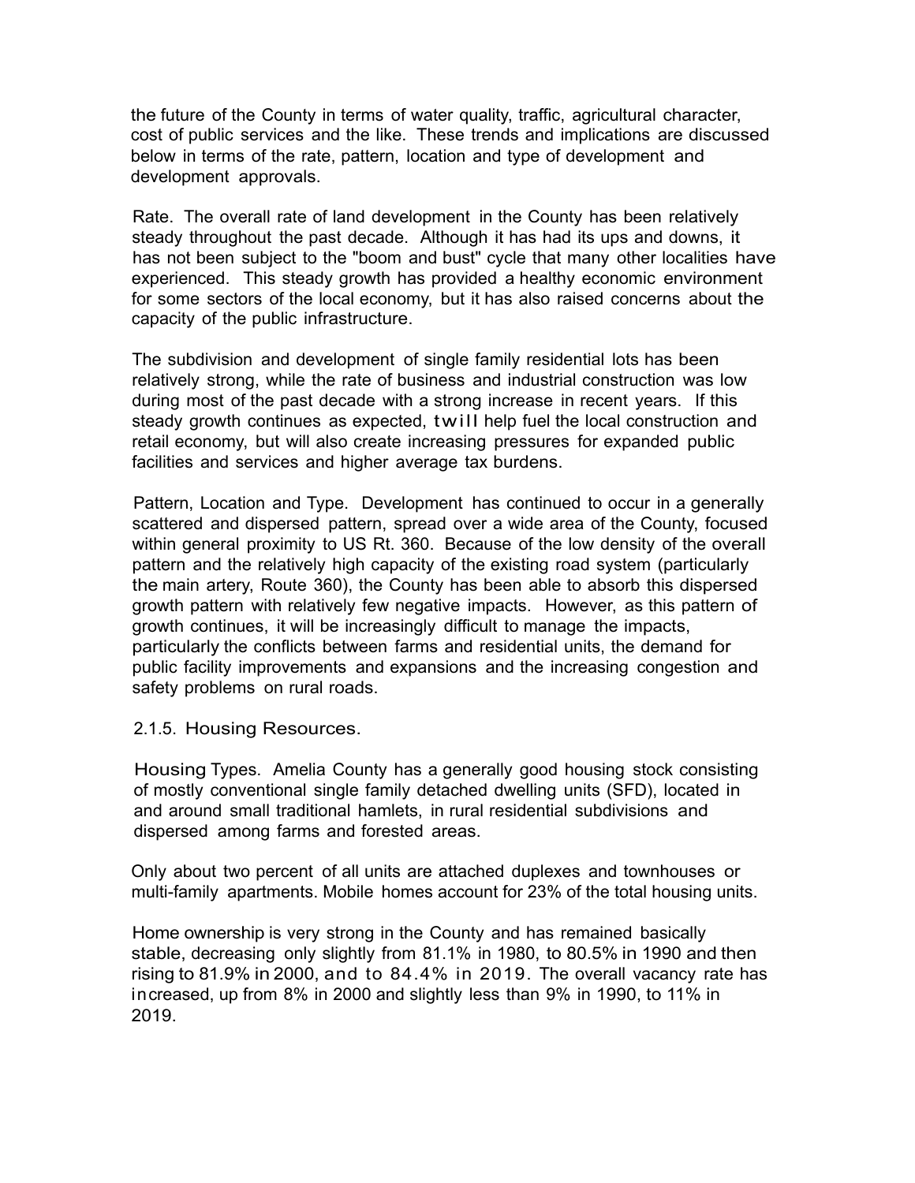the future of the County in terms of water quality, traffic, agricultural character, cost of public services and the like. These trends and implications are discussed below in terms of the rate, pattern, location and type of development and development approvals.

Rate. The overall rate of land development in the County has been relatively steady throughout the past decade. Although it has had its ups and downs, it has not been subject to the "boom and bust" cycle that many other localities have experienced. This steady growth has provided a healthy economic environment for some sectors of the local economy, but it has also raised concerns about the capacity of the public infrastructure.

The subdivision and development of single family residential lots has been relatively strong, while the rate of business and industrial construction was low during most of the past decade with a strong increase in recent years. If this steady growth continues as expected, twill help fuel the local construction and retail economy, but will also create increasing pressures for expanded public facilities and services and higher average tax burdens.

Pattern, Location and Type. Development has continued to occur in a generally scattered and dispersed pattern, spread over a wide area of the County, focused within general proximity to US Rt. 360. Because of the low density of the overall pattern and the relatively high capacity of the existing road system (particularly the main artery, Route 360), the County has been able to absorb this dispersed growth pattern with relatively few negative impacts. However, as this pattern of growth continues, it will be increasingly difficult to manage the impacts, particularly the conflicts between farms and residential units, the demand for public facility improvements and expansions and the increasing congestion and safety problems on rural roads.

2.1.5. Housing Resources.

Housing Types. Amelia County has a generally good housing stock consisting of mostly conventional single family detached dwelling units (SFD), located in and around small traditional hamlets, in rural residential subdivisions and dispersed among farms and forested areas.

Only about two percent of all units are attached duplexes and townhouses or multi-family apartments. Mobile homes account for 23% of the total housing units.

Home ownership is very strong in the County and has remained basically stable, decreasing only slightly from 81.1% in 1980, to 80.5% in 1990 and then rising to 81.9% in 2000, and to 84.4% in 2019. The overall vacancy rate has increased, up from 8% in 2000 and slightly less than 9% in 1990, to 11% in 2019.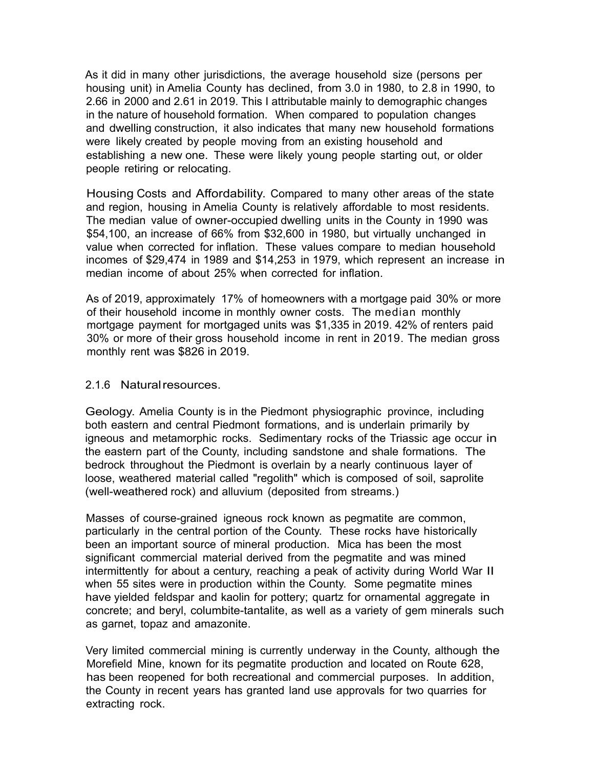As it did in many other jurisdictions, the average household size (persons per housing unit) in Amelia County has declined, from 3.0 in 1980, to 2.8 in 1990, to 2.66 in 2000 and 2.61 in 2019. This I attributable mainly to demographic changes in the nature of household formation. When compared to population changes and dwelling construction, it also indicates that many new household formations were likely created by people moving from an existing household and establishing a new one. These were likely young people starting out, or older people retiring or relocating.

Housing Costs and Affordability. Compared to many other areas of the state and region, housing in Amelia County is relatively affordable to most residents. The median value of owner-occupied dwelling units in the County in 1990 was $54,100, an increase of 66% from $32,600 in 1980, but virtually unchanged in value when corrected for inflation. These values compare to median household incomes of $29,474 in 1989 and $14,253 in 1979, which represent an increase in median income of about 25% when corrected for inflation.

As of 2019, approximately 17% of homeowners with a mortgage paid 30% or more of their household income in monthly owner costs. The median monthly mortgage payment for mortgaged units was $1,335 in 2019. 42% of renters paid 30% or more of their gross household income in rent in 2019. The median gross monthly rent was $826 in 2019.

### 2.1.6 Natural resources.

Geology. Amelia County is in the Piedmont physiographic province, including both eastern and central Piedmont formations, and is underlain primarily by igneous and metamorphic rocks. Sedimentary rocks of the Triassic age occur in the eastern part of the County, including sandstone and shale formations. The bedrock throughout the Piedmont is overlain by a nearly continuous layer of loose, weathered material called "regolith" which is composed of soil, saprolite (well-weathered rock) and alluvium (deposited from streams.)

Masses of course-grained igneous rock known as pegmatite are common, particularly in the central portion of the County. These rocks have historically been an important source of mineral production. Mica has been the most significant commercial material derived from the pegmatite and was mined intermittently for about a century, reaching a peak of activity during World War II when 55 sites were in production within the County. Some pegmatite mines have yielded feldspar and kaolin for pottery; quartz for ornamental aggregate in concrete; and beryl, columbite-tantalite, as well as a variety of gem minerals such as garnet, topaz and amazonite.

Very limited commercial mining is currently underway in the County, although the Morefield Mine, known for its pegmatite production and located on Route 628, has been reopened for both recreational and commercial purposes. In addition, the County in recent years has granted land use approvals for two quarries for extracting rock.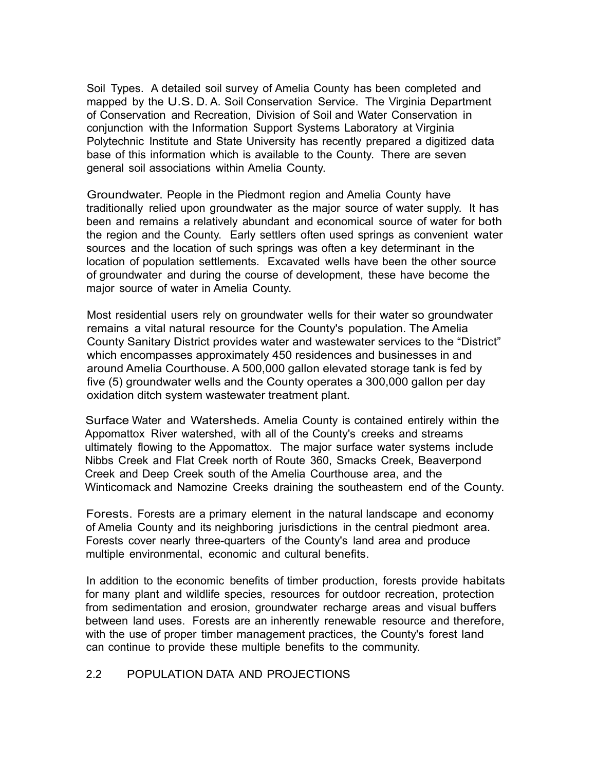Soil Types. A detailed soil survey of Amelia County has been completed and mapped by the U.S. D. A. Soil Conservation Service. The Virginia Department of Conservation and Recreation, Division of Soil and Water Conservation in conjunction with the Information Support Systems Laboratory at Virginia Polytechnic Institute and State University has recently prepared a digitized data base of this information which is available to the County. There are seven general soil associations within Amelia County.

Groundwater. People in the Piedmont region and Amelia County have traditionally relied upon groundwater as the major source of water supply. It has been and remains a relatively abundant and economical source of water for both the region and the County. Early settlers often used springs as convenient water sources and the location of such springs was often a key determinant in the location of population settlements. Excavated wells have been the other source of groundwater and during the course of development, these have become the major source of water in Amelia County.

Most residential users rely on groundwater wells for their water so groundwater remains a vital natural resource for the County's population. The Amelia County Sanitary District provides water and wastewater services to the "District" which encompasses approximately 450 residences and businesses in and around Amelia Courthouse. A 500,000 gallon elevated storage tank is fed by five (5) groundwater wells and the County operates a 300,000 gallon per day oxidation ditch system wastewater treatment plant.

Surface Water and Watersheds. Amelia County is contained entirely within the Appomattox River watershed, with all of the County's creeks and streams ultimately flowing to the Appomattox. The major surface water systems include Nibbs Creek and Flat Creek north of Route 360, Smacks Creek, Beaverpond Creek and Deep Creek south of the Amelia Courthouse area, and the Winticomack and Namozine Creeks draining the southeastern end of the County.

Forests. Forests are a primary element in the natural landscape and economy of Amelia County and its neighboring jurisdictions in the central piedmont area. Forests cover nearly three-quarters of the County's land area and produce multiple environmental, economic and cultural benefits.

In addition to the economic benefits of timber production, forests provide habitats for many plant and wildlife species, resources for outdoor recreation, protection from sedimentation and erosion, groundwater recharge areas and visual buffers between land uses. Forests are an inherently renewable resource and therefore, with the use of proper timber management practices, the County's forest land can continue to provide these multiple benefits to the community.

## 2.2 POPULATION DATA AND PROJECTIONS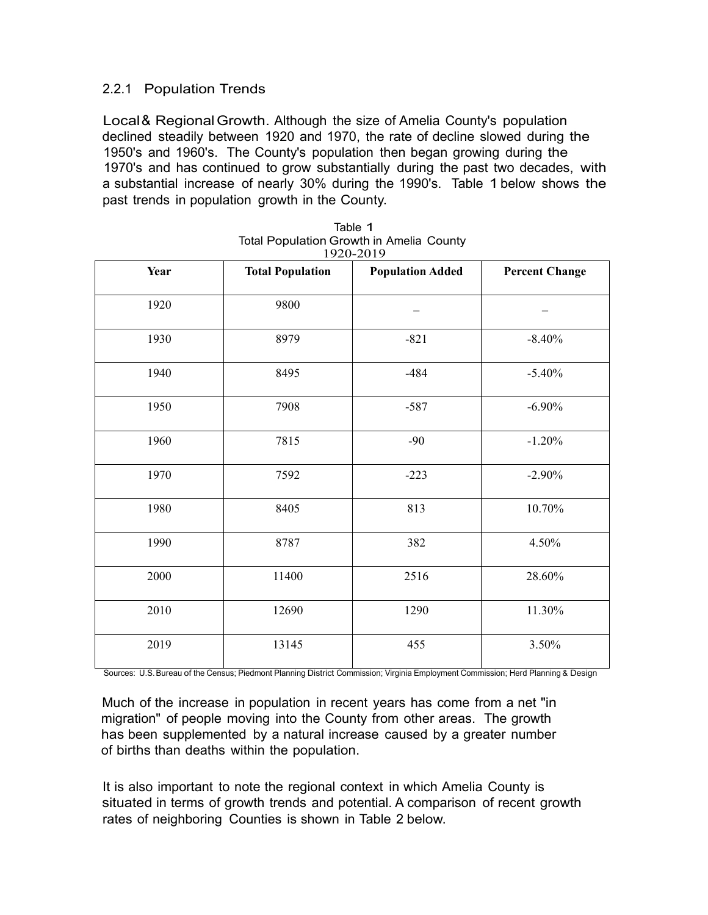### 2.2.1 Population Trends

Local & Regional Growth. Although the size of Amelia County's population declined steadily between 1920 and 1970, the rate of decline slowed during the 1950's and 1960's. The County's population then began growing during the 1970's and has continued to grow substantially during the past two decades, with a substantial increase of nearly 30% during the 1990's. Table 1 below shows the past trends in population growth in the County.

Table 1
Total Population Growth in Amelia County
1920-2019

| Year | Total Population | Population Added | Percent Change |
|---|---|---|---|
| 1920 | 9800 | _ | _ |
| 1930 | 8979 | -821 | -8.40% |
| 1940 | 8495 | -484 | -5.40% |
| 1950 | 7908 | -587 | -6.90% |
| 1960 | 7815 | -90 | -1.20% |
| 1970 | 7592 | -223 | -2.90% |
| 1980 | 8405 | 813 | 10.70% |
| 1990 | 8787 | 382 | 4.50% |
| 2000 | 11400 | 2516 | 28.60% |
| 2010 | 12690 | 1290 | 11.30% |
| 2019 | 13145 | 455 | 3.50% |

Sources: U.S. Bureau of the Census; Piedmont Planning District Commission; Virginia Employment Commission; Herd Planning & Design

Much of the increase in population in recent years has come from a net "in migration" of people moving into the County from other areas. The growth has been supplemented by a natural increase caused by a greater number of births than deaths within the population.

It is also important to note the regional context in which Amelia County is situated in terms of growth trends and potential. A comparison of recent growth rates of neighboring Counties is shown in Table 2 below.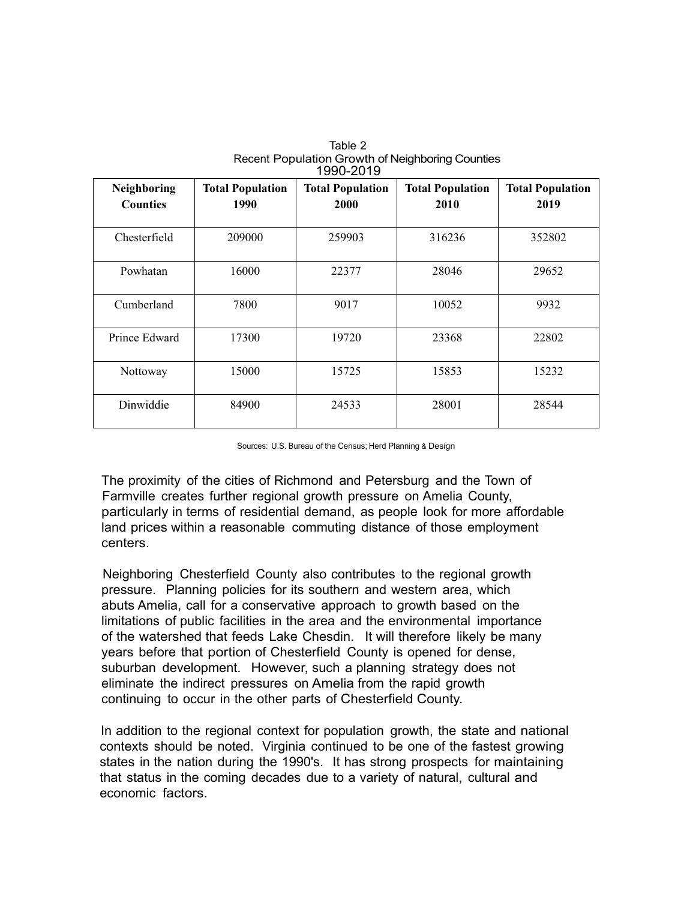Table 2
Recent Population Growth of Neighboring Counties
1990-2019

| Neighboring Counties | Total Population 1990 | Total Population 2000 | Total Population 2010 | Total Population 2019 |
|---|---|---|---|---|
| Chesterfield | 209000 | 259903 | 316236 | 352802 |
| Powhatan | 16000 | 22377 | 28046 | 29652 |
| Cumberland | 7800 | 9017 | 10052 | 9932 |
| Prince Edward | 17300 | 19720 | 23368 | 22802 |
| Nottoway | 15000 | 15725 | 15853 | 15232 |
| Dinwiddie | 84900 | 24533 | 28001 | 28544 |

Sources: U.S. Bureau of the Census; Herd Planning & Design

The proximity of the cities of Richmond and Petersburg and the Town of Farmville creates further regional growth pressure on Amelia County, particularly in terms of residential demand, as people look for more affordable land prices within a reasonable commuting distance of those employment centers.

Neighboring Chesterfield County also contributes to the regional growth pressure. Planning policies for its southern and western area, which abuts Amelia, call for a conservative approach to growth based on the limitations of public facilities in the area and the environmental importance of the watershed that feeds Lake Chesdin. It will therefore likely be many years before that portion of Chesterfield County is opened for dense, suburban development. However, such a planning strategy does not eliminate the indirect pressures on Amelia from the rapid growth continuing to occur in the other parts of Chesterfield County.

In addition to the regional context for population growth, the state and national contexts should be noted. Virginia continued to be one of the fastest growing states in the nation during the 1990's. It has strong prospects for maintaining that status in the coming decades due to a variety of natural, cultural and economic factors.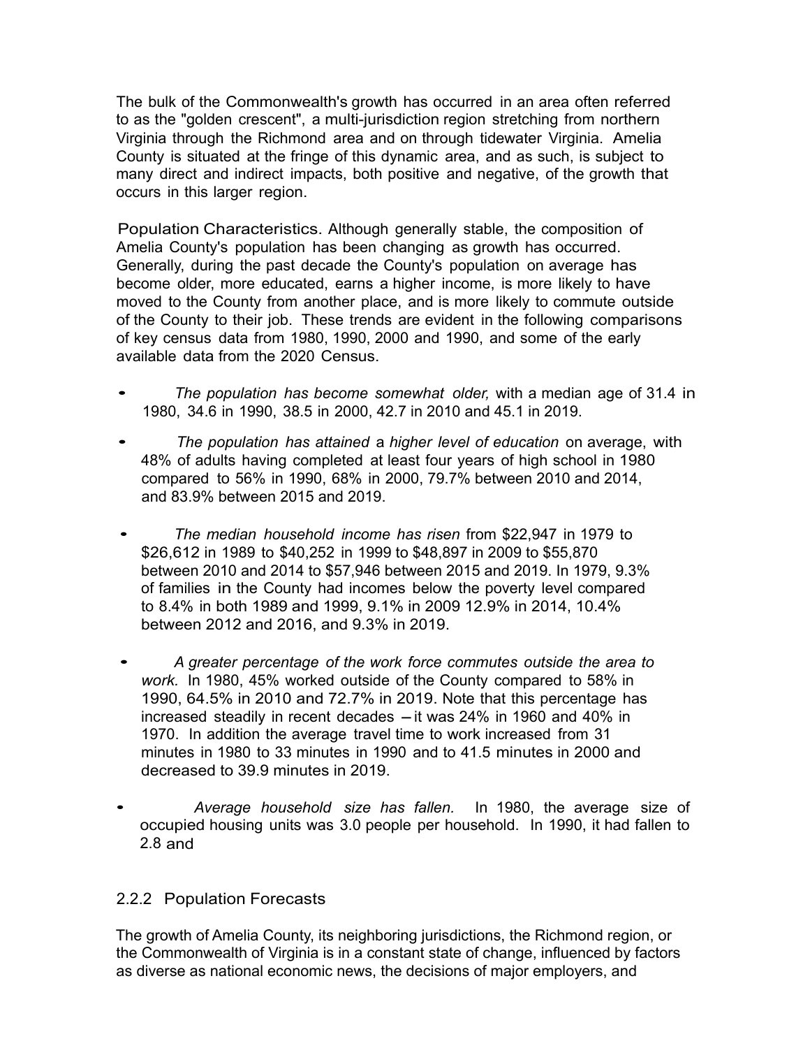The bulk of the Commonwealth's growth has occurred in an area often referred to as the "golden crescent", a multi-jurisdiction region stretching from northern Virginia through the Richmond area and on through tidewater Virginia. Amelia County is situated at the fringe of this dynamic area, and as such, is subject to many direct and indirect impacts, both positive and negative, of the growth that occurs in this larger region.

Population Characteristics. Although generally stable, the composition of Amelia County's population has been changing as growth has occurred. Generally, during the past decade the County's population on average has become older, more educated, earns a higher income, is more likely to have moved to the County from another place, and is more likely to commute outside of the County to their job. These trends are evident in the following comparisons of key census data from 1980, 1990, 2000 and 1990, and some of the early available data from the 2020 Census.

- *The population has become somewhat older,* with a median age of 31.4 in 1980, 34.6 in 1990, 38.5 in 2000, 42.7 in 2010 and 45.1 in 2019.
- *The population has attained* a *higher level of education* on average, with 48% of adults having completed at least four years of high school in 1980 compared to 56% in 1990, 68% in 2000, 79.7% between 2010 and 2014, and 83.9% between 2015 and 2019.
- *The median household income has risen* from $22,947 in 1979 to $26,612 in 1989 to $40,252 in 1999 to $48,897 in 2009 to $55,870 between 2010 and 2014 to $57,946 between 2015 and 2019. In 1979, 9.3% of families in the County had incomes below the poverty level compared to 8.4% in both 1989 and 1999, 9.1% in 2009 12.9% in 2014, 10.4% between 2012 and 2016, and 9.3% in 2019.
- *A greater percentage of the work force commutes outside the area to work.* In 1980, 45% worked outside of the County compared to 58% in 1990, 64.5% in 2010 and 72.7% in 2019. Note that this percentage has increased steadily in recent decades – it was 24% in 1960 and 40% in 1970. In addition the average travel time to work increased from 31 minutes in 1980 to 33 minutes in 1990 and to 41.5 minutes in 2000 and decreased to 39.9 minutes in 2019.
- *Average household size has fallen.* In 1980, the average size of occupied housing units was 3.0 people per household. In 1990, it had fallen to 2.8 and

### 2.2.2 Population Forecasts

The growth of Amelia County, its neighboring jurisdictions, the Richmond region, or the Commonwealth of Virginia is in a constant state of change, influenced by factors as diverse as national economic news, the decisions of major employers, and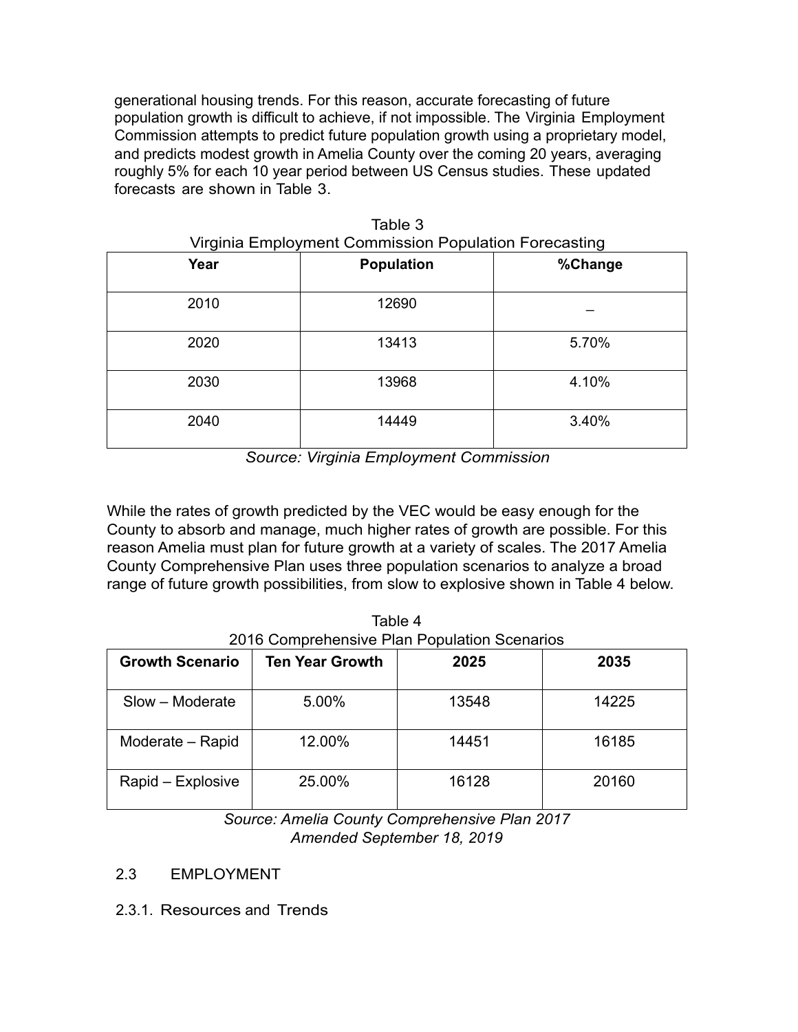generational housing trends. For this reason, accurate forecasting of future population growth is difficult to achieve, if not impossible. The Virginia Employment Commission attempts to predict future population growth using a proprietary model, and predicts modest growth in Amelia County over the coming 20 years, averaging roughly 5% for each 10 year period between US Census studies. These updated forecasts are shown in Table 3.

Table 3
Virginia Employment Commission Population Forecasting

| Year | Population | %Change |
|---|---|---|
| 2010 | 12690 | _ |
| 2020 | 13413 | 5.70% |
| 2030 | 13968 | 4.10% |
| 2040 | 14449 | 3.40% |

*Source: Virginia Employment Commission*

While the rates of growth predicted by the VEC would be easy enough for the County to absorb and manage, much higher rates of growth are possible. For this reason Amelia must plan for future growth at a variety of scales. The 2017 Amelia County Comprehensive Plan uses three population scenarios to analyze a broad range of future growth possibilities, from slow to explosive shown in Table 4 below.

Table 4
2016 Comprehensive Plan Population Scenarios

| Growth Scenario | Ten Year Growth | 2025 | 2035 |
|---|---|---|---|
| Slow – Moderate | 5.00% | 13548 | 14225 |
| Moderate – Rapid | 12.00% | 14451 | 16185 |
| Rapid – Explosive | 25.00% | 16128 | 20160 |

*Source: Amelia County Comprehensive Plan 2017*
*Amended September 18, 2019*

## 2.3 EMPLOYMENT

### 2.3.1. Resources and Trends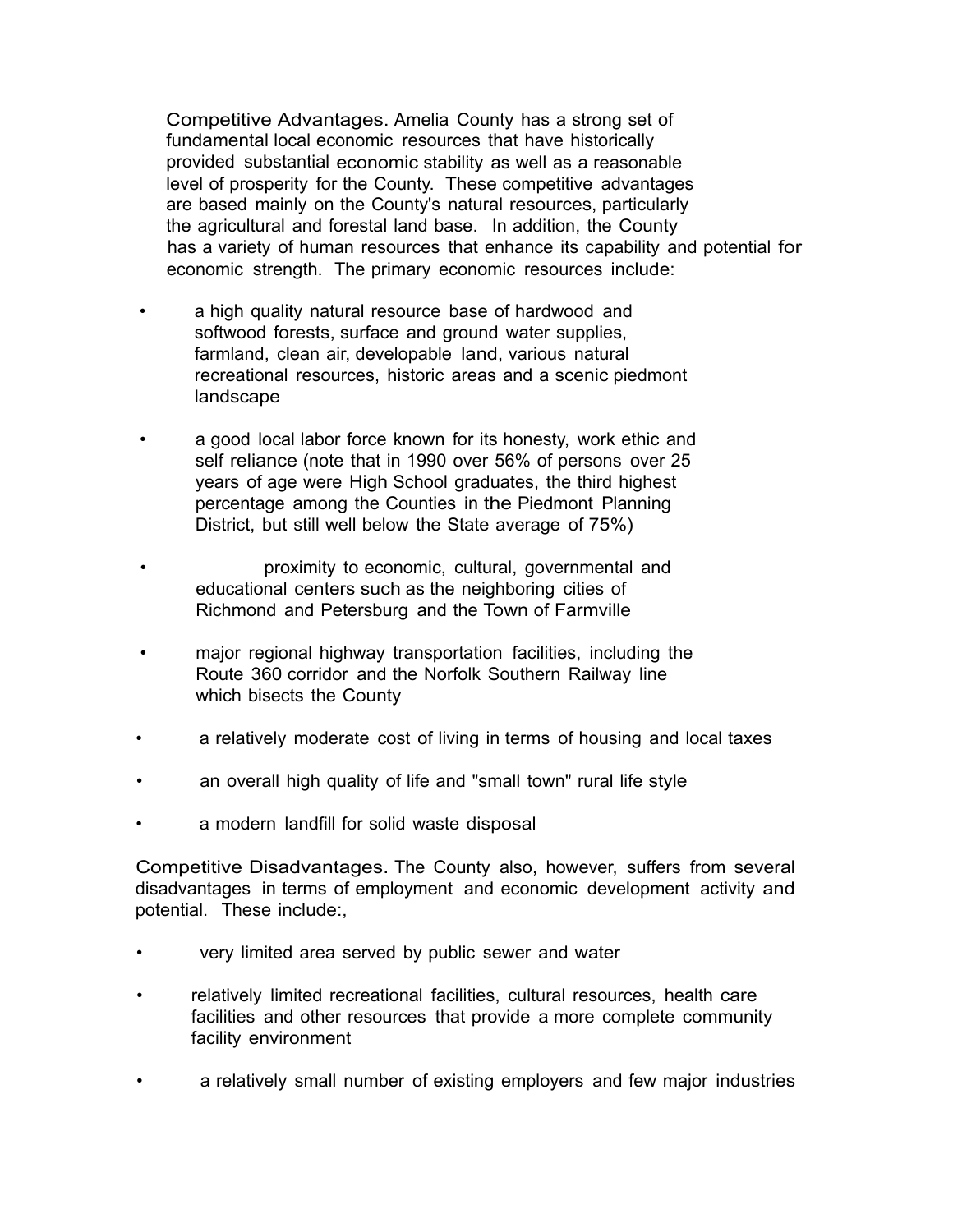Competitive Advantages. Amelia County has a strong set of fundamental local economic resources that have historically provided substantial economic stability as well as a reasonable level of prosperity for the County. These competitive advantages are based mainly on the County's natural resources, particularly the agricultural and forestal land base. In addition, the County has a variety of human resources that enhance its capability and potential for economic strength. The primary economic resources include:

- a high quality natural resource base of hardwood and softwood forests, surface and ground water supplies, farmland, clean air, developable land, various natural recreational resources, historic areas and a scenic piedmont landscape
- a good local labor force known for its honesty, work ethic and self reliance (note that in 1990 over 56% of persons over 25 years of age were High School graduates, the third highest percentage among the Counties in the Piedmont Planning District, but still well below the State average of 75%)
- proximity to economic, cultural, governmental and educational centers such as the neighboring cities of Richmond and Petersburg and the Town of Farmville
- major regional highway transportation facilities, including the Route 360 corridor and the Norfolk Southern Railway line which bisects the County
- a relatively moderate cost of living in terms of housing and local taxes
- an overall high quality of life and "small town" rural life style
- a modern landfill for solid waste disposal

Competitive Disadvantages. The County also, however, suffers from several disadvantages in terms of employment and economic development activity and potential. These include:,

- very limited area served by public sewer and water
- relatively limited recreational facilities, cultural resources, health care facilities and other resources that provide a more complete community facility environment
- a relatively small number of existing employers and few major industries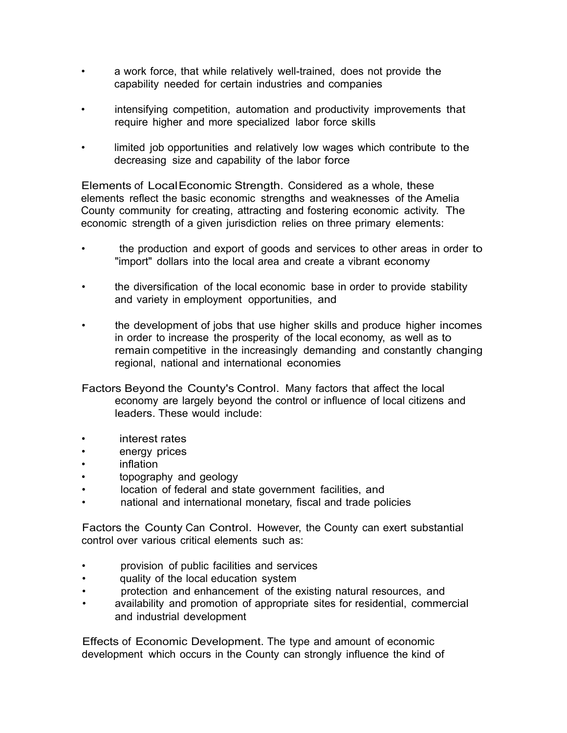- a work force, that while relatively well-trained, does not provide the capability needed for certain industries and companies

- intensifying competition, automation and productivity improvements that require higher and more specialized labor force skills

- limited job opportunities and relatively low wages which contribute to the decreasing size and capability of the labor force

Elements of Local Economic Strength. Considered as a whole, these elements reflect the basic economic strengths and weaknesses of the Amelia County community for creating, attracting and fostering economic activity. The economic strength of a given jurisdiction relies on three primary elements:

- the production and export of goods and services to other areas in order to "import" dollars into the local area and create a vibrant economy

- the diversification of the local economic base in order to provide stability and variety in employment opportunities, and

- the development of jobs that use higher skills and produce higher incomes in order to increase the prosperity of the local economy, as well as to remain competitive in the increasingly demanding and constantly changing regional, national and international economies

Factors Beyond the County's Control. Many factors that affect the local economy are largely beyond the control or influence of local citizens and leaders. These would include:

- interest rates
- energy prices
- inflation
- topography and geology
- location of federal and state government facilities, and
- national and international monetary, fiscal and trade policies

Factors the County Can Control. However, the County can exert substantial control over various critical elements such as:

- provision of public facilities and services
- quality of the local education system
- protection and enhancement of the existing natural resources, and
- availability and promotion of appropriate sites for residential, commercial and industrial development

Effects of Economic Development. The type and amount of economic development which occurs in the County can strongly influence the kind of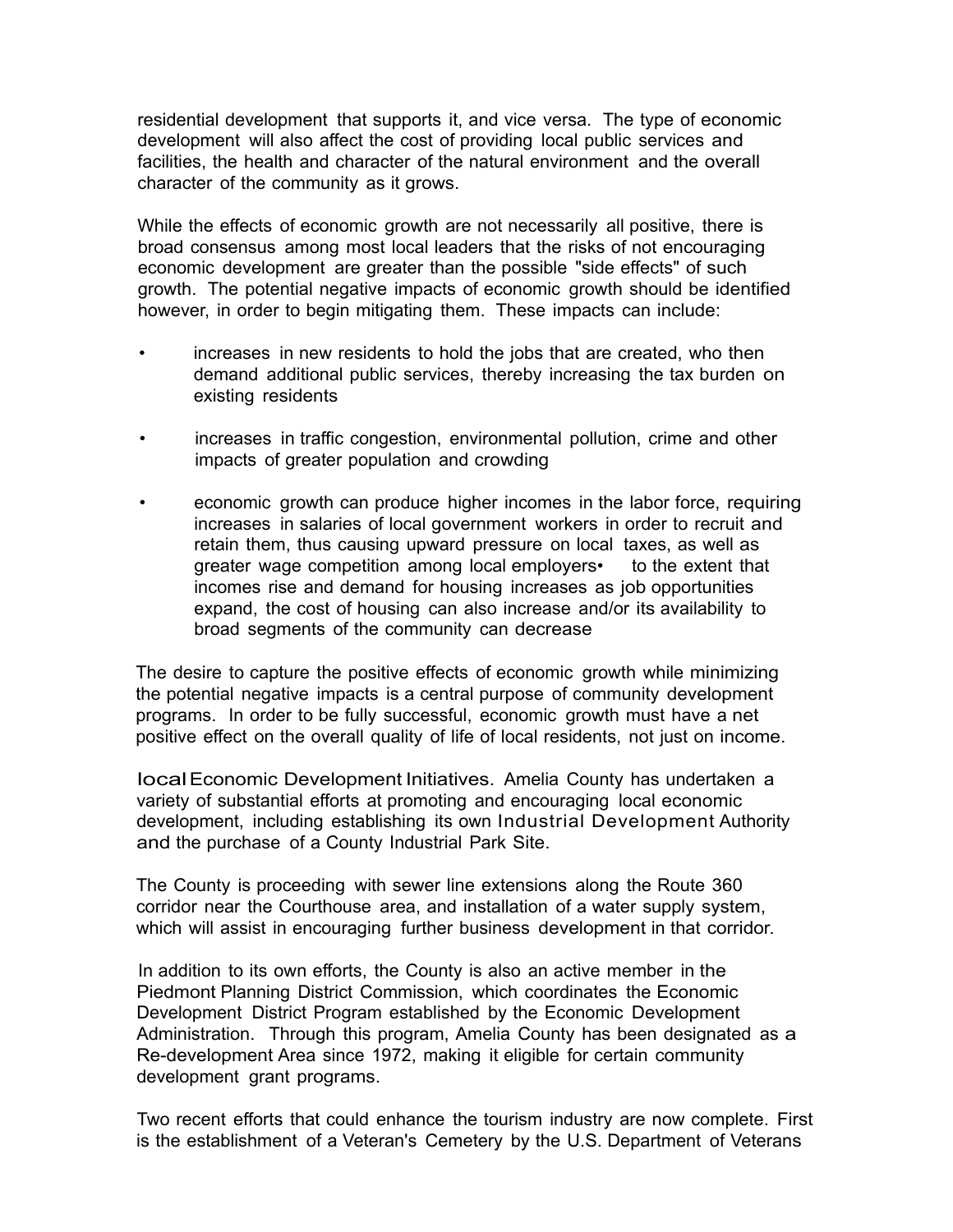residential development that supports it, and vice versa. The type of economic development will also affect the cost of providing local public services and facilities, the health and character of the natural environment and the overall character of the community as it grows.

While the effects of economic growth are not necessarily all positive, there is broad consensus among most local leaders that the risks of not encouraging economic development are greater than the possible "side effects" of such growth. The potential negative impacts of economic growth should be identified however, in order to begin mitigating them. These impacts can include:

- increases in new residents to hold the jobs that are created, who then demand additional public services, thereby increasing the tax burden on existing residents
- increases in traffic congestion, environmental pollution, crime and other impacts of greater population and crowding
- economic growth can produce higher incomes in the labor force, requiring increases in salaries of local government workers in order to recruit and retain them, thus causing upward pressure on local taxes, as well as greater wage competition among local employers• to the extent that incomes rise and demand for housing increases as job opportunities expand, the cost of housing can also increase and/or its availability to broad segments of the community can decrease

The desire to capture the positive effects of economic growth while minimizing the potential negative impacts is a central purpose of community development programs. In order to be fully successful, economic growth must have a net positive effect on the overall quality of life of local residents, not just on income.

**local Economic Development Initiatives.** Amelia County has undertaken a variety of substantial efforts at promoting and encouraging local economic development, including establishing its own Industrial Development Authority and the purchase of a County Industrial Park Site.

The County is proceeding with sewer line extensions along the Route 360 corridor near the Courthouse area, and installation of a water supply system, which will assist in encouraging further business development in that corridor.

In addition to its own efforts, the County is also an active member in the Piedmont Planning District Commission, which coordinates the Economic Development District Program established by the Economic Development Administration. Through this program, Amelia County has been designated as a Re-development Area since 1972, making it eligible for certain community development grant programs.

Two recent efforts that could enhance the tourism industry are now complete. First is the establishment of a Veteran's Cemetery by the U.S. Department of Veterans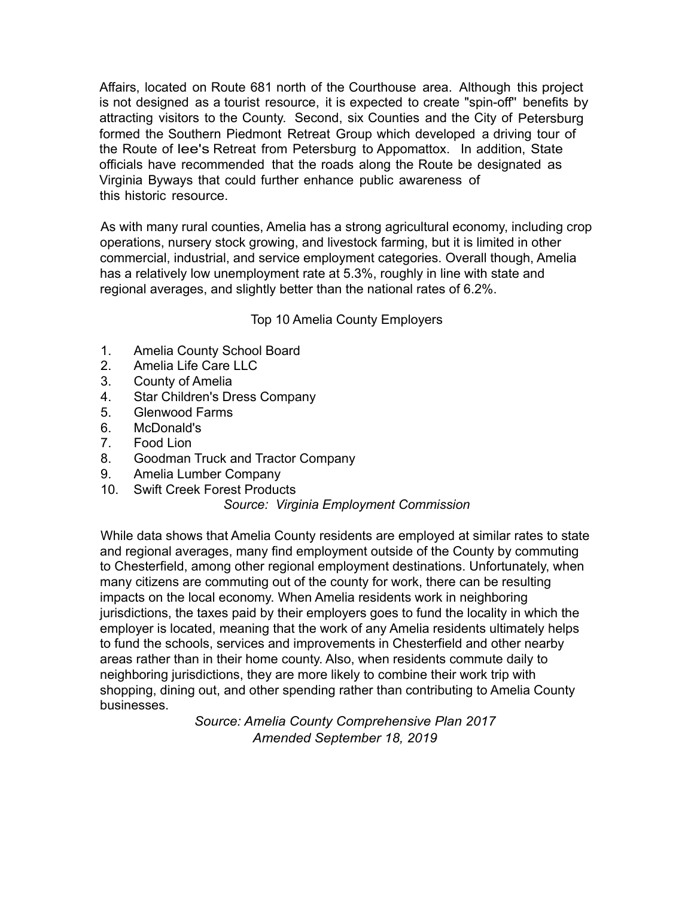Affairs, located on Route 681 north of the Courthouse area. Although this project is not designed as a tourist resource, it is expected to create "spin-off" benefits by attracting visitors to the County. Second, six Counties and the City of Petersburg formed the Southern Piedmont Retreat Group which developed a driving tour of the Route of lee's Retreat from Petersburg to Appomattox. In addition, State officials have recommended that the roads along the Route be designated as Virginia Byways that could further enhance public awareness of this historic resource.

As with many rural counties, Amelia has a strong agricultural economy, including crop operations, nursery stock growing, and livestock farming, but it is limited in other commercial, industrial, and service employment categories. Overall though, Amelia has a relatively low unemployment rate at 5.3%, roughly in line with state and regional averages, and slightly better than the national rates of 6.2%.

Top 10 Amelia County Employers

1. Amelia County School Board
2. Amelia Life Care LLC
3. County of Amelia
4. Star Children's Dress Company
5. Glenwood Farms
6. McDonald's
7. Food Lion
8. Goodman Truck and Tractor Company
9. Amelia Lumber Company
10. Swift Creek Forest Products

*Source: Virginia Employment Commission*

While data shows that Amelia County residents are employed at similar rates to state and regional averages, many find employment outside of the County by commuting to Chesterfield, among other regional employment destinations. Unfortunately, when many citizens are commuting out of the county for work, there can be resulting impacts on the local economy. When Amelia residents work in neighboring jurisdictions, the taxes paid by their employers goes to fund the locality in which the employer is located, meaning that the work of any Amelia residents ultimately helps to fund the schools, services and improvements in Chesterfield and other nearby areas rather than in their home county. Also, when residents commute daily to neighboring jurisdictions, they are more likely to combine their work trip with shopping, dining out, and other spending rather than contributing to Amelia County businesses.

*Source: Amelia County Comprehensive Plan 2017*
*Amended September 18, 2019*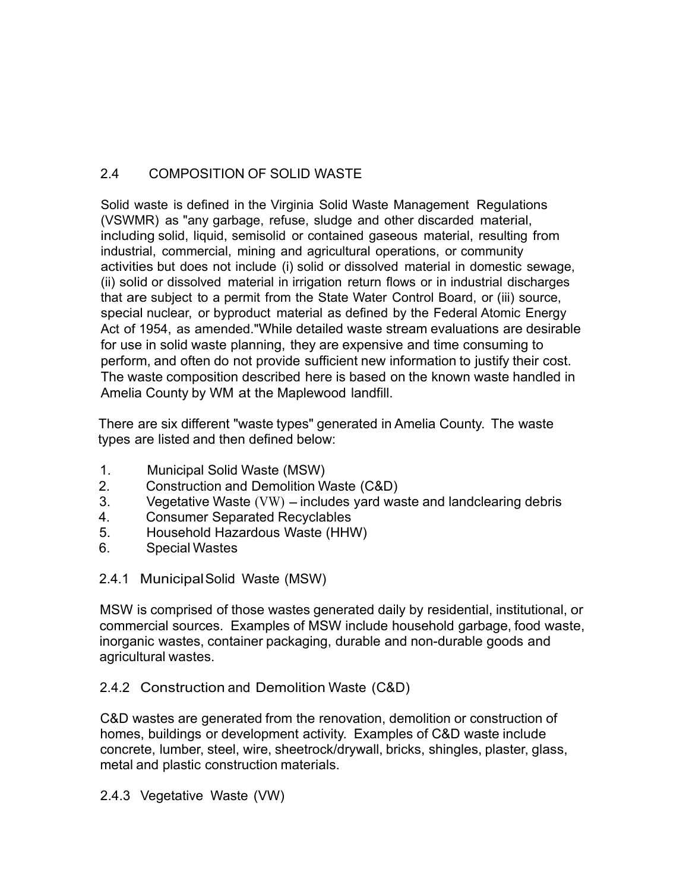## 2.4 COMPOSITION OF SOLID WASTE

Solid waste is defined in the Virginia Solid Waste Management Regulations (VSWMR) as "any garbage, refuse, sludge and other discarded material, including solid, liquid, semisolid or contained gaseous material, resulting from industrial, commercial, mining and agricultural operations, or community activities but does not include (i) solid or dissolved material in domestic sewage, (ii) solid or dissolved material in irrigation return flows or in industrial discharges that are subject to a permit from the State Water Control Board, or (iii) source, special nuclear, or byproduct material as defined by the Federal Atomic Energy Act of 1954, as amended."While detailed waste stream evaluations are desirable for use in solid waste planning, they are expensive and time consuming to perform, and often do not provide sufficient new information to justify their cost. The waste composition described here is based on the known waste handled in Amelia County by WM at the Maplewood landfill.

There are six different "waste types" generated in Amelia County. The waste types are listed and then defined below:

1. Municipal Solid Waste (MSW)
2. Construction and Demolition Waste (C&D)
3. Vegetative Waste (VW) – includes yard waste and landclearing debris
4. Consumer Separated Recyclables
5. Household Hazardous Waste (HHW)
6. Special Wastes

### 2.4.1 Municipal Solid Waste (MSW)

MSW is comprised of those wastes generated daily by residential, institutional, or commercial sources. Examples of MSW include household garbage, food waste, inorganic wastes, container packaging, durable and non-durable goods and agricultural wastes.

### 2.4.2 Construction and Demolition Waste (C&D)

C&D wastes are generated from the renovation, demolition or construction of homes, buildings or development activity. Examples of C&D waste include concrete, lumber, steel, wire, sheetrock/drywall, bricks, shingles, plaster, glass, metal and plastic construction materials.

### 2.4.3 Vegetative Waste (VW)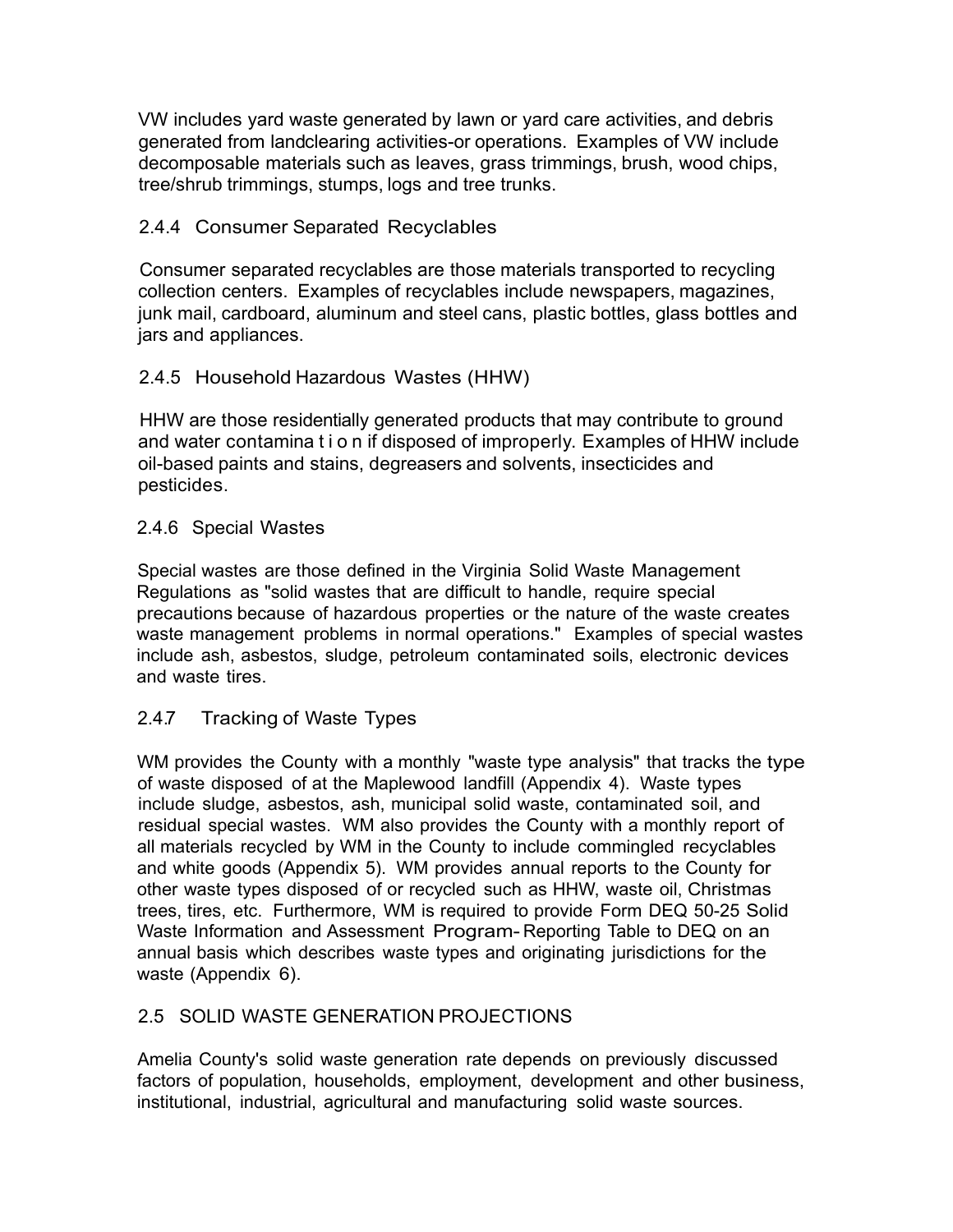VW includes yard waste generated by lawn or yard care activities, and debris generated from landclearing activities-or operations. Examples of VW include decomposable materials such as leaves, grass trimmings, brush, wood chips, tree/shrub trimmings, stumps, logs and tree trunks.

### 2.4.4 Consumer Separated Recyclables

Consumer separated recyclables are those materials transported to recycling collection centers. Examples of recyclables include newspapers, magazines, junk mail, cardboard, aluminum and steel cans, plastic bottles, glass bottles and jars and appliances.

### 2.4.5 Household Hazardous Wastes (HHW)

HHW are those residentially generated products that may contribute to ground and water contamination if disposed of improperly. Examples of HHW include oil-based paints and stains, degreasers and solvents, insecticides and pesticides.

### 2.4.6 Special Wastes

Special wastes are those defined in the Virginia Solid Waste Management Regulations as "solid wastes that are difficult to handle, require special precautions because of hazardous properties or the nature of the waste creates waste management problems in normal operations." Examples of special wastes include ash, asbestos, sludge, petroleum contaminated soils, electronic devices and waste tires.

### 2.4.7 Tracking of Waste Types

WM provides the County with a monthly "waste type analysis" that tracks the type of waste disposed of at the Maplewood landfill (Appendix 4). Waste types include sludge, asbestos, ash, municipal solid waste, contaminated soil, and residual special wastes. WM also provides the County with a monthly report of all materials recycled by WM in the County to include commingled recyclables and white goods (Appendix 5). WM provides annual reports to the County for other waste types disposed of or recycled such as HHW, waste oil, Christmas trees, tires, etc. Furthermore, WM is required to provide Form DEQ 50-25 Solid Waste Information and Assessment Program- Reporting Table to DEQ on an annual basis which describes waste types and originating jurisdictions for the waste (Appendix 6).

## 2.5 SOLID WASTE GENERATION PROJECTIONS

Amelia County's solid waste generation rate depends on previously discussed factors of population, households, employment, development and other business, institutional, industrial, agricultural and manufacturing solid waste sources.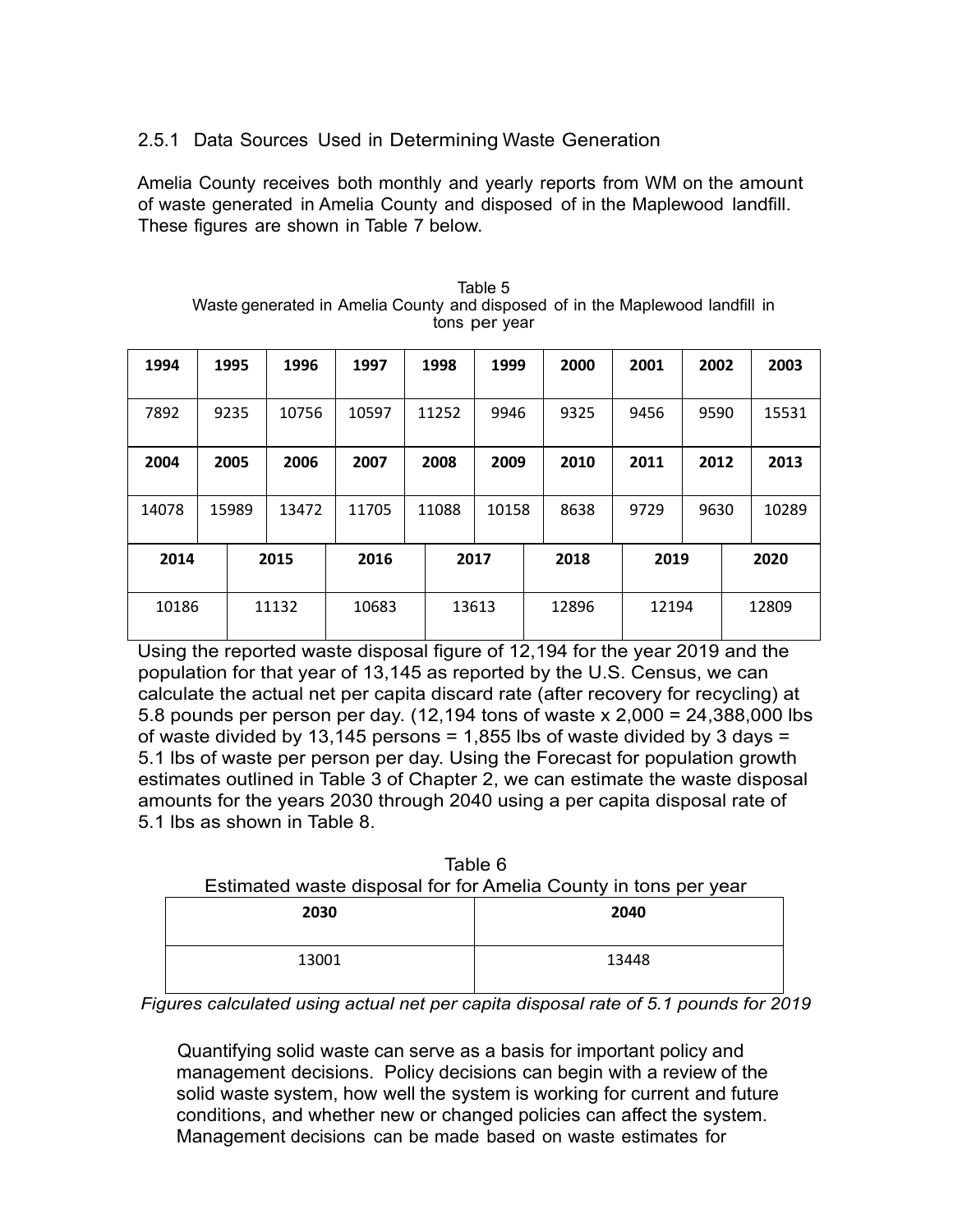### 2.5.1 Data Sources Used in Determining Waste Generation

Amelia County receives both monthly and yearly reports from WM on the amount of waste generated in Amelia County and disposed of in the Maplewood landfill. These figures are shown in Table 7 below.

Table 5
Waste generated in Amelia County and disposed of in the Maplewood landfill in tons per year

| 1994 | 1995 | 1996 | 1997 | 1998 | 1999 | 2000 | 2001 | 2002 | 2003 |
|---|---|---|---|---|---|---|---|---|---|
| 7892 | 9235 | 10756 | 10597 | 11252 | 9946 | 9325 | 9456 | 9590 | 15531 |
| **2004** | **2005** | **2006** | **2007** | **2008** | **2009** | **2010** | **2011** | **2012** | **2013** |
| 14078 | 15989 | 13472 | 11705 | 11088 | 10158 | 8638 | 9729 | 9630 | 10289 |

| 2014 | 2015 | 2016 | 2017 | 2018 | 2019 | 2020 |
|---|---|---|---|---|---|---|
| 10186 | 11132 | 10683 | 13613 | 12896 | 12194 | 12809 |

Using the reported waste disposal figure of 12,194 for the year 2019 and the population for that year of 13,145 as reported by the U.S. Census, we can calculate the actual net per capita discard rate (after recovery for recycling) at 5.8 pounds per person per day. (12,194 tons of waste x 2,000 = 24,388,000 lbs of waste divided by 13,145 persons = 1,855 lbs of waste divided by 3 days = 5.1 lbs of waste per person per day. Using the Forecast for population growth estimates outlined in Table 3 of Chapter 2, we can estimate the waste disposal amounts for the years 2030 through 2040 using a per capita disposal rate of 5.1 lbs as shown in Table 8.

Table 6
Estimated waste disposal for for Amelia County in tons per year

| 2030 | 2040 |
|---|---|
| 13001 | 13448 |

*Figures calculated using actual net per capita disposal rate of 5.1 pounds for 2019*

Quantifying solid waste can serve as a basis for important policy and management decisions. Policy decisions can begin with a review of the solid waste system, how well the system is working for current and future conditions, and whether new or changed policies can affect the system. Management decisions can be made based on waste estimates for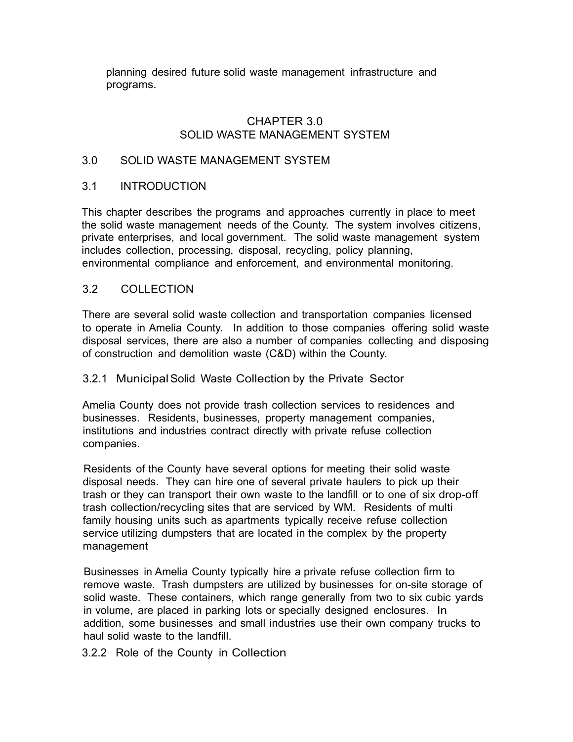planning desired future solid waste management infrastructure and programs.

# CHAPTER 3.0
# SOLID WASTE MANAGEMENT SYSTEM

## 3.0 SOLID WASTE MANAGEMENT SYSTEM

## 3.1 INTRODUCTION

This chapter describes the programs and approaches currently in place to meet the solid waste management needs of the County. The system involves citizens, private enterprises, and local government. The solid waste management system includes collection, processing, disposal, recycling, policy planning, environmental compliance and enforcement, and environmental monitoring.

## 3.2 COLLECTION

There are several solid waste collection and transportation companies licensed to operate in Amelia County. In addition to those companies offering solid waste disposal services, there are also a number of companies collecting and disposing of construction and demolition waste (C&D) within the County.

### 3.2.1 Municipal Solid Waste Collection by the Private Sector

Amelia County does not provide trash collection services to residences and businesses. Residents, businesses, property management companies, institutions and industries contract directly with private refuse collection companies.

Residents of the County have several options for meeting their solid waste disposal needs. They can hire one of several private haulers to pick up their trash or they can transport their own waste to the landfill or to one of six drop-off trash collection/recycling sites that are serviced by WM. Residents of multi family housing units such as apartments typically receive refuse collection service utilizing dumpsters that are located in the complex by the property management

Businesses in Amelia County typically hire a private refuse collection firm to remove waste. Trash dumpsters are utilized by businesses for on-site storage of solid waste. These containers, which range generally from two to six cubic yards in volume, are placed in parking lots or specially designed enclosures. In addition, some businesses and small industries use their own company trucks to haul solid waste to the landfill.

### 3.2.2 Role of the County in Collection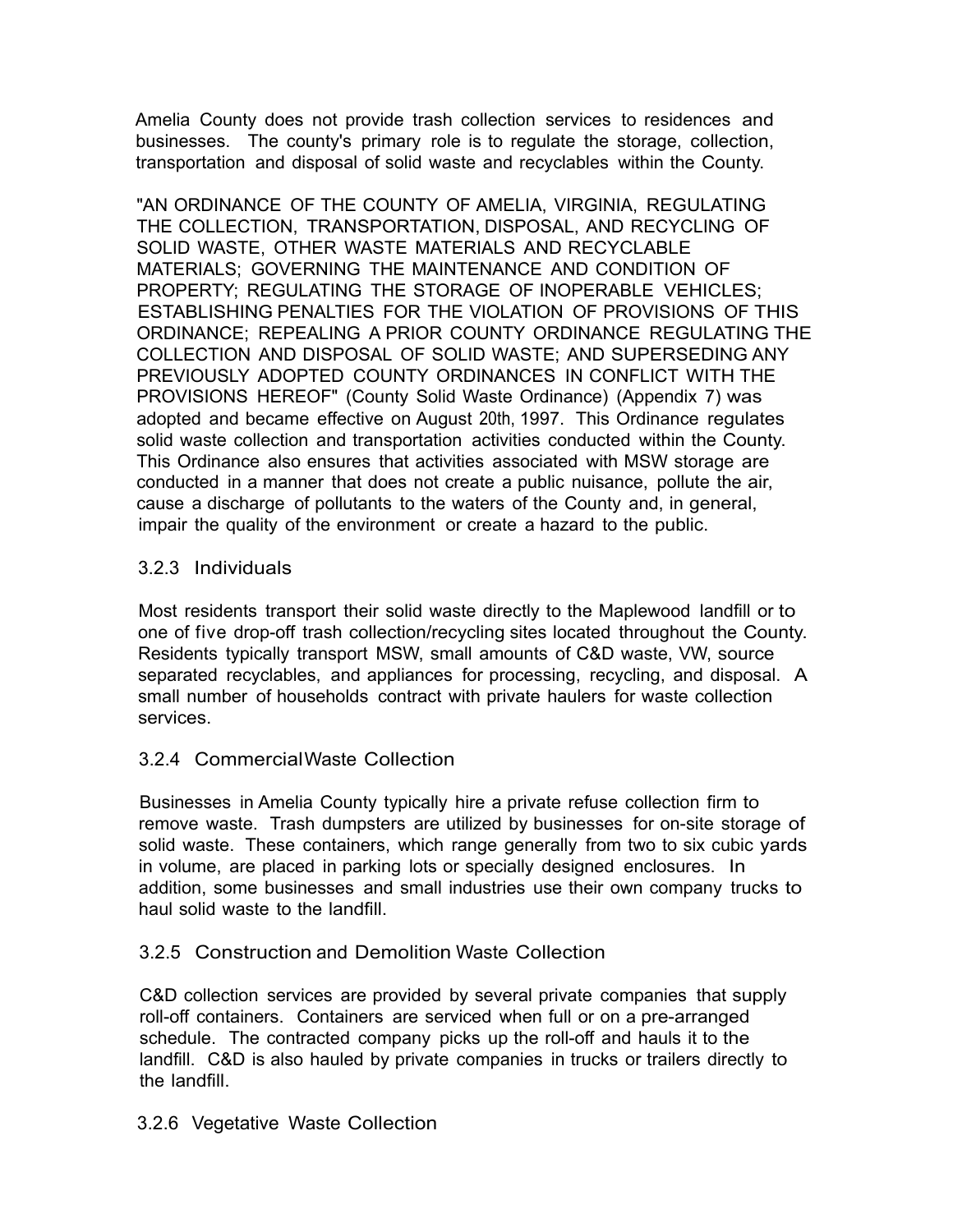Amelia County does not provide trash collection services to residences and businesses. The county's primary role is to regulate the storage, collection, transportation and disposal of solid waste and recyclables within the County.

"AN ORDINANCE OF THE COUNTY OF AMELIA, VIRGINIA, REGULATING THE COLLECTION, TRANSPORTATION, DISPOSAL, AND RECYCLING OF SOLID WASTE, OTHER WASTE MATERIALS AND RECYCLABLE MATERIALS; GOVERNING THE MAINTENANCE AND CONDITION OF PROPERTY; REGULATING THE STORAGE OF INOPERABLE VEHICLES; ESTABLISHING PENALTIES FOR THE VIOLATION OF PROVISIONS OF THIS ORDINANCE; REPEALING A PRIOR COUNTY ORDINANCE REGULATING THE COLLECTION AND DISPOSAL OF SOLID WASTE; AND SUPERSEDING ANY PREVIOUSLY ADOPTED COUNTY ORDINANCES IN CONFLICT WITH THE PROVISIONS HEREOF" (County Solid Waste Ordinance) (Appendix 7) was adopted and became effective on August 20th, 1997. This Ordinance regulates solid waste collection and transportation activities conducted within the County. This Ordinance also ensures that activities associated with MSW storage are conducted in a manner that does not create a public nuisance, pollute the air, cause a discharge of pollutants to the waters of the County and, in general, impair the quality of the environment or create a hazard to the public.

### 3.2.3 Individuals

Most residents transport their solid waste directly to the Maplewood landfill or to one of five drop-off trash collection/recycling sites located throughout the County. Residents typically transport MSW, small amounts of C&D waste, VW, source separated recyclables, and appliances for processing, recycling, and disposal. A small number of households contract with private haulers for waste collection services.

### 3.2.4 Commercial Waste Collection

Businesses in Amelia County typically hire a private refuse collection firm to remove waste. Trash dumpsters are utilized by businesses for on-site storage of solid waste. These containers, which range generally from two to six cubic yards in volume, are placed in parking lots or specially designed enclosures. In addition, some businesses and small industries use their own company trucks to haul solid waste to the landfill.

### 3.2.5 Construction and Demolition Waste Collection

C&D collection services are provided by several private companies that supply roll-off containers. Containers are serviced when full or on a pre-arranged schedule. The contracted company picks up the roll-off and hauls it to the landfill. C&D is also hauled by private companies in trucks or trailers directly to the landfill.

### 3.2.6 Vegetative Waste Collection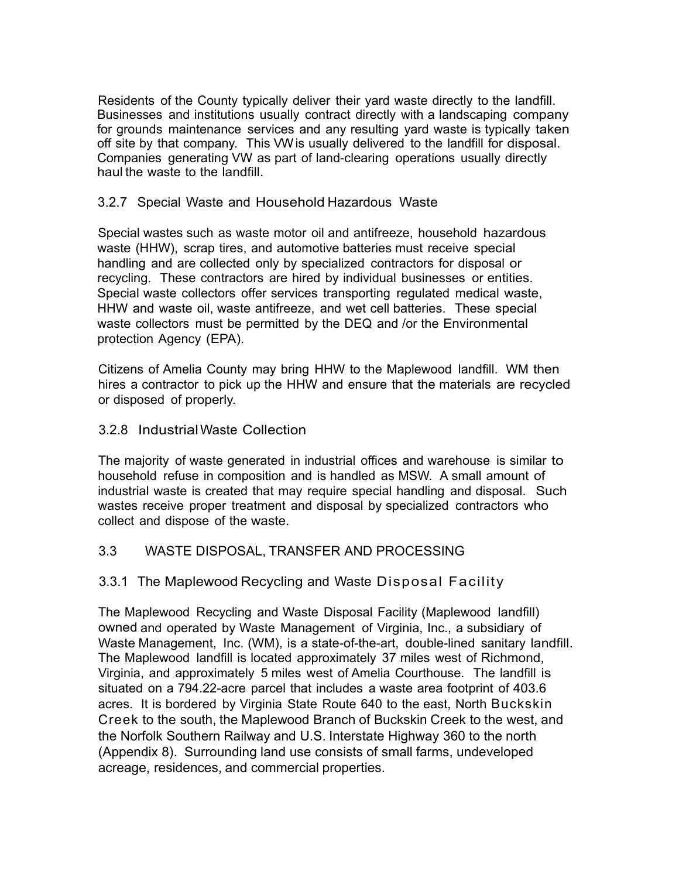Residents of the County typically deliver their yard waste directly to the landfill. Businesses and institutions usually contract directly with a landscaping company for grounds maintenance services and any resulting yard waste is typically taken off site by that company. This VW is usually delivered to the landfill for disposal. Companies generating VW as part of land-clearing operations usually directly haul the waste to the landfill.

### 3.2.7 Special Waste and Household Hazardous Waste

Special wastes such as waste motor oil and antifreeze, household hazardous waste (HHW), scrap tires, and automotive batteries must receive special handling and are collected only by specialized contractors for disposal or recycling. These contractors are hired by individual businesses or entities. Special waste collectors offer services transporting regulated medical waste, HHW and waste oil, waste antifreeze, and wet cell batteries. These special waste collectors must be permitted by the DEQ and /or the Environmental protection Agency (EPA).

Citizens of Amelia County may bring HHW to the Maplewood landfill. WM then hires a contractor to pick up the HHW and ensure that the materials are recycled or disposed of properly.

### 3.2.8 Industrial Waste Collection

The majority of waste generated in industrial offices and warehouse is similar to household refuse in composition and is handled as MSW. A small amount of industrial waste is created that may require special handling and disposal. Such wastes receive proper treatment and disposal by specialized contractors who collect and dispose of the waste.

## 3.3 WASTE DISPOSAL, TRANSFER AND PROCESSING

### 3.3.1 The Maplewood Recycling and Waste Disposal Facility

The Maplewood Recycling and Waste Disposal Facility (Maplewood landfill) owned and operated by Waste Management of Virginia, Inc., a subsidiary of Waste Management, Inc. (WM), is a state-of-the-art, double-lined sanitary landfill. The Maplewood landfill is located approximately 37 miles west of Richmond, Virginia, and approximately 5 miles west of Amelia Courthouse. The landfill is situated on a 794.22-acre parcel that includes a waste area footprint of 403.6 acres. It is bordered by Virginia State Route 640 to the east, North Buckskin Creek to the south, the Maplewood Branch of Buckskin Creek to the west, and the Norfolk Southern Railway and U.S. Interstate Highway 360 to the north (Appendix 8). Surrounding land use consists of small farms, undeveloped acreage, residences, and commercial properties.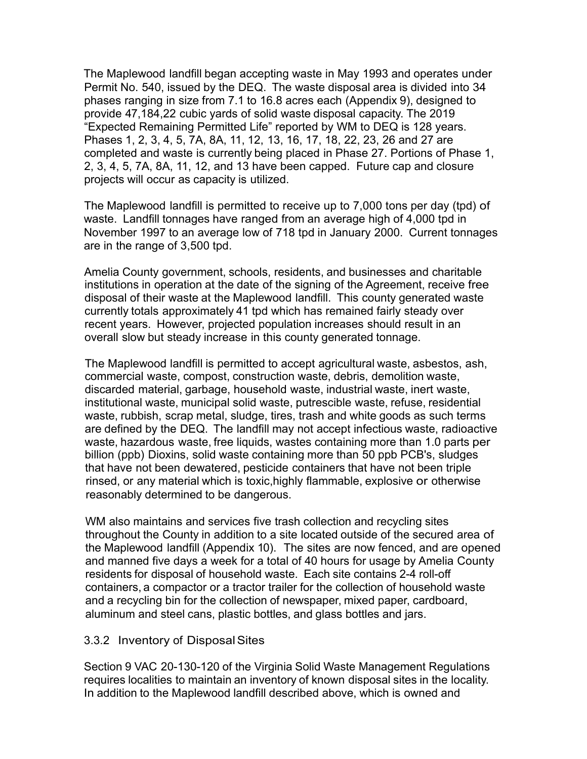The Maplewood landfill began accepting waste in May 1993 and operates under Permit No. 540, issued by the DEQ. The waste disposal area is divided into 34 phases ranging in size from 7.1 to 16.8 acres each (Appendix 9), designed to provide 47,184,22 cubic yards of solid waste disposal capacity. The 2019 "Expected Remaining Permitted Life" reported by WM to DEQ is 128 years. Phases 1, 2, 3, 4, 5, 7A, 8A, 11, 12, 13, 16, 17, 18, 22, 23, 26 and 27 are completed and waste is currently being placed in Phase 27. Portions of Phase 1, 2, 3, 4, 5, 7A, 8A, 11, 12, and 13 have been capped. Future cap and closure projects will occur as capacity is utilized.

The Maplewood landfill is permitted to receive up to 7,000 tons per day (tpd) of waste. Landfill tonnages have ranged from an average high of 4,000 tpd in November 1997 to an average low of 718 tpd in January 2000. Current tonnages are in the range of 3,500 tpd.

Amelia County government, schools, residents, and businesses and charitable institutions in operation at the date of the signing of the Agreement, receive free disposal of their waste at the Maplewood landfill. This county generated waste currently totals approximately 41 tpd which has remained fairly steady over recent years. However, projected population increases should result in an overall slow but steady increase in this county generated tonnage.

The Maplewood landfill is permitted to accept agricultural waste, asbestos, ash, commercial waste, compost, construction waste, debris, demolition waste, discarded material, garbage, household waste, industrial waste, inert waste, institutional waste, municipal solid waste, putrescible waste, refuse, residential waste, rubbish, scrap metal, sludge, tires, trash and white goods as such terms are defined by the DEQ. The landfill may not accept infectious waste, radioactive waste, hazardous waste, free liquids, wastes containing more than 1.0 parts per billion (ppb) Dioxins, solid waste containing more than 50 ppb PCB's, sludges that have not been dewatered, pesticide containers that have not been triple rinsed, or any material which is toxic,highly flammable, explosive or otherwise reasonably determined to be dangerous.

WM also maintains and services five trash collection and recycling sites throughout the County in addition to a site located outside of the secured area of the Maplewood landfill (Appendix 10). The sites are now fenced, and are opened and manned five days a week for a total of 40 hours for usage by Amelia County residents for disposal of household waste. Each site contains 2-4 roll-off containers, a compactor or a tractor trailer for the collection of household waste and a recycling bin for the collection of newspaper, mixed paper, cardboard, aluminum and steel cans, plastic bottles, and glass bottles and jars.

### 3.3.2 Inventory of Disposal Sites

Section 9 VAC 20-130-120 of the Virginia Solid Waste Management Regulations requires localities to maintain an inventory of known disposal sites in the locality. In addition to the Maplewood landfill described above, which is owned and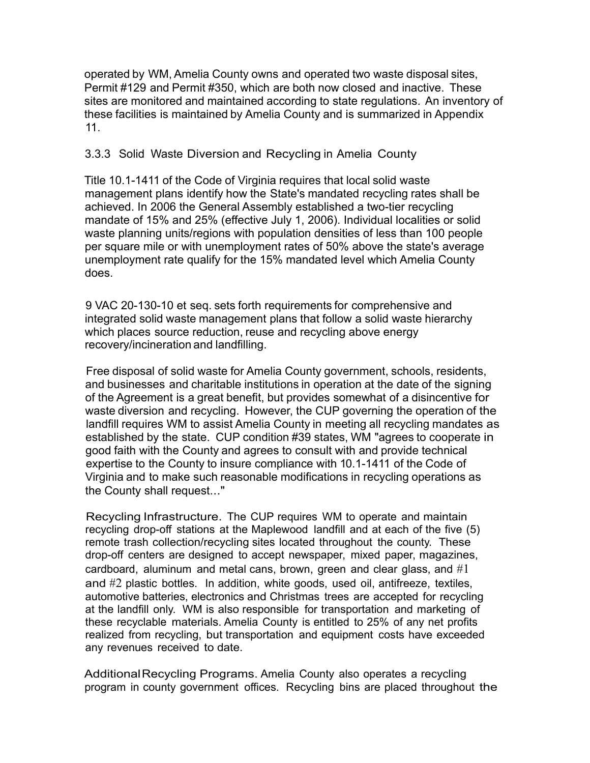operated by WM, Amelia County owns and operated two waste disposal sites, Permit #129 and Permit #350, which are both now closed and inactive. These sites are monitored and maintained according to state regulations. An inventory of these facilities is maintained by Amelia County and is summarized in Appendix 11.

### 3.3.3 Solid Waste Diversion and Recycling in Amelia County

Title 10.1-1411 of the Code of Virginia requires that local solid waste management plans identify how the State's mandated recycling rates shall be achieved. In 2006 the General Assembly established a two-tier recycling mandate of 15% and 25% (effective July 1, 2006). Individual localities or solid waste planning units/regions with population densities of less than 100 people per square mile or with unemployment rates of 50% above the state's average unemployment rate qualify for the 15% mandated level which Amelia County does.

9 VAC 20-130-10 et seq. sets forth requirements for comprehensive and integrated solid waste management plans that follow a solid waste hierarchy which places source reduction, reuse and recycling above energy recovery/incineration and landfilling.

Free disposal of solid waste for Amelia County government, schools, residents, and businesses and charitable institutions in operation at the date of the signing of the Agreement is a great benefit, but provides somewhat of a disincentive for waste diversion and recycling. However, the CUP governing the operation of the landfill requires WM to assist Amelia County in meeting all recycling mandates as established by the state. CUP condition #39 states, WM "agrees to cooperate in good faith with the County and agrees to consult with and provide technical expertise to the County to insure compliance with 10.1-1411 of the Code of Virginia and to make such reasonable modifications in recycling operations as the County shall request…"

Recycling Infrastructure. The CUP requires WM to operate and maintain recycling drop-off stations at the Maplewood landfill and at each of the five (5) remote trash collection/recycling sites located throughout the county. These drop-off centers are designed to accept newspaper, mixed paper, magazines, cardboard, aluminum and metal cans, brown, green and clear glass, and #1 and #2 plastic bottles. In addition, white goods, used oil, antifreeze, textiles, automotive batteries, electronics and Christmas trees are accepted for recycling at the landfill only. WM is also responsible for transportation and marketing of these recyclable materials. Amelia County is entitled to 25% of any net profits realized from recycling, but transportation and equipment costs have exceeded any revenues received to date.

Additional Recycling Programs. Amelia County also operates a recycling program in county government offices. Recycling bins are placed throughout the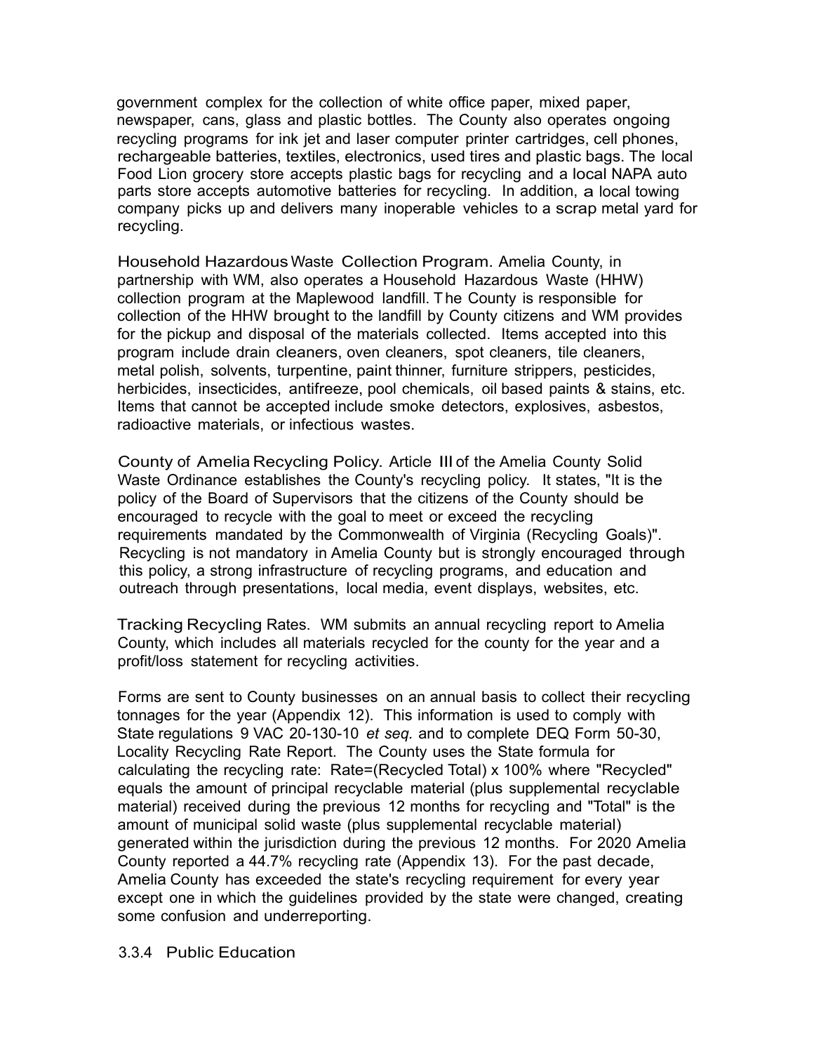government complex for the collection of white office paper, mixed paper, newspaper, cans, glass and plastic bottles. The County also operates ongoing recycling programs for ink jet and laser computer printer cartridges, cell phones, rechargeable batteries, textiles, electronics, used tires and plastic bags. The local Food Lion grocery store accepts plastic bags for recycling and a local NAPA auto parts store accepts automotive batteries for recycling. In addition, a local towing company picks up and delivers many inoperable vehicles to a scrap metal yard for recycling.

Household Hazardous Waste Collection Program. Amelia County, in partnership with WM, also operates a Household Hazardous Waste (HHW) collection program at the Maplewood landfill. The County is responsible for collection of the HHW brought to the landfill by County citizens and WM provides for the pickup and disposal of the materials collected. Items accepted into this program include drain cleaners, oven cleaners, spot cleaners, tile cleaners, metal polish, solvents, turpentine, paint thinner, furniture strippers, pesticides, herbicides, insecticides, antifreeze, pool chemicals, oil based paints & stains, etc. Items that cannot be accepted include smoke detectors, explosives, asbestos, radioactive materials, or infectious wastes.

County of Amelia Recycling Policy. Article III of the Amelia County Solid Waste Ordinance establishes the County's recycling policy. It states, "It is the policy of the Board of Supervisors that the citizens of the County should be encouraged to recycle with the goal to meet or exceed the recycling requirements mandated by the Commonwealth of Virginia (Recycling Goals)". Recycling is not mandatory in Amelia County but is strongly encouraged through this policy, a strong infrastructure of recycling programs, and education and outreach through presentations, local media, event displays, websites, etc.

Tracking Recycling Rates. WM submits an annual recycling report to Amelia County, which includes all materials recycled for the county for the year and a profit/loss statement for recycling activities.

Forms are sent to County businesses on an annual basis to collect their recycling tonnages for the year (Appendix 12). This information is used to comply with State regulations 9 VAC 20-130-10 *et seq.* and to complete DEQ Form 50-30, Locality Recycling Rate Report. The County uses the State formula for calculating the recycling rate: Rate=(Recycled Total) x 100% where "Recycled" equals the amount of principal recyclable material (plus supplemental recyclable material) received during the previous 12 months for recycling and "Total" is the amount of municipal solid waste (plus supplemental recyclable material) generated within the jurisdiction during the previous 12 months. For 2020 Amelia County reported a 44.7% recycling rate (Appendix 13). For the past decade, Amelia County has exceeded the state's recycling requirement for every year except one in which the guidelines provided by the state were changed, creating some confusion and underreporting.

### 3.3.4 Public Education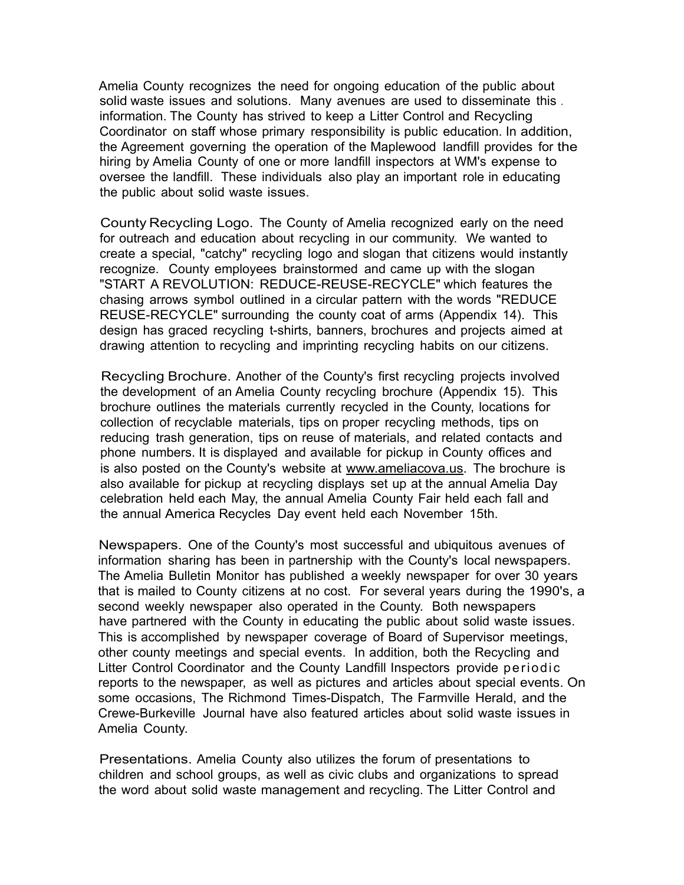Amelia County recognizes the need for ongoing education of the public about solid waste issues and solutions. Many avenues are used to disseminate this information. The County has strived to keep a Litter Control and Recycling Coordinator on staff whose primary responsibility is public education. In addition, the Agreement governing the operation of the Maplewood landfill provides for the hiring by Amelia County of one or more landfill inspectors at WM's expense to oversee the landfill. These individuals also play an important role in educating the public about solid waste issues.

County Recycling Logo. The County of Amelia recognized early on the need for outreach and education about recycling in our community. We wanted to create a special, "catchy" recycling logo and slogan that citizens would instantly recognize. County employees brainstormed and came up with the slogan "START A REVOLUTION: REDUCE-REUSE-RECYCLE" which features the chasing arrows symbol outlined in a circular pattern with the words "REDUCE REUSE-RECYCLE" surrounding the county coat of arms (Appendix 14). This design has graced recycling t-shirts, banners, brochures and projects aimed at drawing attention to recycling and imprinting recycling habits on our citizens.

Recycling Brochure. Another of the County's first recycling projects involved the development of an Amelia County recycling brochure (Appendix 15). This brochure outlines the materials currently recycled in the County, locations for collection of recyclable materials, tips on proper recycling methods, tips on reducing trash generation, tips on reuse of materials, and related contacts and phone numbers. It is displayed and available for pickup in County offices and is also posted on the County's website at www.ameliacova.us. The brochure is also available for pickup at recycling displays set up at the annual Amelia Day celebration held each May, the annual Amelia County Fair held each fall and the annual America Recycles Day event held each November 15th.

Newspapers. One of the County's most successful and ubiquitous avenues of information sharing has been in partnership with the County's local newspapers. The Amelia Bulletin Monitor has published a weekly newspaper for over 30 years that is mailed to County citizens at no cost. For several years during the 1990's, a second weekly newspaper also operated in the County. Both newspapers have partnered with the County in educating the public about solid waste issues. This is accomplished by newspaper coverage of Board of Supervisor meetings, other county meetings and special events. In addition, both the Recycling and Litter Control Coordinator and the County Landfill Inspectors provide periodic reports to the newspaper, as well as pictures and articles about special events. On some occasions, The Richmond Times-Dispatch, The Farmville Herald, and the Crewe-Burkeville Journal have also featured articles about solid waste issues in Amelia County.

Presentations. Amelia County also utilizes the forum of presentations to children and school groups, as well as civic clubs and organizations to spread the word about solid waste management and recycling. The Litter Control and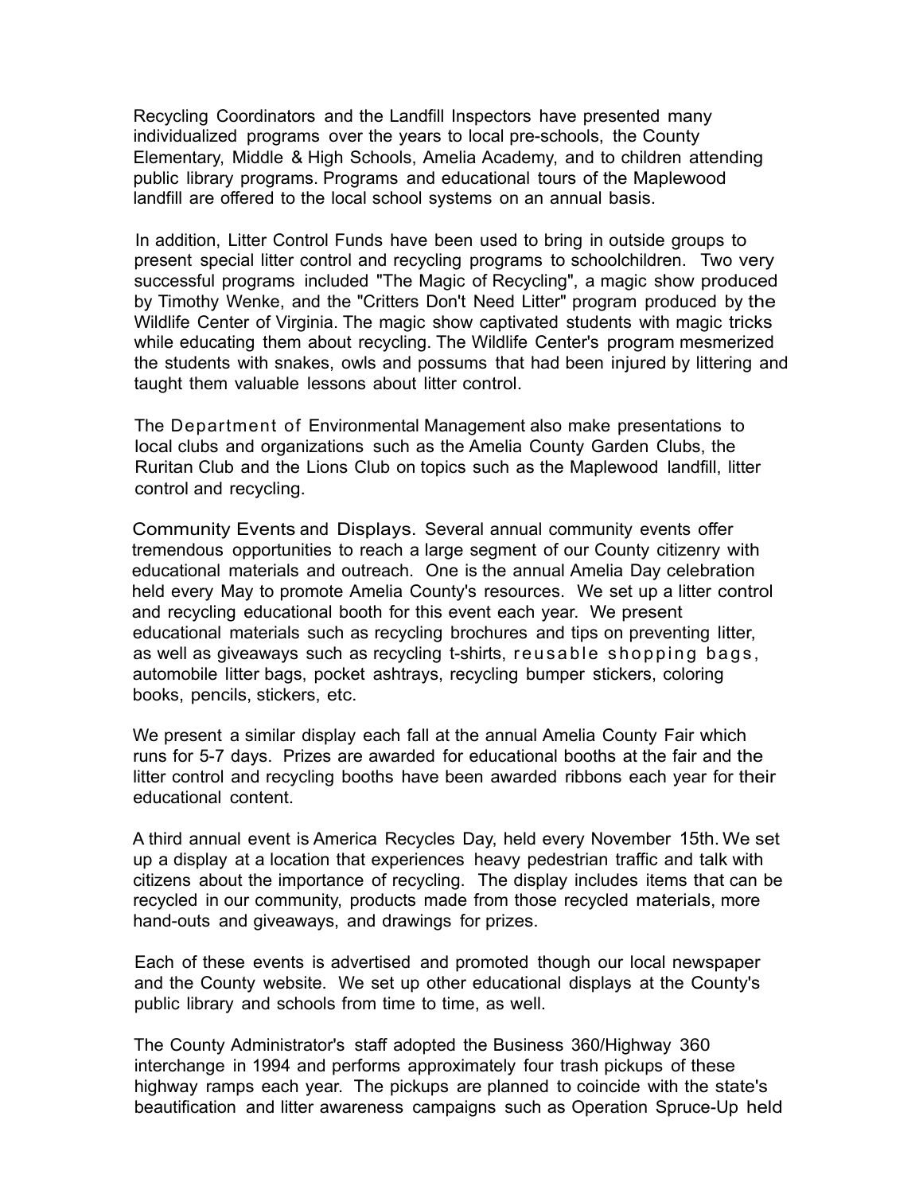Recycling Coordinators and the Landfill Inspectors have presented many individualized programs over the years to local pre-schools, the County Elementary, Middle & High Schools, Amelia Academy, and to children attending public library programs. Programs and educational tours of the Maplewood landfill are offered to the local school systems on an annual basis.

In addition, Litter Control Funds have been used to bring in outside groups to present special litter control and recycling programs to schoolchildren. Two very successful programs included "The Magic of Recycling", a magic show produced by Timothy Wenke, and the "Critters Don't Need Litter" program produced by the Wildlife Center of Virginia. The magic show captivated students with magic tricks while educating them about recycling. The Wildlife Center's program mesmerized the students with snakes, owls and possums that had been injured by littering and taught them valuable lessons about litter control.

The Department of Environmental Management also make presentations to local clubs and organizations such as the Amelia County Garden Clubs, the Ruritan Club and the Lions Club on topics such as the Maplewood landfill, litter control and recycling.

Community Events and Displays. Several annual community events offer tremendous opportunities to reach a large segment of our County citizenry with educational materials and outreach. One is the annual Amelia Day celebration held every May to promote Amelia County's resources. We set up a litter control and recycling educational booth for this event each year. We present educational materials such as recycling brochures and tips on preventing litter, as well as giveaways such as recycling t-shirts, reusable shopping bags, automobile litter bags, pocket ashtrays, recycling bumper stickers, coloring books, pencils, stickers, etc.

We present a similar display each fall at the annual Amelia County Fair which runs for 5-7 days. Prizes are awarded for educational booths at the fair and the litter control and recycling booths have been awarded ribbons each year for their educational content.

A third annual event is America Recycles Day, held every November 15th. We set up a display at a location that experiences heavy pedestrian traffic and talk with citizens about the importance of recycling. The display includes items that can be recycled in our community, products made from those recycled materials, more hand-outs and giveaways, and drawings for prizes.

Each of these events is advertised and promoted though our local newspaper and the County website. We set up other educational displays at the County's public library and schools from time to time, as well.

The County Administrator's staff adopted the Business 360/Highway 360 interchange in 1994 and performs approximately four trash pickups of these highway ramps each year. The pickups are planned to coincide with the state's beautification and litter awareness campaigns such as Operation Spruce-Up held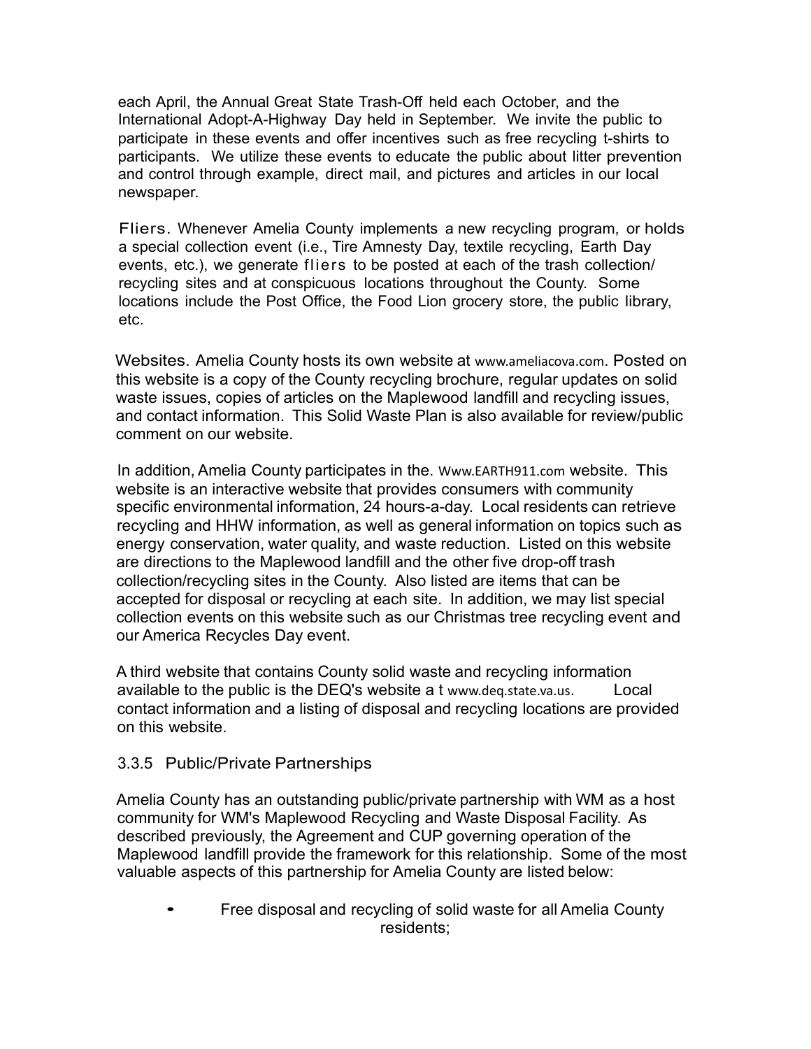each April, the Annual Great State Trash-Off held each October, and the International Adopt-A-Highway Day held in September. We invite the public to participate in these events and offer incentives such as free recycling t-shirts to participants. We utilize these events to educate the public about litter prevention and control through example, direct mail, and pictures and articles in our local newspaper.

Fliers. Whenever Amelia County implements a new recycling program, or holds a special collection event (i.e., Tire Amnesty Day, textile recycling, Earth Day events, etc.), we generate fliers to be posted at each of the trash collection/ recycling sites and at conspicuous locations throughout the County. Some locations include the Post Office, the Food Lion grocery store, the public library, etc.

Websites. Amelia County hosts its own website at www.ameliacova.com. Posted on this website is a copy of the County recycling brochure, regular updates on solid waste issues, copies of articles on the Maplewood landfill and recycling issues, and contact information. This Solid Waste Plan is also available for review/public comment on our website.

In addition, Amelia County participates in the. Www.EARTH911.com website. This website is an interactive website that provides consumers with community specific environmental information, 24 hours-a-day. Local residents can retrieve recycling and HHW information, as well as general information on topics such as energy conservation, water quality, and waste reduction. Listed on this website are directions to the Maplewood landfill and the other five drop-off trash collection/recycling sites in the County. Also listed are items that can be accepted for disposal or recycling at each site. In addition, we may list special collection events on this website such as our Christmas tree recycling event and our America Recycles Day event.

A third website that contains County solid waste and recycling information available to the public is the DEQ's website a t www.deq.state.va.us. Local contact information and a listing of disposal and recycling locations are provided on this website.

### 3.3.5 Public/Private Partnerships

Amelia County has an outstanding public/private partnership with WM as a host community for WM's Maplewood Recycling and Waste Disposal Facility. As described previously, the Agreement and CUP governing operation of the Maplewood landfill provide the framework for this relationship. Some of the most valuable aspects of this partnership for Amelia County are listed below:

- Free disposal and recycling of solid waste for all Amelia County residents;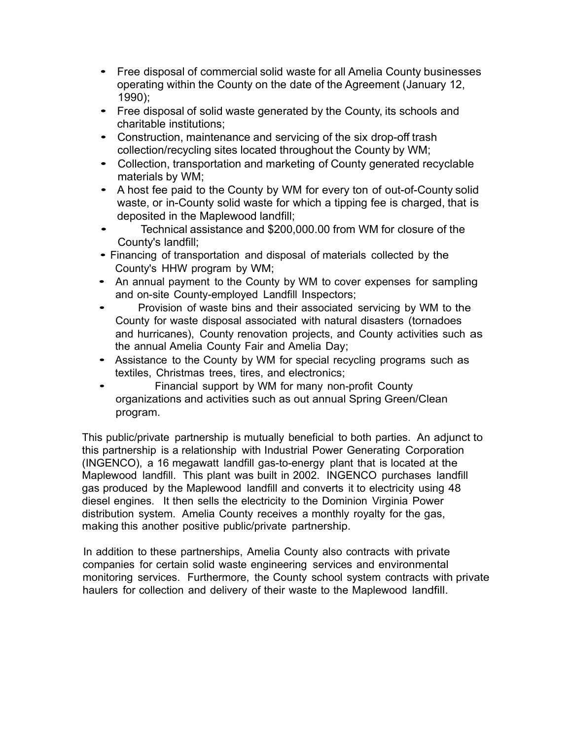- Free disposal of commercial solid waste for all Amelia County businesses operating within the County on the date of the Agreement (January 12, 1990);
- Free disposal of solid waste generated by the County, its schools and charitable institutions;
- Construction, maintenance and servicing of the six drop-off trash collection/recycling sites located throughout the County by WM;
- Collection, transportation and marketing of County generated recyclable materials by WM;
- A host fee paid to the County by WM for every ton of out-of-County solid waste, or in-County solid waste for which a tipping fee is charged, that is deposited in the Maplewood landfill;
- Technical assistance and $200,000.00 from WM for closure of the County's landfill;
- Financing of transportation and disposal of materials collected by the County's HHW program by WM;
- An annual payment to the County by WM to cover expenses for sampling and on-site County-employed Landfill Inspectors;
- Provision of waste bins and their associated servicing by WM to the County for waste disposal associated with natural disasters (tornadoes and hurricanes), County renovation projects, and County activities such as the annual Amelia County Fair and Amelia Day;
- Assistance to the County by WM for special recycling programs such as textiles, Christmas trees, tires, and electronics;
- Financial support by WM for many non-profit County organizations and activities such as out annual Spring Green/Clean program.

This public/private partnership is mutually beneficial to both parties. An adjunct to this partnership is a relationship with Industrial Power Generating Corporation (INGENCO), a 16 megawatt landfill gas-to-energy plant that is located at the Maplewood landfill. This plant was built in 2002. INGENCO purchases landfill gas produced by the Maplewood landfill and converts it to electricity using 48 diesel engines. It then sells the electricity to the Dominion Virginia Power distribution system. Amelia County receives a monthly royalty for the gas, making this another positive public/private partnership.

In addition to these partnerships, Amelia County also contracts with private companies for certain solid waste engineering services and environmental monitoring services. Furthermore, the County school system contracts with private haulers for collection and delivery of their waste to the Maplewood landfill.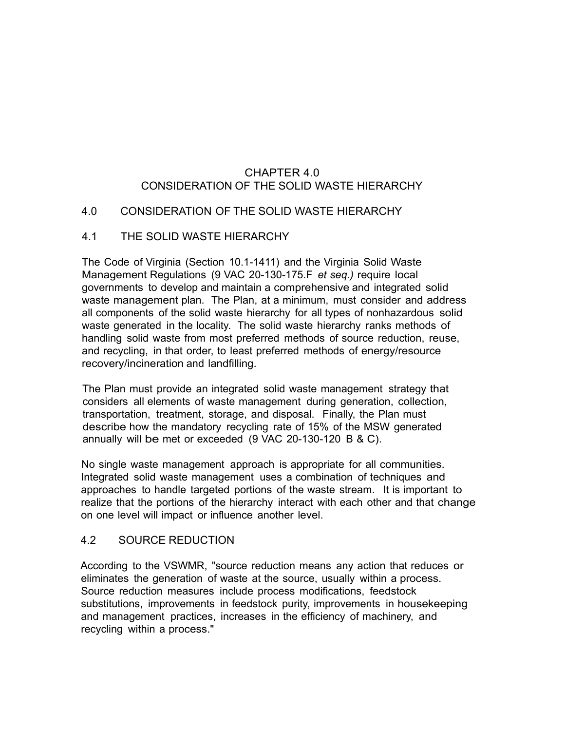# CHAPTER 4.0
# CONSIDERATION OF THE SOLID WASTE HIERARCHY

## 4.0 CONSIDERATION OF THE SOLID WASTE HIERARCHY

## 4.1 THE SOLID WASTE HIERARCHY

The Code of Virginia (Section 10.1-1411) and the Virginia Solid Waste Management Regulations (9 VAC 20-130-175.F *et seq.)* require local governments to develop and maintain a comprehensive and integrated solid waste management plan. The Plan, at a minimum, must consider and address all components of the solid waste hierarchy for all types of nonhazardous solid waste generated in the locality. The solid waste hierarchy ranks methods of handling solid waste from most preferred methods of source reduction, reuse, and recycling, in that order, to least preferred methods of energy/resource recovery/incineration and landfilling.

The Plan must provide an integrated solid waste management strategy that considers all elements of waste management during generation, collection, transportation, treatment, storage, and disposal. Finally, the Plan must describe how the mandatory recycling rate of 15% of the MSW generated annually will be met or exceeded (9 VAC 20-130-120 B & C).

No single waste management approach is appropriate for all communities. Integrated solid waste management uses a combination of techniques and approaches to handle targeted portions of the waste stream. It is important to realize that the portions of the hierarchy interact with each other and that change on one level will impact or influence another level.

## 4.2 SOURCE REDUCTION

According to the VSWMR, "source reduction means any action that reduces or eliminates the generation of waste at the source, usually within a process. Source reduction measures include process modifications, feedstock substitutions, improvements in feedstock purity, improvements in housekeeping and management practices, increases in the efficiency of machinery, and recycling within a process."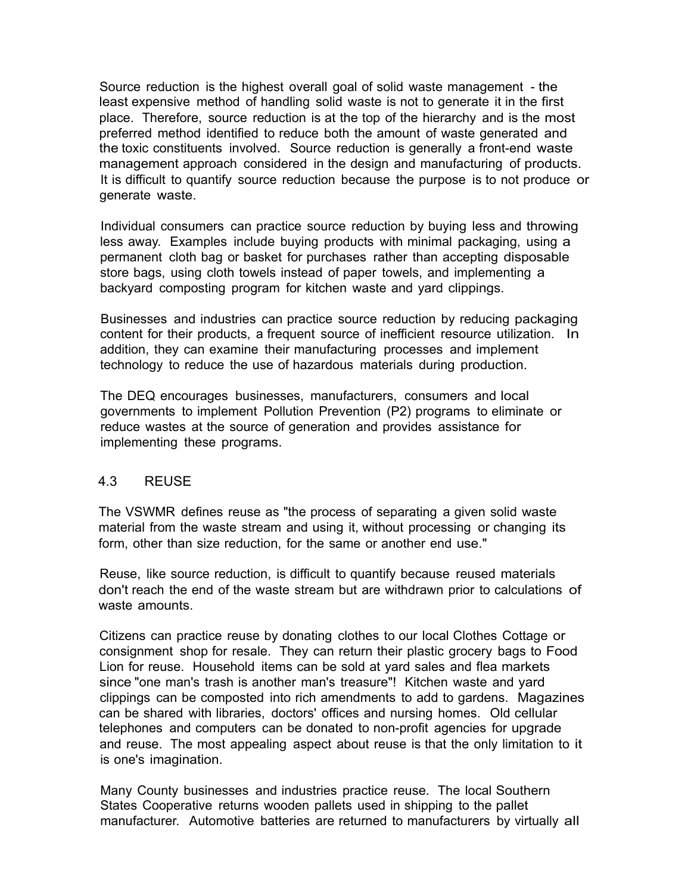Source reduction is the highest overall goal of solid waste management - the least expensive method of handling solid waste is not to generate it in the first place. Therefore, source reduction is at the top of the hierarchy and is the most preferred method identified to reduce both the amount of waste generated and the toxic constituents involved. Source reduction is generally a front-end waste management approach considered in the design and manufacturing of products. It is difficult to quantify source reduction because the purpose is to not produce or generate waste.

Individual consumers can practice source reduction by buying less and throwing less away. Examples include buying products with minimal packaging, using a permanent cloth bag or basket for purchases rather than accepting disposable store bags, using cloth towels instead of paper towels, and implementing a backyard composting program for kitchen waste and yard clippings.

Businesses and industries can practice source reduction by reducing packaging content for their products, a frequent source of inefficient resource utilization. In addition, they can examine their manufacturing processes and implement technology to reduce the use of hazardous materials during production.

The DEQ encourages businesses, manufacturers, consumers and local governments to implement Pollution Prevention (P2) programs to eliminate or reduce wastes at the source of generation and provides assistance for implementing these programs.

## 4.3 REUSE

The VSWMR defines reuse as "the process of separating a given solid waste material from the waste stream and using it, without processing or changing its form, other than size reduction, for the same or another end use."

Reuse, like source reduction, is difficult to quantify because reused materials don't reach the end of the waste stream but are withdrawn prior to calculations of waste amounts.

Citizens can practice reuse by donating clothes to our local Clothes Cottage or consignment shop for resale. They can return their plastic grocery bags to Food Lion for reuse. Household items can be sold at yard sales and flea markets since "one man's trash is another man's treasure"! Kitchen waste and yard clippings can be composted into rich amendments to add to gardens. Magazines can be shared with libraries, doctors' offices and nursing homes. Old cellular telephones and computers can be donated to non-profit agencies for upgrade and reuse. The most appealing aspect about reuse is that the only limitation to it is one's imagination.

Many County businesses and industries practice reuse. The local Southern States Cooperative returns wooden pallets used in shipping to the pallet manufacturer. Automotive batteries are returned to manufacturers by virtually all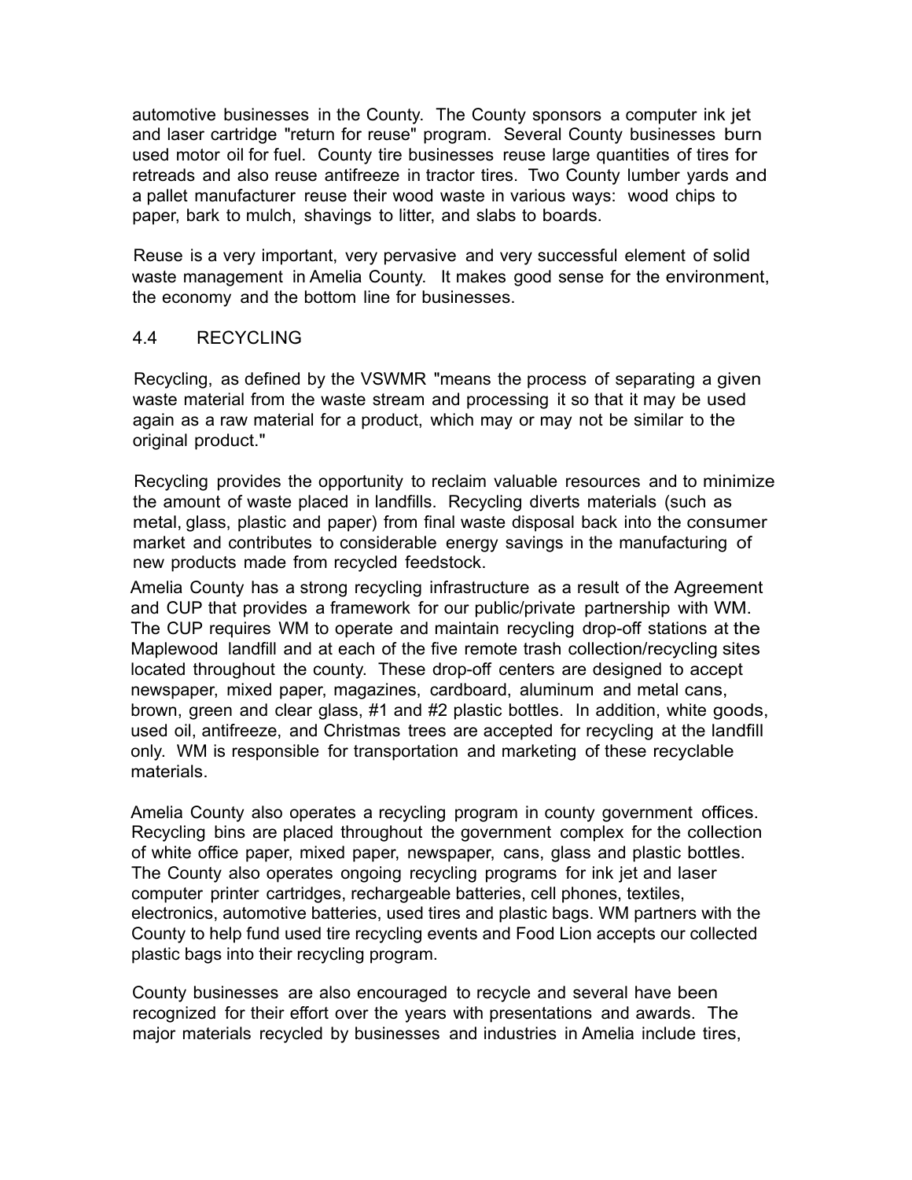automotive businesses in the County. The County sponsors a computer ink jet and laser cartridge "return for reuse" program. Several County businesses burn used motor oil for fuel. County tire businesses reuse large quantities of tires for retreads and also reuse antifreeze in tractor tires. Two County lumber yards and a pallet manufacturer reuse their wood waste in various ways: wood chips to paper, bark to mulch, shavings to litter, and slabs to boards.

Reuse is a very important, very pervasive and very successful element of solid waste management in Amelia County. It makes good sense for the environment, the economy and the bottom line for businesses.

## 4.4 RECYCLING

Recycling, as defined by the VSWMR "means the process of separating a given waste material from the waste stream and processing it so that it may be used again as a raw material for a product, which may or may not be similar to the original product."

Recycling provides the opportunity to reclaim valuable resources and to minimize the amount of waste placed in landfills. Recycling diverts materials (such as metal, glass, plastic and paper) from final waste disposal back into the consumer market and contributes to considerable energy savings in the manufacturing of new products made from recycled feedstock.

Amelia County has a strong recycling infrastructure as a result of the Agreement and CUP that provides a framework for our public/private partnership with WM. The CUP requires WM to operate and maintain recycling drop-off stations at the Maplewood landfill and at each of the five remote trash collection/recycling sites located throughout the county. These drop-off centers are designed to accept newspaper, mixed paper, magazines, cardboard, aluminum and metal cans, brown, green and clear glass, #1 and #2 plastic bottles. In addition, white goods, used oil, antifreeze, and Christmas trees are accepted for recycling at the landfill only. WM is responsible for transportation and marketing of these recyclable materials.

Amelia County also operates a recycling program in county government offices. Recycling bins are placed throughout the government complex for the collection of white office paper, mixed paper, newspaper, cans, glass and plastic bottles. The County also operates ongoing recycling programs for ink jet and laser computer printer cartridges, rechargeable batteries, cell phones, textiles, electronics, automotive batteries, used tires and plastic bags. WM partners with the County to help fund used tire recycling events and Food Lion accepts our collected plastic bags into their recycling program.

County businesses are also encouraged to recycle and several have been recognized for their effort over the years with presentations and awards. The major materials recycled by businesses and industries in Amelia include tires,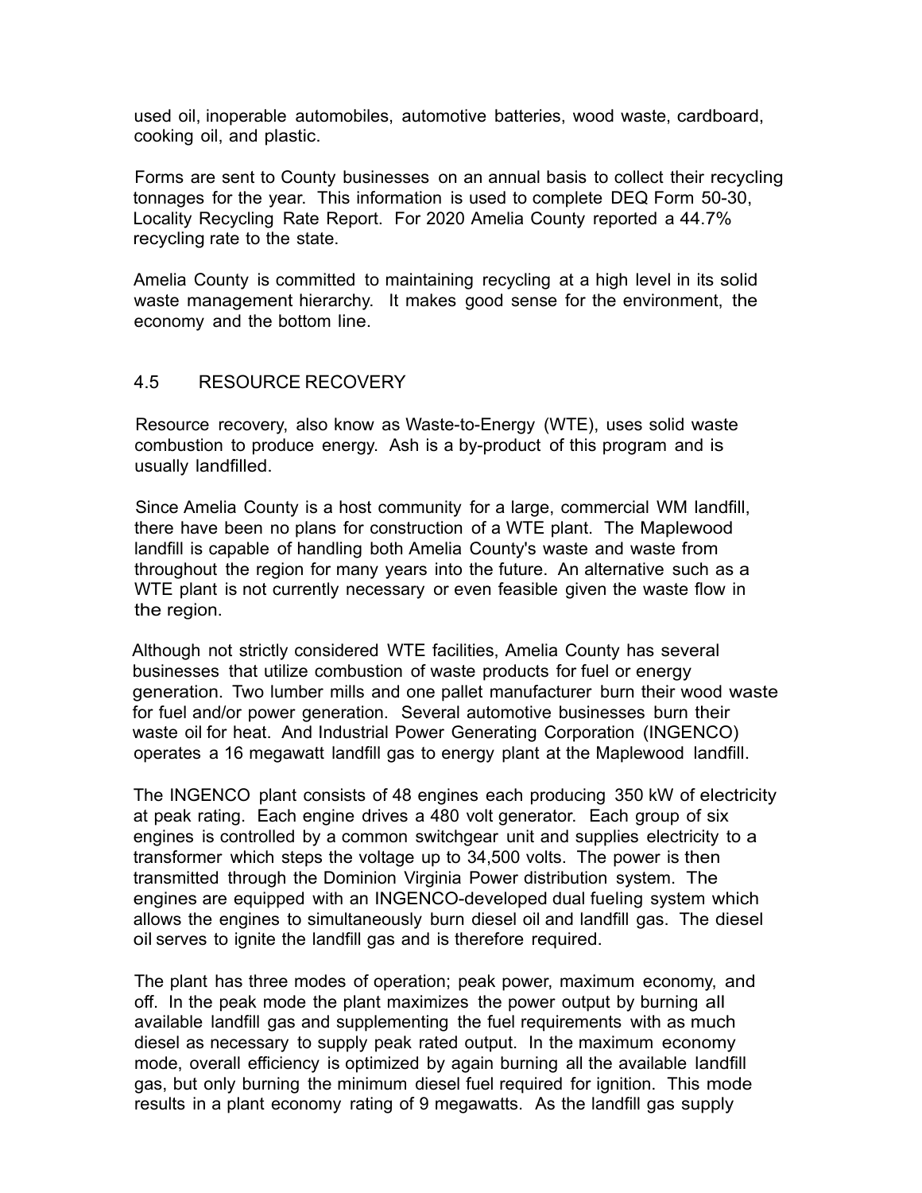used oil, inoperable automobiles, automotive batteries, wood waste, cardboard, cooking oil, and plastic.

Forms are sent to County businesses on an annual basis to collect their recycling tonnages for the year. This information is used to complete DEQ Form 50-30, Locality Recycling Rate Report. For 2020 Amelia County reported a 44.7% recycling rate to the state.

Amelia County is committed to maintaining recycling at a high level in its solid waste management hierarchy. It makes good sense for the environment, the economy and the bottom line.

## 4.5 RESOURCE RECOVERY

Resource recovery, also know as Waste-to-Energy (WTE), uses solid waste combustion to produce energy. Ash is a by-product of this program and is usually landfilled.

Since Amelia County is a host community for a large, commercial WM landfill, there have been no plans for construction of a WTE plant. The Maplewood landfill is capable of handling both Amelia County's waste and waste from throughout the region for many years into the future. An alternative such as a WTE plant is not currently necessary or even feasible given the waste flow in the region.

Although not strictly considered WTE facilities, Amelia County has several businesses that utilize combustion of waste products for fuel or energy generation. Two lumber mills and one pallet manufacturer burn their wood waste for fuel and/or power generation. Several automotive businesses burn their waste oil for heat. And Industrial Power Generating Corporation (INGENCO) operates a 16 megawatt landfill gas to energy plant at the Maplewood landfill.

The INGENCO plant consists of 48 engines each producing 350 kW of electricity at peak rating. Each engine drives a 480 volt generator. Each group of six engines is controlled by a common switchgear unit and supplies electricity to a transformer which steps the voltage up to 34,500 volts. The power is then transmitted through the Dominion Virginia Power distribution system. The engines are equipped with an INGENCO-developed dual fueling system which allows the engines to simultaneously burn diesel oil and landfill gas. The diesel oil serves to ignite the landfill gas and is therefore required.

The plant has three modes of operation; peak power, maximum economy, and off. In the peak mode the plant maximizes the power output by burning all available landfill gas and supplementing the fuel requirements with as much diesel as necessary to supply peak rated output. In the maximum economy mode, overall efficiency is optimized by again burning all the available landfill gas, but only burning the minimum diesel fuel required for ignition. This mode results in a plant economy rating of 9 megawatts. As the landfill gas supply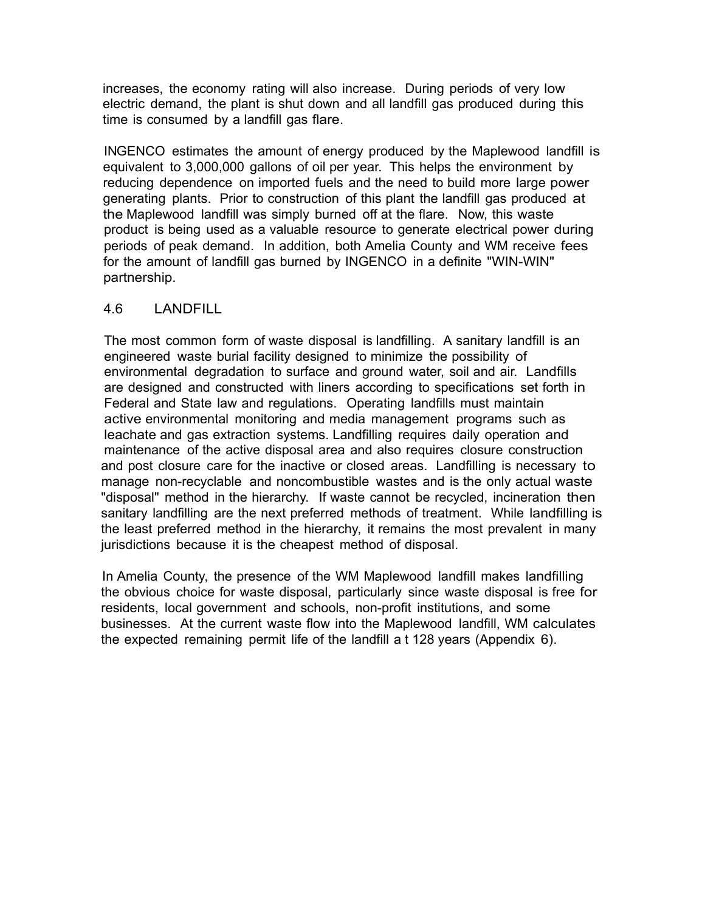increases, the economy rating will also increase. During periods of very low electric demand, the plant is shut down and all landfill gas produced during this time is consumed by a landfill gas flare.

INGENCO estimates the amount of energy produced by the Maplewood landfill is equivalent to 3,000,000 gallons of oil per year. This helps the environment by reducing dependence on imported fuels and the need to build more large power generating plants. Prior to construction of this plant the landfill gas produced at the Maplewood landfill was simply burned off at the flare. Now, this waste product is being used as a valuable resource to generate electrical power during periods of peak demand. In addition, both Amelia County and WM receive fees for the amount of landfill gas burned by INGENCO in a definite "WIN-WIN" partnership.

## 4.6 LANDFILL

The most common form of waste disposal is landfilling. A sanitary landfill is an engineered waste burial facility designed to minimize the possibility of environmental degradation to surface and ground water, soil and air. Landfills are designed and constructed with liners according to specifications set forth in Federal and State law and regulations. Operating landfills must maintain active environmental monitoring and media management programs such as leachate and gas extraction systems. Landfilling requires daily operation and maintenance of the active disposal area and also requires closure construction and post closure care for the inactive or closed areas. Landfilling is necessary to manage non-recyclable and noncombustible wastes and is the only actual waste "disposal" method in the hierarchy. If waste cannot be recycled, incineration then sanitary landfilling are the next preferred methods of treatment. While landfilling is the least preferred method in the hierarchy, it remains the most prevalent in many jurisdictions because it is the cheapest method of disposal.

In Amelia County, the presence of the WM Maplewood landfill makes landfilling the obvious choice for waste disposal, particularly since waste disposal is free for residents, local government and schools, non-profit institutions, and some businesses. At the current waste flow into the Maplewood landfill, WM calculates the expected remaining permit life of the landfill a t 128 years (Appendix 6).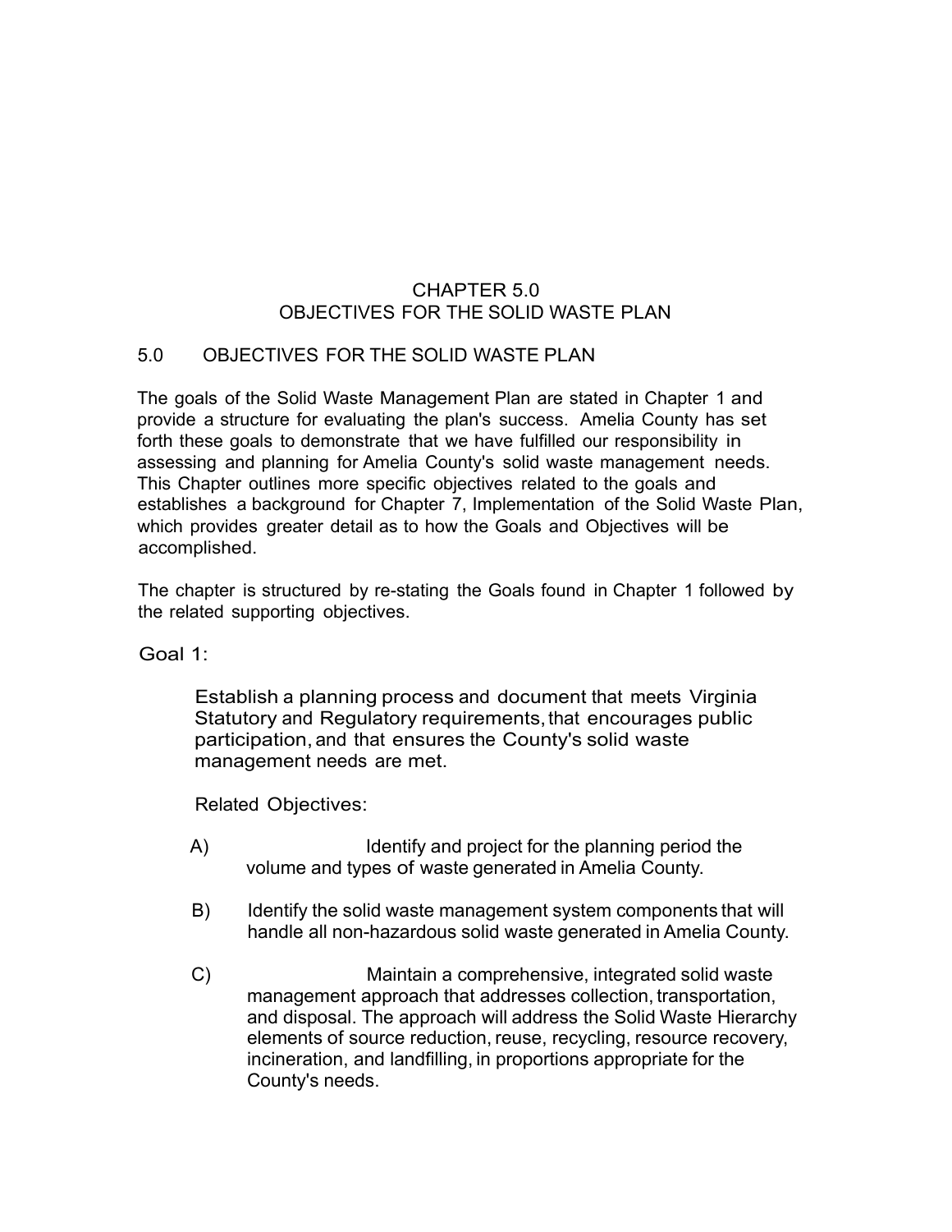# CHAPTER 5.0
# OBJECTIVES FOR THE SOLID WASTE PLAN

## 5.0 OBJECTIVES FOR THE SOLID WASTE PLAN

The goals of the Solid Waste Management Plan are stated in Chapter 1 and provide a structure for evaluating the plan's success. Amelia County has set forth these goals to demonstrate that we have fulfilled our responsibility in assessing and planning for Amelia County's solid waste management needs. This Chapter outlines more specific objectives related to the goals and establishes a background for Chapter 7, Implementation of the Solid Waste Plan, which provides greater detail as to how the Goals and Objectives will be accomplished.

The chapter is structured by re-stating the Goals found in Chapter 1 followed by the related supporting objectives.

Goal 1:

Establish a planning process and document that meets Virginia Statutory and Regulatory requirements, that encourages public participation, and that ensures the County's solid waste management needs are met.

Related Objectives:

A) Identify and project for the planning period the volume and types of waste generated in Amelia County.

B) Identify the solid waste management system components that will handle all non-hazardous solid waste generated in Amelia County.

C) Maintain a comprehensive, integrated solid waste management approach that addresses collection, transportation, and disposal. The approach will address the Solid Waste Hierarchy elements of source reduction, reuse, recycling, resource recovery, incineration, and landfilling, in proportions appropriate for the County's needs.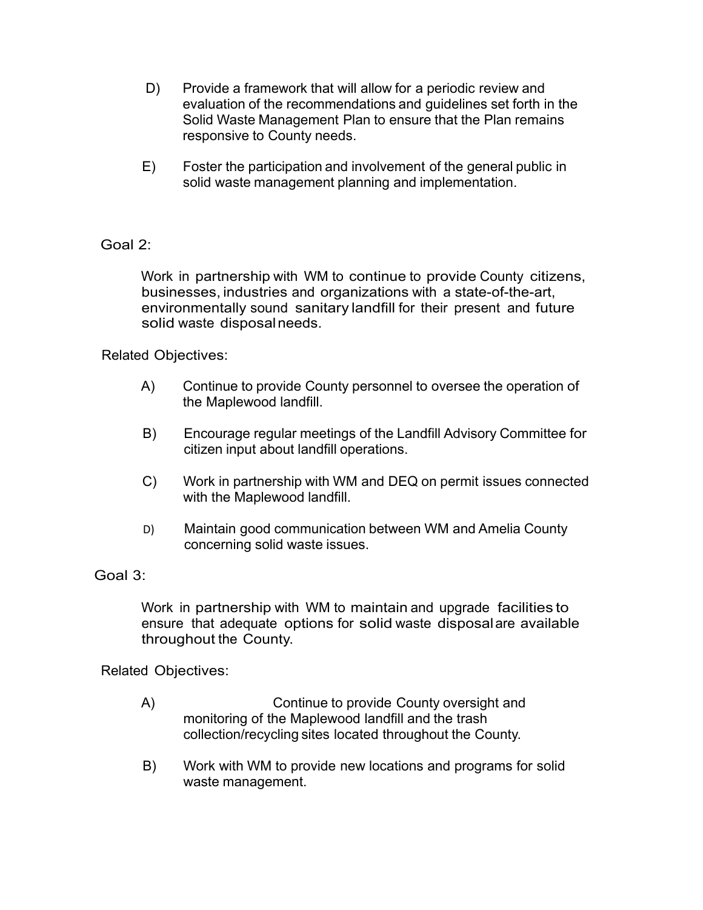D) Provide a framework that will allow for a periodic review and evaluation of the recommendations and guidelines set forth in the Solid Waste Management Plan to ensure that the Plan remains responsive to County needs.

E) Foster the participation and involvement of the general public in solid waste management planning and implementation.

Goal 2:

Work in partnership with WM to continue to provide County citizens, businesses, industries and organizations with a state-of-the-art, environmentally sound sanitary landfill for their present and future solid waste disposal needs.

Related Objectives:

A) Continue to provide County personnel to oversee the operation of the Maplewood landfill.

B) Encourage regular meetings of the Landfill Advisory Committee for citizen input about landfill operations.

C) Work in partnership with WM and DEQ on permit issues connected with the Maplewood landfill.

D) Maintain good communication between WM and Amelia County concerning solid waste issues.

Goal 3:

Work in partnership with WM to maintain and upgrade facilities to ensure that adequate options for solid waste disposal are available throughout the County.

Related Objectives:

A) Continue to provide County oversight and monitoring of the Maplewood landfill and the trash collection/recycling sites located throughout the County.

B) Work with WM to provide new locations and programs for solid waste management.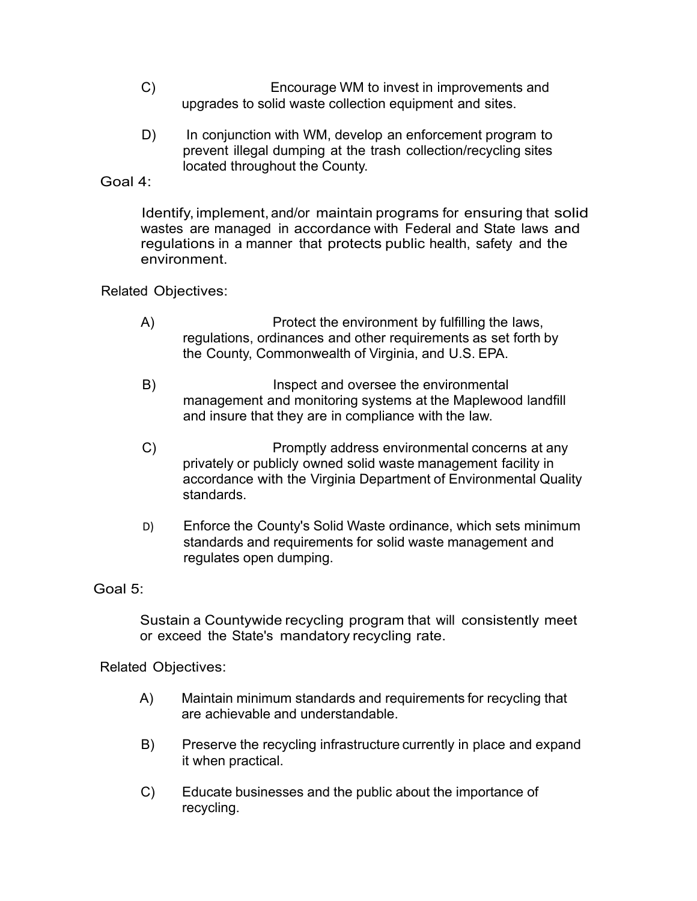C) Encourage WM to invest in improvements and upgrades to solid waste collection equipment and sites.

D) In conjunction with WM, develop an enforcement program to prevent illegal dumping at the trash collection/recycling sites located throughout the County.

Goal 4:

Identify, implement, and/or maintain programs for ensuring that solid wastes are managed in accordance with Federal and State laws and regulations in a manner that protects public health, safety and the environment.

Related Objectives:

A) Protect the environment by fulfilling the laws, regulations, ordinances and other requirements as set forth by the County, Commonwealth of Virginia, and U.S. EPA.

B) Inspect and oversee the environmental management and monitoring systems at the Maplewood landfill and insure that they are in compliance with the law.

C) Promptly address environmental concerns at any privately or publicly owned solid waste management facility in accordance with the Virginia Department of Environmental Quality standards.

D) Enforce the County's Solid Waste ordinance, which sets minimum standards and requirements for solid waste management and regulates open dumping.

Goal 5:

Sustain a Countywide recycling program that will consistently meet or exceed the State's mandatory recycling rate.

Related Objectives:

A) Maintain minimum standards and requirements for recycling that are achievable and understandable.

B) Preserve the recycling infrastructure currently in place and expand it when practical.

C) Educate businesses and the public about the importance of recycling.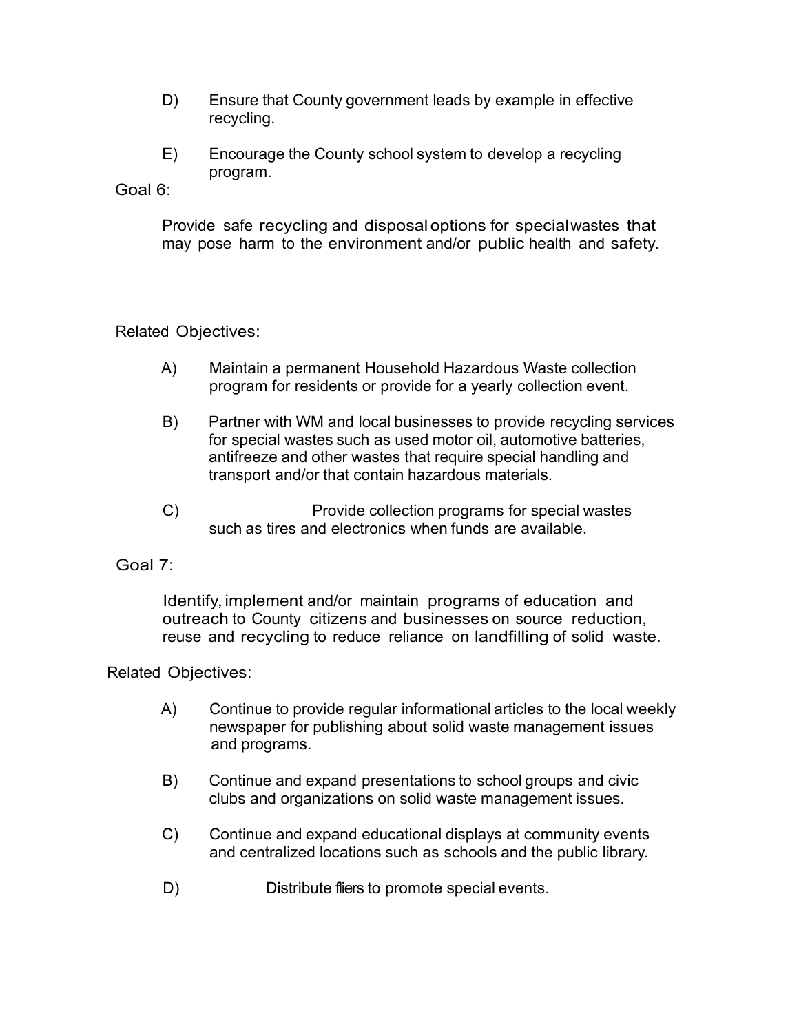D) Ensure that County government leads by example in effective recycling.

E) Encourage the County school system to develop a recycling program.

Goal 6:

Provide safe recycling and disposal options for special wastes that may pose harm to the environment and/or public health and safety.

Related Objectives:

A) Maintain a permanent Household Hazardous Waste collection program for residents or provide for a yearly collection event.

B) Partner with WM and local businesses to provide recycling services for special wastes such as used motor oil, automotive batteries, antifreeze and other wastes that require special handling and transport and/or that contain hazardous materials.

C) Provide collection programs for special wastes such as tires and electronics when funds are available.

Goal 7:

Identify, implement and/or maintain programs of education and outreach to County citizens and businesses on source reduction, reuse and recycling to reduce reliance on landfilling of solid waste.

Related Objectives:

A) Continue to provide regular informational articles to the local weekly newspaper for publishing about solid waste management issues and programs.

B) Continue and expand presentations to school groups and civic clubs and organizations on solid waste management issues.

C) Continue and expand educational displays at community events and centralized locations such as schools and the public library.

D) Distribute fliers to promote special events.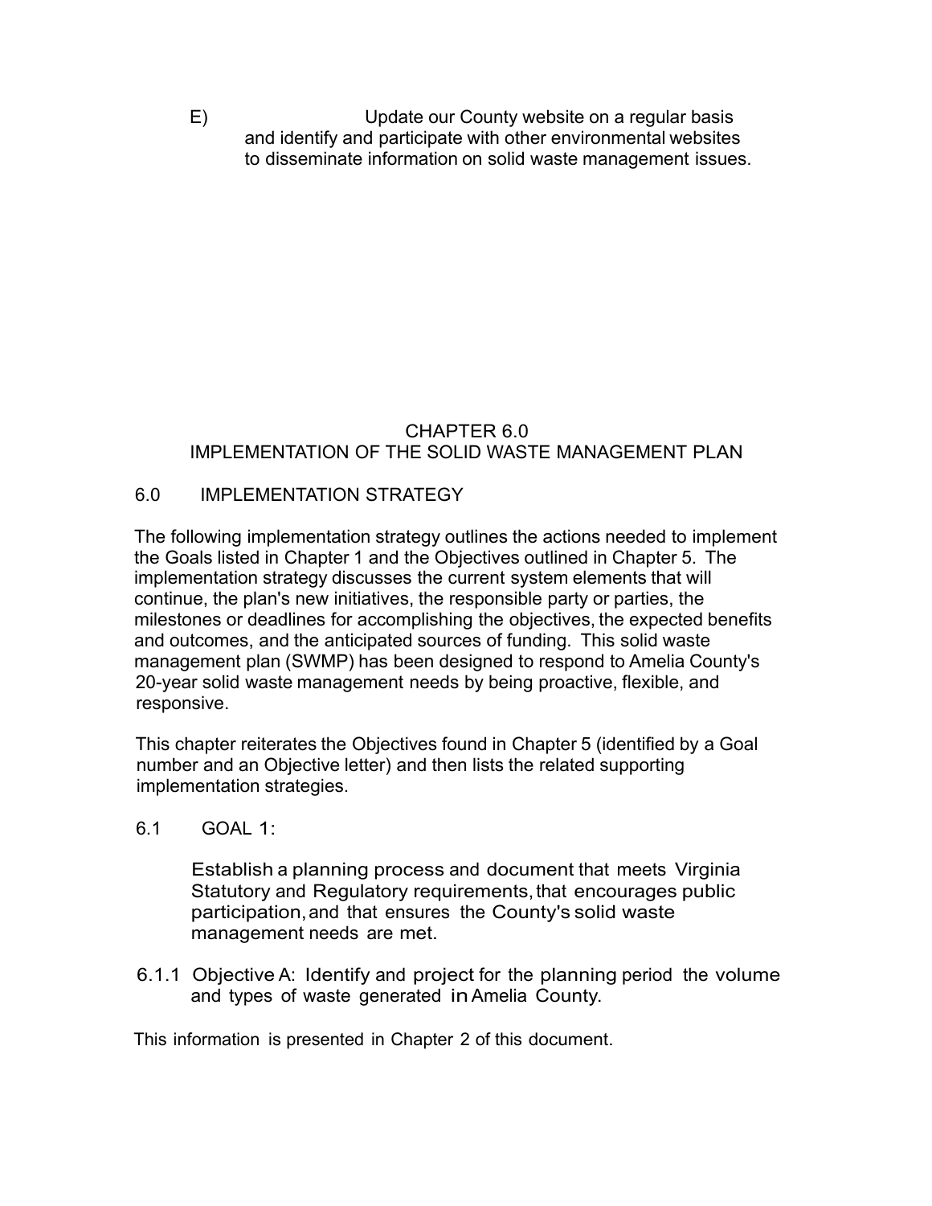E) Update our County website on a regular basis and identify and participate with other environmental websites to disseminate information on solid waste management issues.

# CHAPTER 6.0
# IMPLEMENTATION OF THE SOLID WASTE MANAGEMENT PLAN

## 6.0 IMPLEMENTATION STRATEGY

The following implementation strategy outlines the actions needed to implement the Goals listed in Chapter 1 and the Objectives outlined in Chapter 5. The implementation strategy discusses the current system elements that will continue, the plan's new initiatives, the responsible party or parties, the milestones or deadlines for accomplishing the objectives, the expected benefits and outcomes, and the anticipated sources of funding. This solid waste management plan (SWMP) has been designed to respond to Amelia County's 20-year solid waste management needs by being proactive, flexible, and responsive.

This chapter reiterates the Objectives found in Chapter 5 (identified by a Goal number and an Objective letter) and then lists the related supporting implementation strategies.

## 6.1 GOAL 1:

Establish a planning process and document that meets Virginia Statutory and Regulatory requirements, that encourages public participation, and that ensures the County's solid waste management needs are met.

### 6.1.1 Objective A: Identify and project for the planning period the volume and types of waste generated in Amelia County.

This information is presented in Chapter 2 of this document.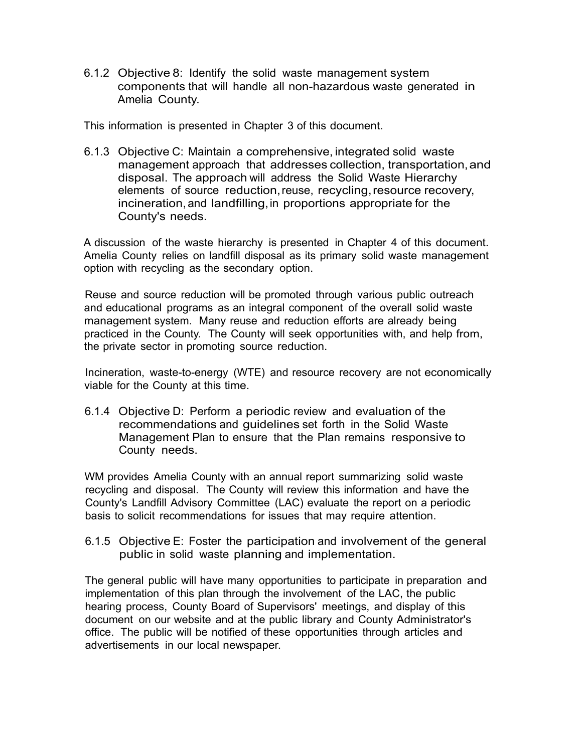### 6.1.2 Objective 8: Identify the solid waste management system components that will handle all non-hazardous waste generated in Amelia County.

This information is presented in Chapter 3 of this document.

### 6.1.3 Objective C: Maintain a comprehensive, integrated solid waste management approach that addresses collection, transportation, and disposal. The approach will address the Solid Waste Hierarchy elements of source reduction, reuse, recycling, resource recovery, incineration, and landfilling, in proportions appropriate for the County's needs.

A discussion of the waste hierarchy is presented in Chapter 4 of this document. Amelia County relies on landfill disposal as its primary solid waste management option with recycling as the secondary option.

Reuse and source reduction will be promoted through various public outreach and educational programs as an integral component of the overall solid waste management system. Many reuse and reduction efforts are already being practiced in the County. The County will seek opportunities with, and help from, the private sector in promoting source reduction.

Incineration, waste-to-energy (WTE) and resource recovery are not economically viable for the County at this time.

### 6.1.4 Objective D: Perform a periodic review and evaluation of the recommendations and guidelines set forth in the Solid Waste Management Plan to ensure that the Plan remains responsive to County needs.

WM provides Amelia County with an annual report summarizing solid waste recycling and disposal. The County will review this information and have the County's Landfill Advisory Committee (LAC) evaluate the report on a periodic basis to solicit recommendations for issues that may require attention.

### 6.1.5 Objective E: Foster the participation and involvement of the general public in solid waste planning and implementation.

The general public will have many opportunities to participate in preparation and implementation of this plan through the involvement of the LAC, the public hearing process, County Board of Supervisors' meetings, and display of this document on our website and at the public library and County Administrator's office. The public will be notified of these opportunities through articles and advertisements in our local newspaper.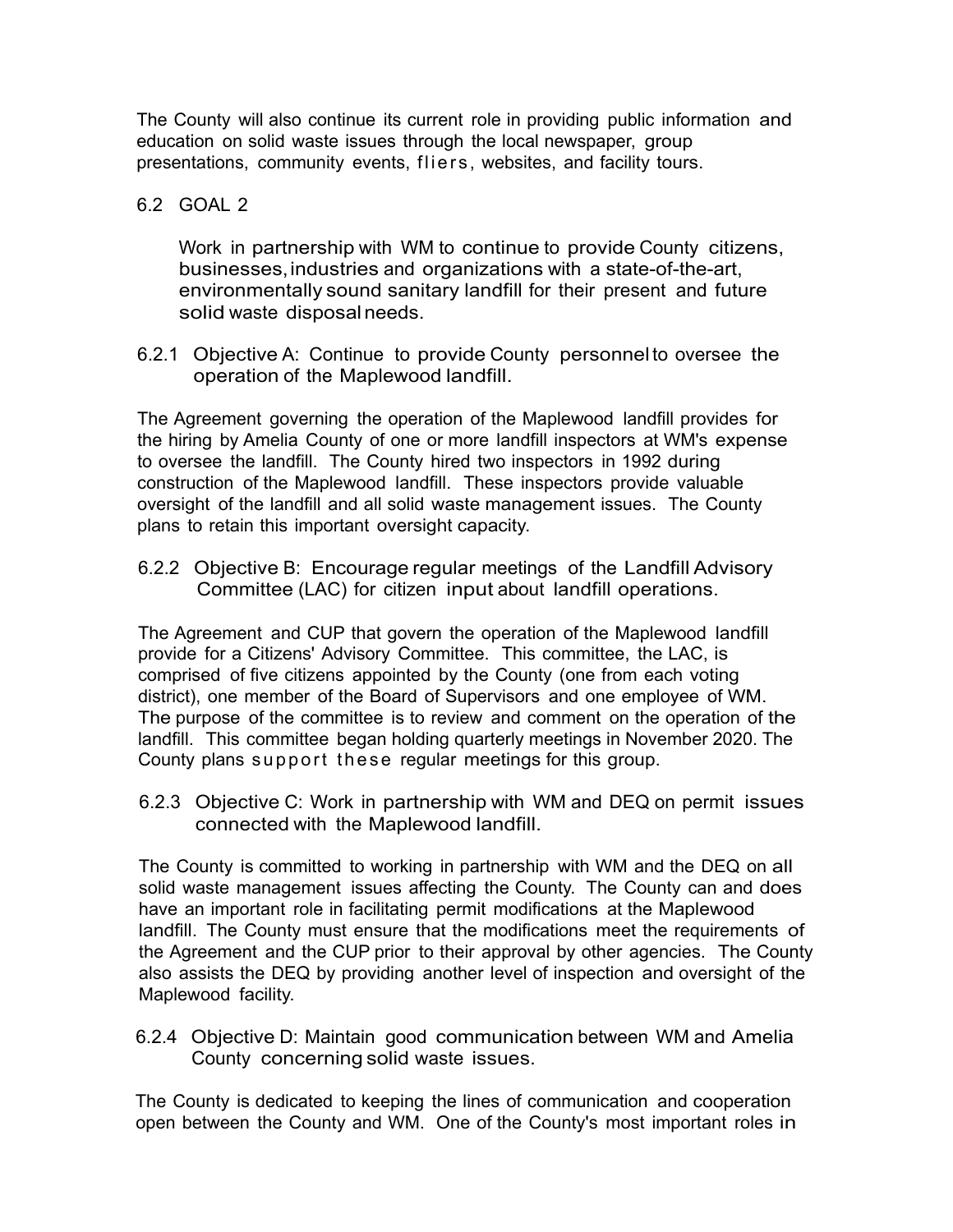The County will also continue its current role in providing public information and education on solid waste issues through the local newspaper, group presentations, community events, fliers, websites, and facility tours.

## 6.2 GOAL 2

Work in partnership with WM to continue to provide County citizens, businesses, industries and organizations with a state-of-the-art, environmentally sound sanitary landfill for their present and future solid waste disposal needs.

### 6.2.1 Objective A: Continue to provide County personnel to oversee the operation of the Maplewood landfill.

The Agreement governing the operation of the Maplewood landfill provides for the hiring by Amelia County of one or more landfill inspectors at WM's expense to oversee the landfill. The County hired two inspectors in 1992 during construction of the Maplewood landfill. These inspectors provide valuable oversight of the landfill and all solid waste management issues. The County plans to retain this important oversight capacity.

### 6.2.2 Objective B: Encourage regular meetings of the Landfill Advisory Committee (LAC) for citizen input about landfill operations.

The Agreement and CUP that govern the operation of the Maplewood landfill provide for a Citizens' Advisory Committee. This committee, the LAC, is comprised of five citizens appointed by the County (one from each voting district), one member of the Board of Supervisors and one employee of WM. The purpose of the committee is to review and comment on the operation of the landfill. This committee began holding quarterly meetings in November 2020. The County plans support these regular meetings for this group.

### 6.2.3 Objective C: Work in partnership with WM and DEQ on permit issues connected with the Maplewood landfill.

The County is committed to working in partnership with WM and the DEQ on all solid waste management issues affecting the County. The County can and does have an important role in facilitating permit modifications at the Maplewood landfill. The County must ensure that the modifications meet the requirements of the Agreement and the CUP prior to their approval by other agencies. The County also assists the DEQ by providing another level of inspection and oversight of the Maplewood facility.

### 6.2.4 Objective D: Maintain good communication between WM and Amelia County concerning solid waste issues.

The County is dedicated to keeping the lines of communication and cooperation open between the County and WM. One of the County's most important roles in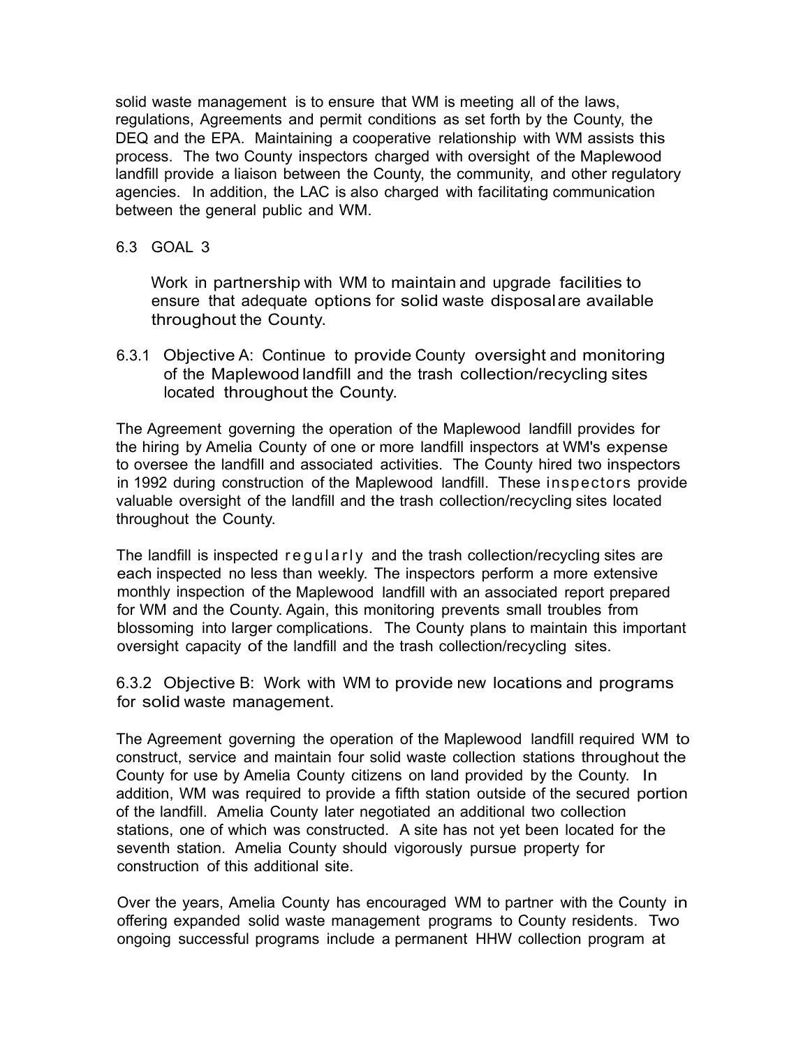solid waste management is to ensure that WM is meeting all of the laws, regulations, Agreements and permit conditions as set forth by the County, the DEQ and the EPA. Maintaining a cooperative relationship with WM assists this process. The two County inspectors charged with oversight of the Maplewood landfill provide a liaison between the County, the community, and other regulatory agencies. In addition, the LAC is also charged with facilitating communication between the general public and WM.

## 6.3 GOAL 3

Work in partnership with WM to maintain and upgrade facilities to ensure that adequate options for solid waste disposal are available throughout the County.

### 6.3.1 Objective A: Continue to provide County oversight and monitoring of the Maplewood landfill and the trash collection/recycling sites located throughout the County.

The Agreement governing the operation of the Maplewood landfill provides for the hiring by Amelia County of one or more landfill inspectors at WM's expense to oversee the landfill and associated activities. The County hired two inspectors in 1992 during construction of the Maplewood landfill. These inspectors provide valuable oversight of the landfill and the trash collection/recycling sites located throughout the County.

The landfill is inspected regularly and the trash collection/recycling sites are each inspected no less than weekly. The inspectors perform a more extensive monthly inspection of the Maplewood landfill with an associated report prepared for WM and the County. Again, this monitoring prevents small troubles from blossoming into larger complications. The County plans to maintain this important oversight capacity of the landfill and the trash collection/recycling sites.

### 6.3.2 Objective B: Work with WM to provide new locations and programs for solid waste management.

The Agreement governing the operation of the Maplewood landfill required WM to construct, service and maintain four solid waste collection stations throughout the County for use by Amelia County citizens on land provided by the County. In addition, WM was required to provide a fifth station outside of the secured portion of the landfill. Amelia County later negotiated an additional two collection stations, one of which was constructed. A site has not yet been located for the seventh station. Amelia County should vigorously pursue property for construction of this additional site.

Over the years, Amelia County has encouraged WM to partner with the County in offering expanded solid waste management programs to County residents. Two ongoing successful programs include a permanent HHW collection program at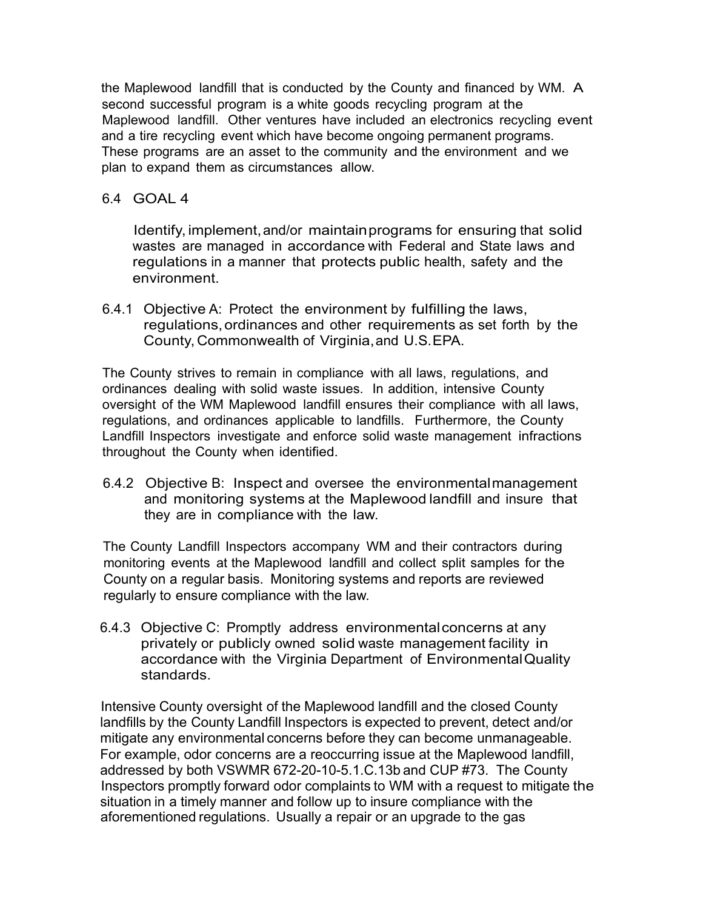the Maplewood landfill that is conducted by the County and financed by WM. A second successful program is a white goods recycling program at the Maplewood landfill. Other ventures have included an electronics recycling event and a tire recycling event which have become ongoing permanent programs. These programs are an asset to the community and the environment and we plan to expand them as circumstances allow.

## 6.4 GOAL 4

Identify, implement, and/or maintain programs for ensuring that solid wastes are managed in accordance with Federal and State laws and regulations in a manner that protects public health, safety and the environment.

### 6.4.1 Objective A: Protect the environment by fulfilling the laws, regulations, ordinances and other requirements as set forth by the County, Commonwealth of Virginia, and U.S. EPA.

The County strives to remain in compliance with all laws, regulations, and ordinances dealing with solid waste issues. In addition, intensive County oversight of the WM Maplewood landfill ensures their compliance with all laws, regulations, and ordinances applicable to landfills. Furthermore, the County Landfill Inspectors investigate and enforce solid waste management infractions throughout the County when identified.

### 6.4.2 Objective B: Inspect and oversee the environmental management and monitoring systems at the Maplewood landfill and insure that they are in compliance with the law.

The County Landfill Inspectors accompany WM and their contractors during monitoring events at the Maplewood landfill and collect split samples for the County on a regular basis. Monitoring systems and reports are reviewed regularly to ensure compliance with the law.

### 6.4.3 Objective C: Promptly address environmental concerns at any privately or publicly owned solid waste management facility in accordance with the Virginia Department of Environmental Quality standards.

Intensive County oversight of the Maplewood landfill and the closed County landfills by the County Landfill Inspectors is expected to prevent, detect and/or mitigate any environmental concerns before they can become unmanageable. For example, odor concerns are a reoccurring issue at the Maplewood landfill, addressed by both VSWMR 672-20-10-5.1.C.13b and CUP #73. The County Inspectors promptly forward odor complaints to WM with a request to mitigate the situation in a timely manner and follow up to insure compliance with the aforementioned regulations. Usually a repair or an upgrade to the gas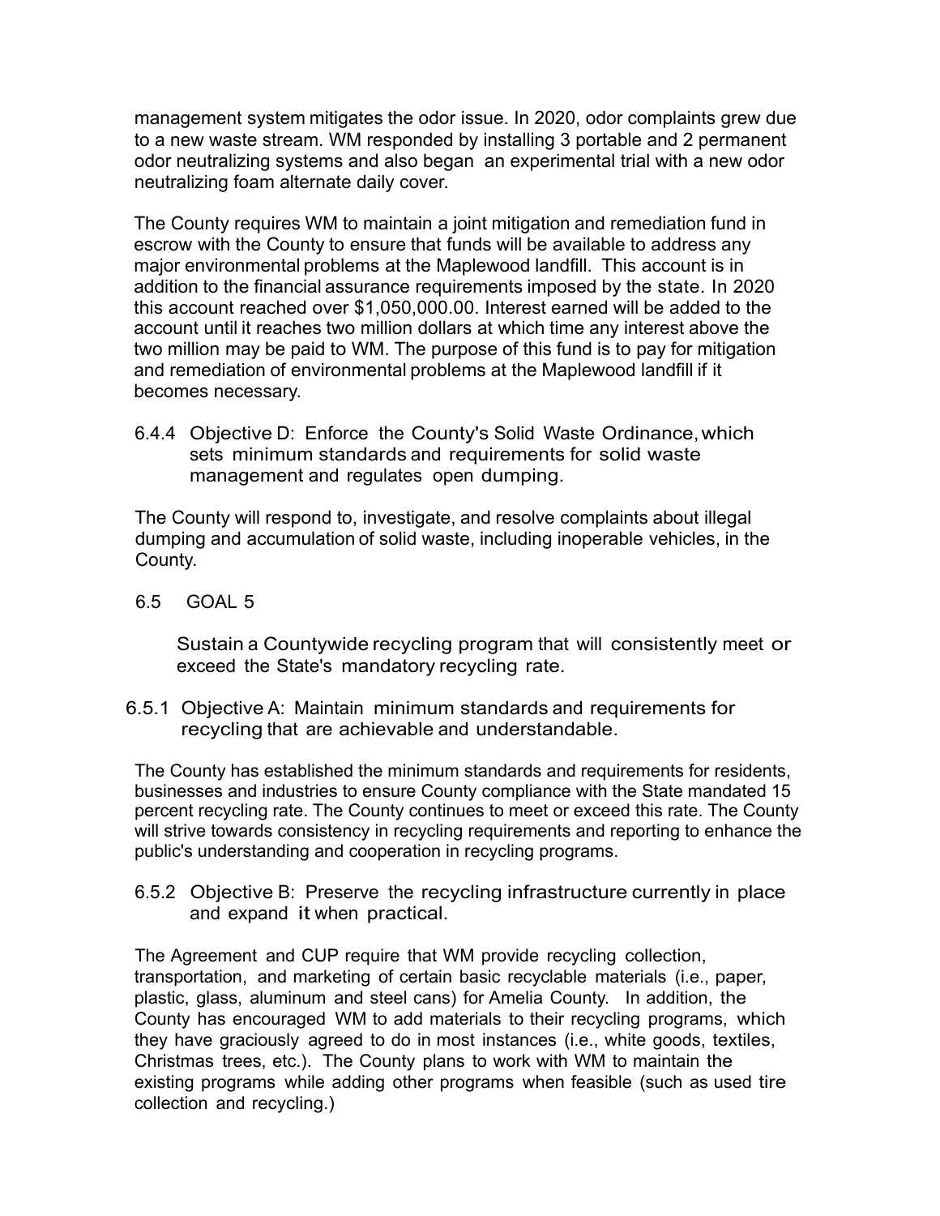management system mitigates the odor issue. In 2020, odor complaints grew due to a new waste stream. WM responded by installing 3 portable and 2 permanent odor neutralizing systems and also began an experimental trial with a new odor neutralizing foam alternate daily cover.

The County requires WM to maintain a joint mitigation and remediation fund in escrow with the County to ensure that funds will be available to address any major environmental problems at the Maplewood landfill. This account is in addition to the financial assurance requirements imposed by the state. In 2020 this account reached over $1,050,000.00. Interest earned will be added to the account until it reaches two million dollars at which time any interest above the two million may be paid to WM. The purpose of this fund is to pay for mitigation and remediation of environmental problems at the Maplewood landfill if it becomes necessary.

#### 6.4.4 Objective D: Enforce the County's Solid Waste Ordinance, which sets minimum standards and requirements for solid waste management and regulates open dumping.

The County will respond to, investigate, and resolve complaints about illegal dumping and accumulation of solid waste, including inoperable vehicles, in the County.

### 6.5 GOAL 5

Sustain a Countywide recycling program that will consistently meet or exceed the State's mandatory recycling rate.

#### 6.5.1 Objective A: Maintain minimum standards and requirements for recycling that are achievable and understandable.

The County has established the minimum standards and requirements for residents, businesses and industries to ensure County compliance with the State mandated 15 percent recycling rate. The County continues to meet or exceed this rate. The County will strive towards consistency in recycling requirements and reporting to enhance the public's understanding and cooperation in recycling programs.

#### 6.5.2 Objective B: Preserve the recycling infrastructure currently in place and expand it when practical.

The Agreement and CUP require that WM provide recycling collection, transportation, and marketing of certain basic recyclable materials (i.e., paper, plastic, glass, aluminum and steel cans) for Amelia County. In addition, the County has encouraged WM to add materials to their recycling programs, which they have graciously agreed to do in most instances (i.e., white goods, textiles, Christmas trees, etc.). The County plans to work with WM to maintain the existing programs while adding other programs when feasible (such as used tire collection and recycling.)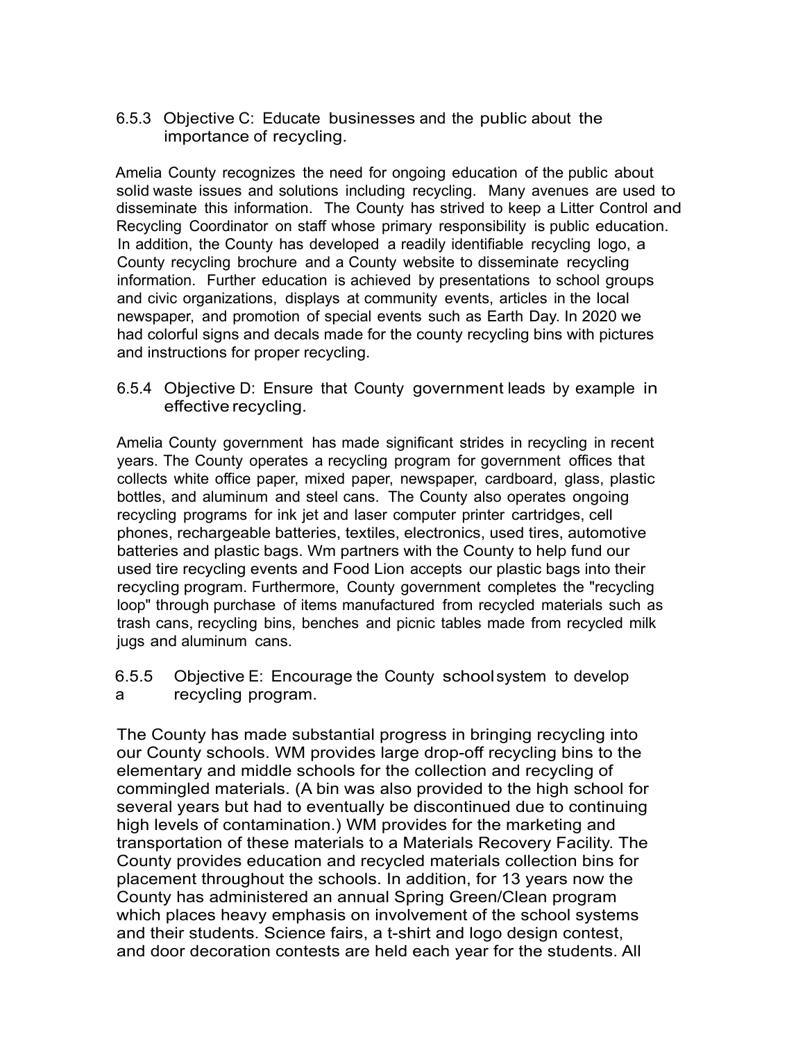### 6.5.3 Objective C: Educate businesses and the public about the importance of recycling.

Amelia County recognizes the need for ongoing education of the public about solid waste issues and solutions including recycling. Many avenues are used to disseminate this information. The County has strived to keep a Litter Control and Recycling Coordinator on staff whose primary responsibility is public education. In addition, the County has developed a readily identifiable recycling logo, a County recycling brochure and a County website to disseminate recycling information. Further education is achieved by presentations to school groups and civic organizations, displays at community events, articles in the local newspaper, and promotion of special events such as Earth Day. In 2020 we had colorful signs and decals made for the county recycling bins with pictures and instructions for proper recycling.

### 6.5.4 Objective D: Ensure that County government leads by example in effective recycling.

Amelia County government has made significant strides in recycling in recent years. The County operates a recycling program for government offices that collects white office paper, mixed paper, newspaper, cardboard, glass, plastic bottles, and aluminum and steel cans. The County also operates ongoing recycling programs for ink jet and laser computer printer cartridges, cell phones, rechargeable batteries, textiles, electronics, used tires, automotive batteries and plastic bags. Wm partners with the County to help fund our used tire recycling events and Food Lion accepts our plastic bags into their recycling program. Furthermore, County government completes the "recycling loop" through purchase of items manufactured from recycled materials such as trash cans, recycling bins, benches and picnic tables made from recycled milk jugs and aluminum cans.

### 6.5.5 Objective E: Encourage the County school system to develop a recycling program.

The County has made substantial progress in bringing recycling into our County schools. WM provides large drop-off recycling bins to the elementary and middle schools for the collection and recycling of commingled materials. (A bin was also provided to the high school for several years but had to eventually be discontinued due to continuing high levels of contamination.) WM provides for the marketing and transportation of these materials to a Materials Recovery Facility. The County provides education and recycled materials collection bins for placement throughout the schools. In addition, for 13 years now the County has administered an annual Spring Green/Clean program which places heavy emphasis on involvement of the school systems and their students. Science fairs, a t-shirt and logo design contest, and door decoration contests are held each year for the students. All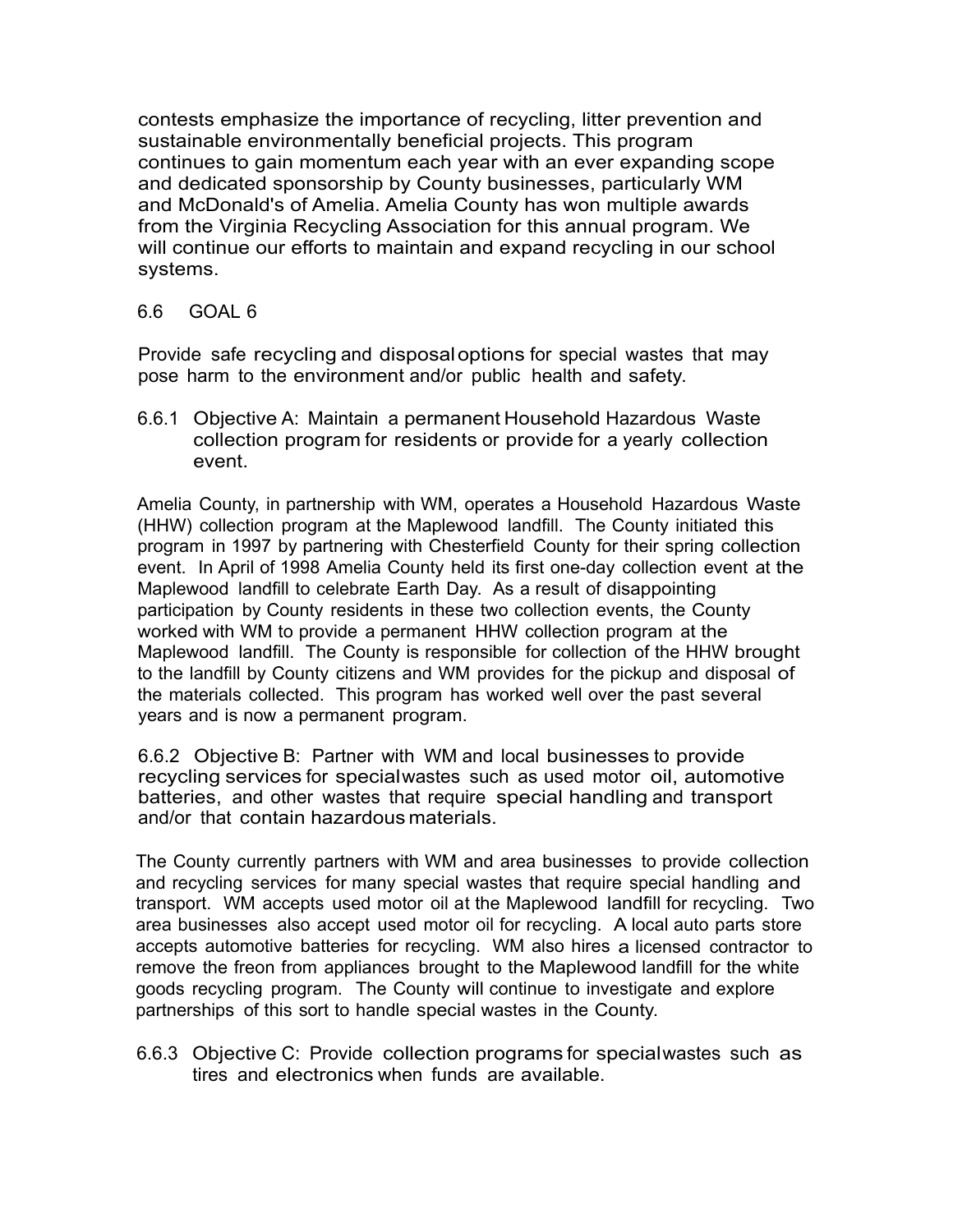contests emphasize the importance of recycling, litter prevention and sustainable environmentally beneficial projects. This program continues to gain momentum each year with an ever expanding scope and dedicated sponsorship by County businesses, particularly WM and McDonald's of Amelia. Amelia County has won multiple awards from the Virginia Recycling Association for this annual program. We will continue our efforts to maintain and expand recycling in our school systems.

## 6.6 GOAL 6

Provide safe recycling and disposal options for special wastes that may pose harm to the environment and/or public health and safety.

### 6.6.1 Objective A: Maintain a permanent Household Hazardous Waste collection program for residents or provide for a yearly collection event.

Amelia County, in partnership with WM, operates a Household Hazardous Waste (HHW) collection program at the Maplewood landfill. The County initiated this program in 1997 by partnering with Chesterfield County for their spring collection event. In April of 1998 Amelia County held its first one-day collection event at the Maplewood landfill to celebrate Earth Day. As a result of disappointing participation by County residents in these two collection events, the County worked with WM to provide a permanent HHW collection program at the Maplewood landfill. The County is responsible for collection of the HHW brought to the landfill by County citizens and WM provides for the pickup and disposal of the materials collected. This program has worked well over the past several years and is now a permanent program.

### 6.6.2 Objective B: Partner with WM and local businesses to provide recycling services for special wastes such as used motor oil, automotive batteries, and other wastes that require special handling and transport and/or that contain hazardous materials.

The County currently partners with WM and area businesses to provide collection and recycling services for many special wastes that require special handling and transport. WM accepts used motor oil at the Maplewood landfill for recycling. Two area businesses also accept used motor oil for recycling. A local auto parts store accepts automotive batteries for recycling. WM also hires a licensed contractor to remove the freon from appliances brought to the Maplewood landfill for the white goods recycling program. The County will continue to investigate and explore partnerships of this sort to handle special wastes in the County.

### 6.6.3 Objective C: Provide collection programs for special wastes such as tires and electronics when funds are available.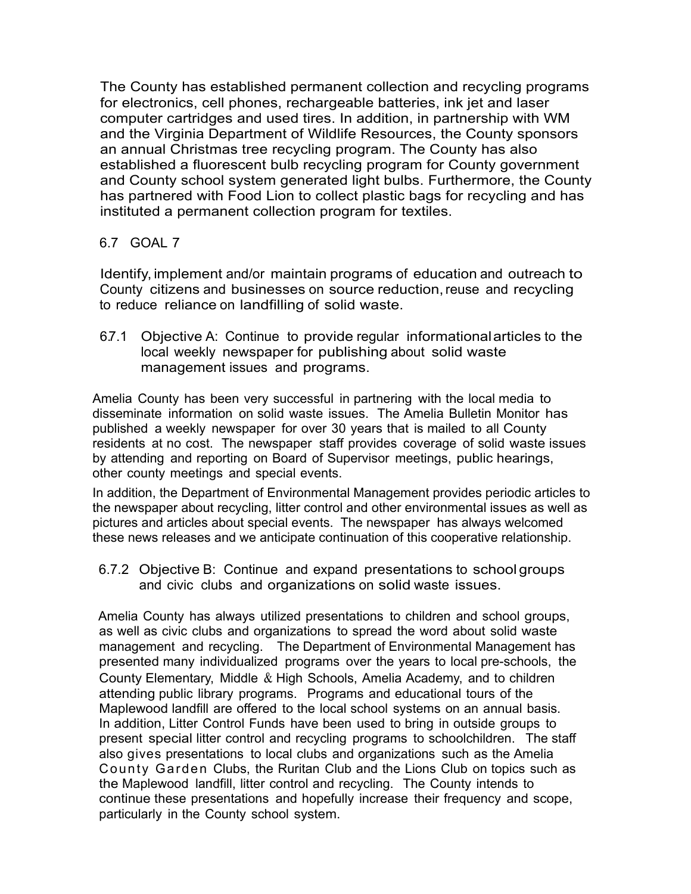The County has established permanent collection and recycling programs for electronics, cell phones, rechargeable batteries, ink jet and laser computer cartridges and used tires. In addition, in partnership with WM and the Virginia Department of Wildlife Resources, the County sponsors an annual Christmas tree recycling program. The County has also established a fluorescent bulb recycling program for County government and County school system generated light bulbs. Furthermore, the County has partnered with Food Lion to collect plastic bags for recycling and has instituted a permanent collection program for textiles.

## 6.7 GOAL 7

Identify, implement and/or maintain programs of education and outreach to County citizens and businesses on source reduction, reuse and recycling to reduce reliance on landfilling of solid waste.

### 6.7.1 Objective A: Continue to provide regular informational articles to the local weekly newspaper for publishing about solid waste management issues and programs.

Amelia County has been very successful in partnering with the local media to disseminate information on solid waste issues. The Amelia Bulletin Monitor has published a weekly newspaper for over 30 years that is mailed to all County residents at no cost. The newspaper staff provides coverage of solid waste issues by attending and reporting on Board of Supervisor meetings, public hearings, other county meetings and special events.

In addition, the Department of Environmental Management provides periodic articles to the newspaper about recycling, litter control and other environmental issues as well as pictures and articles about special events. The newspaper has always welcomed these news releases and we anticipate continuation of this cooperative relationship.

### 6.7.2 Objective B: Continue and expand presentations to school groups and civic clubs and organizations on solid waste issues.

Amelia County has always utilized presentations to children and school groups, as well as civic clubs and organizations to spread the word about solid waste management and recycling. The Department of Environmental Management has presented many individualized programs over the years to local pre-schools, the County Elementary, Middle & High Schools, Amelia Academy, and to children attending public library programs. Programs and educational tours of the Maplewood landfill are offered to the local school systems on an annual basis. In addition, Litter Control Funds have been used to bring in outside groups to present special litter control and recycling programs to schoolchildren. The staff also gives presentations to local clubs and organizations such as the Amelia County Garden Clubs, the Ruritan Club and the Lions Club on topics such as the Maplewood landfill, litter control and recycling. The County intends to continue these presentations and hopefully increase their frequency and scope, particularly in the County school system.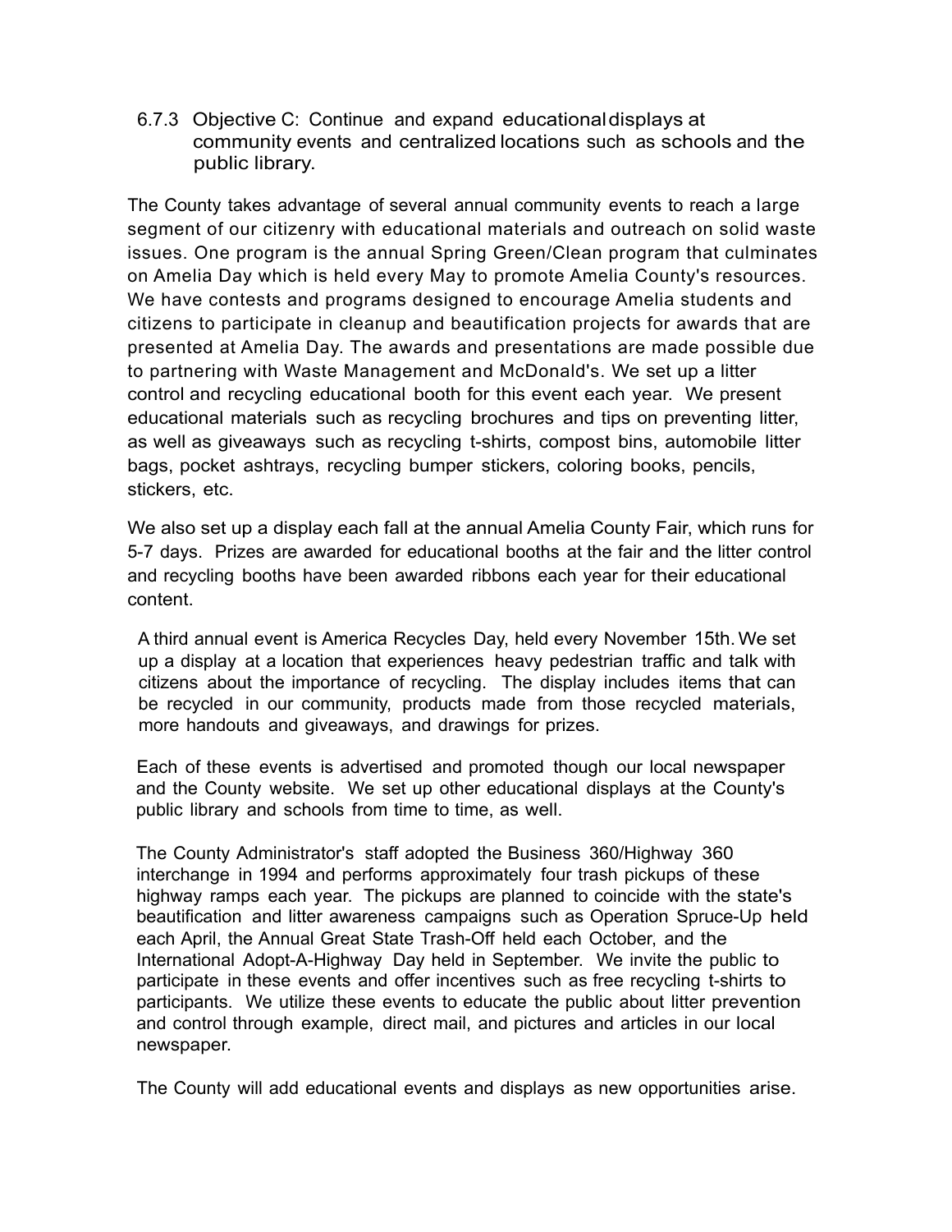### 6.7.3 Objective C: Continue and expand educational displays at community events and centralized locations such as schools and the public library.

The County takes advantage of several annual community events to reach a large segment of our citizenry with educational materials and outreach on solid waste issues. One program is the annual Spring Green/Clean program that culminates on Amelia Day which is held every May to promote Amelia County's resources. We have contests and programs designed to encourage Amelia students and citizens to participate in cleanup and beautification projects for awards that are presented at Amelia Day. The awards and presentations are made possible due to partnering with Waste Management and McDonald's. We set up a litter control and recycling educational booth for this event each year. We present educational materials such as recycling brochures and tips on preventing litter, as well as giveaways such as recycling t-shirts, compost bins, automobile litter bags, pocket ashtrays, recycling bumper stickers, coloring books, pencils, stickers, etc.

We also set up a display each fall at the annual Amelia County Fair, which runs for 5-7 days. Prizes are awarded for educational booths at the fair and the litter control and recycling booths have been awarded ribbons each year for their educational content.

A third annual event is America Recycles Day, held every November 15th. We set up a display at a location that experiences heavy pedestrian traffic and talk with citizens about the importance of recycling. The display includes items that can be recycled in our community, products made from those recycled materials, more handouts and giveaways, and drawings for prizes.

Each of these events is advertised and promoted though our local newspaper and the County website. We set up other educational displays at the County's public library and schools from time to time, as well.

The County Administrator's staff adopted the Business 360/Highway 360 interchange in 1994 and performs approximately four trash pickups of these highway ramps each year. The pickups are planned to coincide with the state's beautification and litter awareness campaigns such as Operation Spruce-Up held each April, the Annual Great State Trash-Off held each October, and the International Adopt-A-Highway Day held in September. We invite the public to participate in these events and offer incentives such as free recycling t-shirts to participants. We utilize these events to educate the public about litter prevention and control through example, direct mail, and pictures and articles in our local newspaper.

The County will add educational events and displays as new opportunities arise.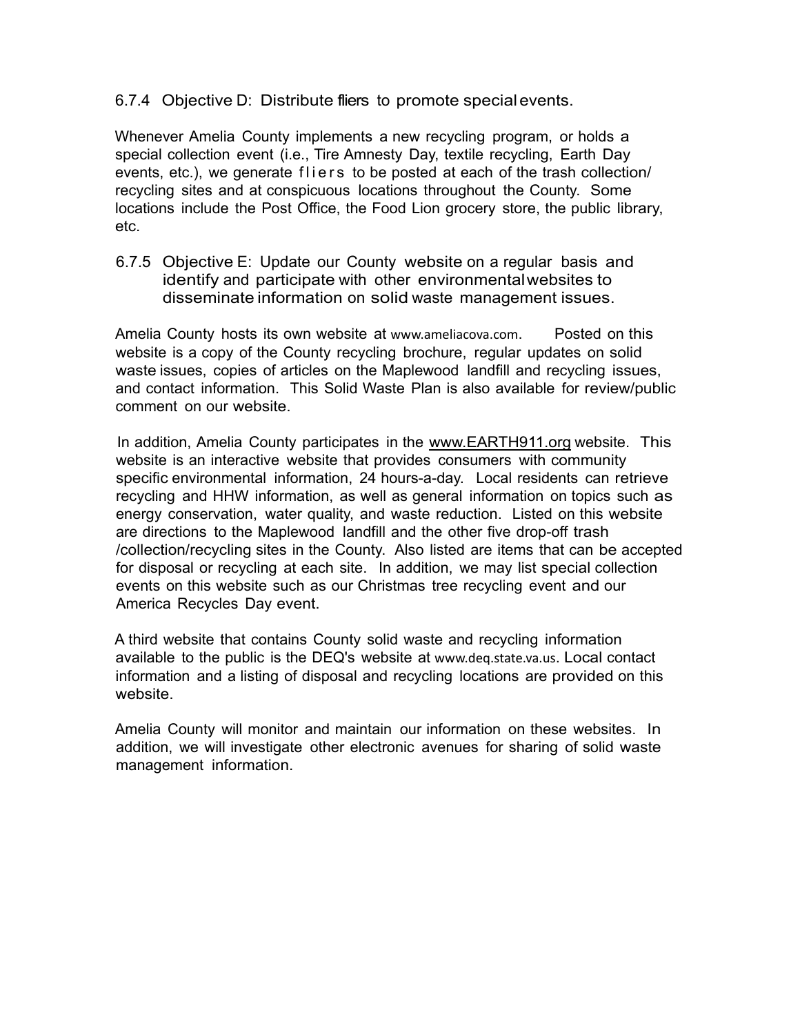### 6.7.4 Objective D: Distribute fliers to promote special events.

Whenever Amelia County implements a new recycling program, or holds a special collection event (i.e., Tire Amnesty Day, textile recycling, Earth Day events, etc.), we generate fliers to be posted at each of the trash collection/ recycling sites and at conspicuous locations throughout the County. Some locations include the Post Office, the Food Lion grocery store, the public library, etc.

### 6.7.5 Objective E: Update our County website on a regular basis and identify and participate with other environmental websites to disseminate information on solid waste management issues.

Amelia County hosts its own website at www.ameliacova.com. Posted on this website is a copy of the County recycling brochure, regular updates on solid waste issues, copies of articles on the Maplewood landfill and recycling issues, and contact information. This Solid Waste Plan is also available for review/public comment on our website.

In addition, Amelia County participates in the www.EARTH911.org website. This website is an interactive website that provides consumers with community specific environmental information, 24 hours-a-day. Local residents can retrieve recycling and HHW information, as well as general information on topics such as energy conservation, water quality, and waste reduction. Listed on this website are directions to the Maplewood landfill and the other five drop-off trash /collection/recycling sites in the County. Also listed are items that can be accepted for disposal or recycling at each site. In addition, we may list special collection events on this website such as our Christmas tree recycling event and our America Recycles Day event.

A third website that contains County solid waste and recycling information available to the public is the DEQ's website at www.deq.state.va.us. Local contact information and a listing of disposal and recycling locations are provided on this website.

Amelia County will monitor and maintain our information on these websites. In addition, we will investigate other electronic avenues for sharing of solid waste management information.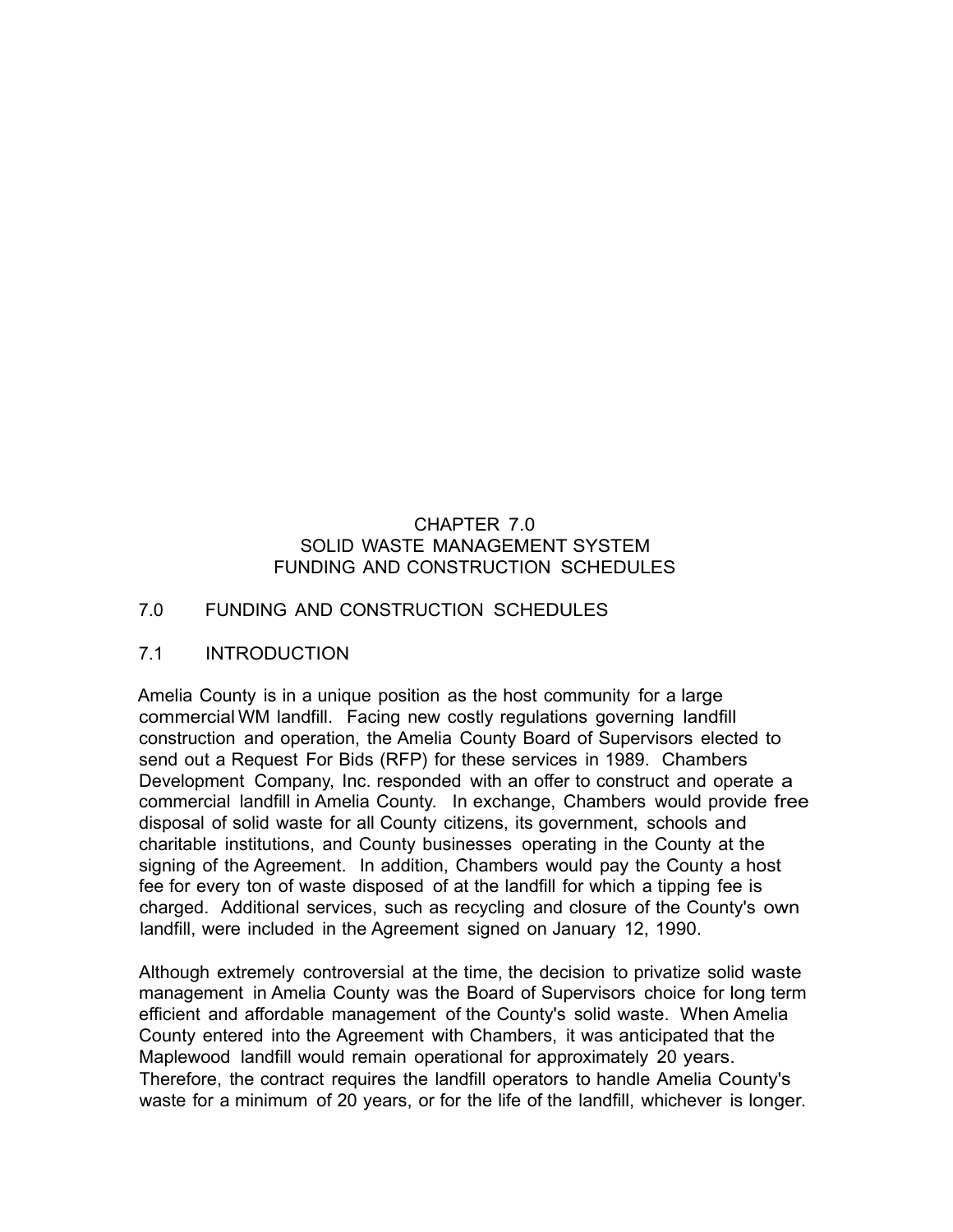# CHAPTER 7.0
# SOLID WASTE MANAGEMENT SYSTEM
# FUNDING AND CONSTRUCTION SCHEDULES

## 7.0 FUNDING AND CONSTRUCTION SCHEDULES

## 7.1 INTRODUCTION

Amelia County is in a unique position as the host community for a large commercial WM landfill. Facing new costly regulations governing landfill construction and operation, the Amelia County Board of Supervisors elected to send out a Request For Bids (RFP) for these services in 1989. Chambers Development Company, Inc. responded with an offer to construct and operate a commercial landfill in Amelia County. In exchange, Chambers would provide free disposal of solid waste for all County citizens, its government, schools and charitable institutions, and County businesses operating in the County at the signing of the Agreement. In addition, Chambers would pay the County a host fee for every ton of waste disposed of at the landfill for which a tipping fee is charged. Additional services, such as recycling and closure of the County's own landfill, were included in the Agreement signed on January 12, 1990.

Although extremely controversial at the time, the decision to privatize solid waste management in Amelia County was the Board of Supervisors choice for long term efficient and affordable management of the County's solid waste. When Amelia County entered into the Agreement with Chambers, it was anticipated that the Maplewood landfill would remain operational for approximately 20 years. Therefore, the contract requires the landfill operators to handle Amelia County's waste for a minimum of 20 years, or for the life of the landfill, whichever is longer.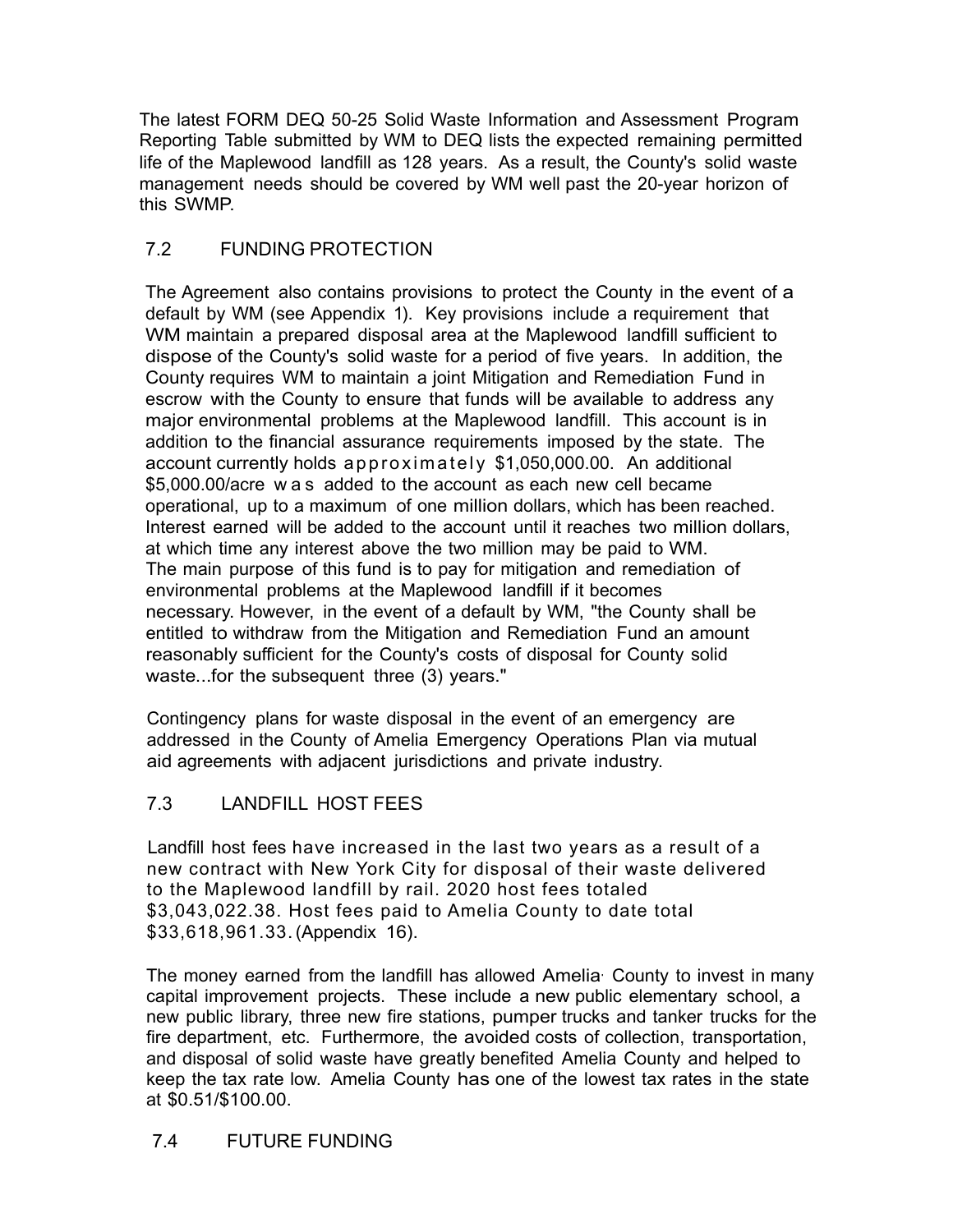The latest FORM DEQ 50-25 Solid Waste Information and Assessment Program Reporting Table submitted by WM to DEQ lists the expected remaining permitted life of the Maplewood landfill as 128 years. As a result, the County's solid waste management needs should be covered by WM well past the 20-year horizon of this SWMP.

## 7.2 FUNDING PROTECTION

The Agreement also contains provisions to protect the County in the event of a default by WM (see Appendix 1). Key provisions include a requirement that WM maintain a prepared disposal area at the Maplewood landfill sufficient to dispose of the County's solid waste for a period of five years. In addition, the County requires WM to maintain a joint Mitigation and Remediation Fund in escrow with the County to ensure that funds will be available to address any major environmental problems at the Maplewood landfill. This account is in addition to the financial assurance requirements imposed by the state. The account currently holds approximately $1,050,000.00. An additional $5,000.00/acre was added to the account as each new cell became operational, up to a maximum of one million dollars, which has been reached. Interest earned will be added to the account until it reaches two million dollars, at which time any interest above the two million may be paid to WM. The main purpose of this fund is to pay for mitigation and remediation of environmental problems at the Maplewood landfill if it becomes necessary. However, in the event of a default by WM, "the County shall be entitled to withdraw from the Mitigation and Remediation Fund an amount reasonably sufficient for the County's costs of disposal for County solid waste...for the subsequent three (3) years."

Contingency plans for waste disposal in the event of an emergency are addressed in the County of Amelia Emergency Operations Plan via mutual aid agreements with adjacent jurisdictions and private industry.

## 7.3 LANDFILL HOST FEES

Landfill host fees have increased in the last two years as a result of a new contract with New York City for disposal of their waste delivered to the Maplewood landfill by rail. 2020 host fees totaled $3,043,022.38. Host fees paid to Amelia County to date total $33,618,961.33. (Appendix 16).

The money earned from the landfill has allowed Amelia County to invest in many capital improvement projects. These include a new public elementary school, a new public library, three new fire stations, pumper trucks and tanker trucks for the fire department, etc. Furthermore, the avoided costs of collection, transportation, and disposal of solid waste have greatly benefited Amelia County and helped to keep the tax rate low. Amelia County has one of the lowest tax rates in the state at $0.51/$100.00.

## 7.4 FUTURE FUNDING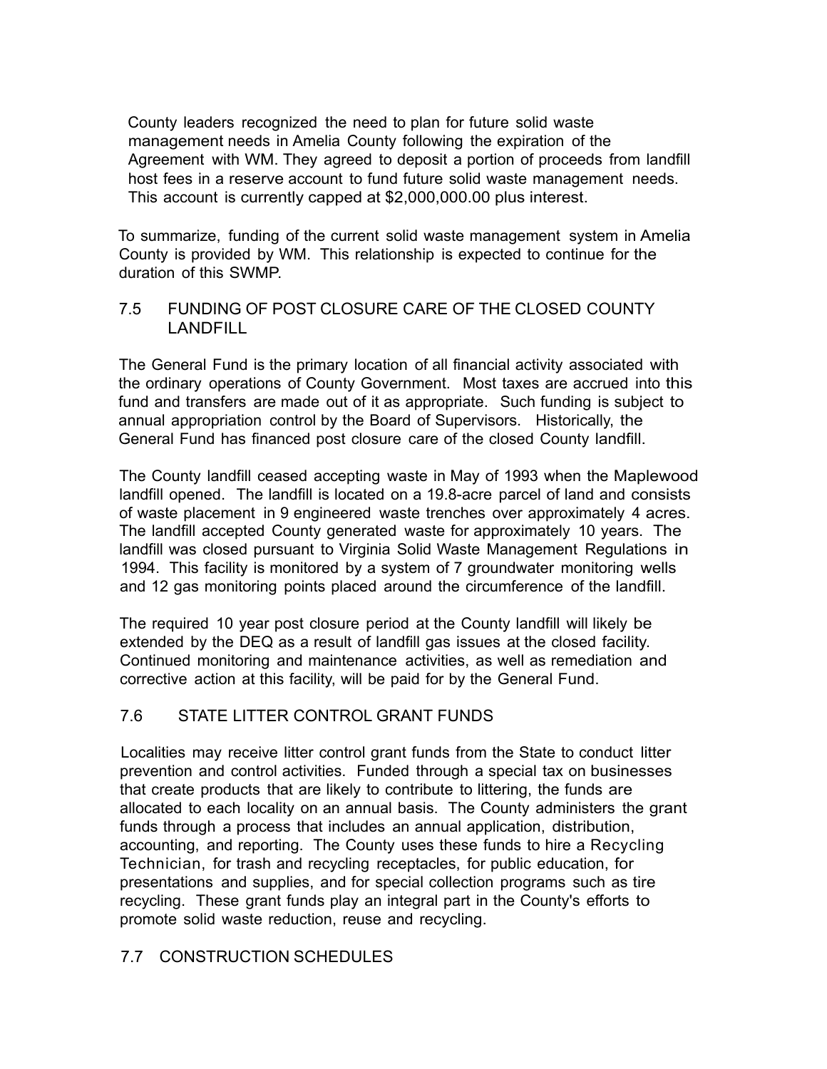County leaders recognized the need to plan for future solid waste management needs in Amelia County following the expiration of the Agreement with WM. They agreed to deposit a portion of proceeds from landfill host fees in a reserve account to fund future solid waste management needs. This account is currently capped at $2,000,000.00 plus interest.

To summarize, funding of the current solid waste management system in Amelia County is provided by WM. This relationship is expected to continue for the duration of this SWMP.

## 7.5 FUNDING OF POST CLOSURE CARE OF THE CLOSED COUNTY LANDFILL

The General Fund is the primary location of all financial activity associated with the ordinary operations of County Government. Most taxes are accrued into this fund and transfers are made out of it as appropriate. Such funding is subject to annual appropriation control by the Board of Supervisors. Historically, the General Fund has financed post closure care of the closed County landfill.

The County landfill ceased accepting waste in May of 1993 when the Maplewood landfill opened. The landfill is located on a 19.8-acre parcel of land and consists of waste placement in 9 engineered waste trenches over approximately 4 acres. The landfill accepted County generated waste for approximately 10 years. The landfill was closed pursuant to Virginia Solid Waste Management Regulations in 1994. This facility is monitored by a system of 7 groundwater monitoring wells and 12 gas monitoring points placed around the circumference of the landfill.

The required 10 year post closure period at the County landfill will likely be extended by the DEQ as a result of landfill gas issues at the closed facility. Continued monitoring and maintenance activities, as well as remediation and corrective action at this facility, will be paid for by the General Fund.

## 7.6 STATE LITTER CONTROL GRANT FUNDS

Localities may receive litter control grant funds from the State to conduct litter prevention and control activities. Funded through a special tax on businesses that create products that are likely to contribute to littering, the funds are allocated to each locality on an annual basis. The County administers the grant funds through a process that includes an annual application, distribution, accounting, and reporting. The County uses these funds to hire a Recycling Technician, for trash and recycling receptacles, for public education, for presentations and supplies, and for special collection programs such as tire recycling. These grant funds play an integral part in the County's efforts to promote solid waste reduction, reuse and recycling.

## 7.7 CONSTRUCTION SCHEDULES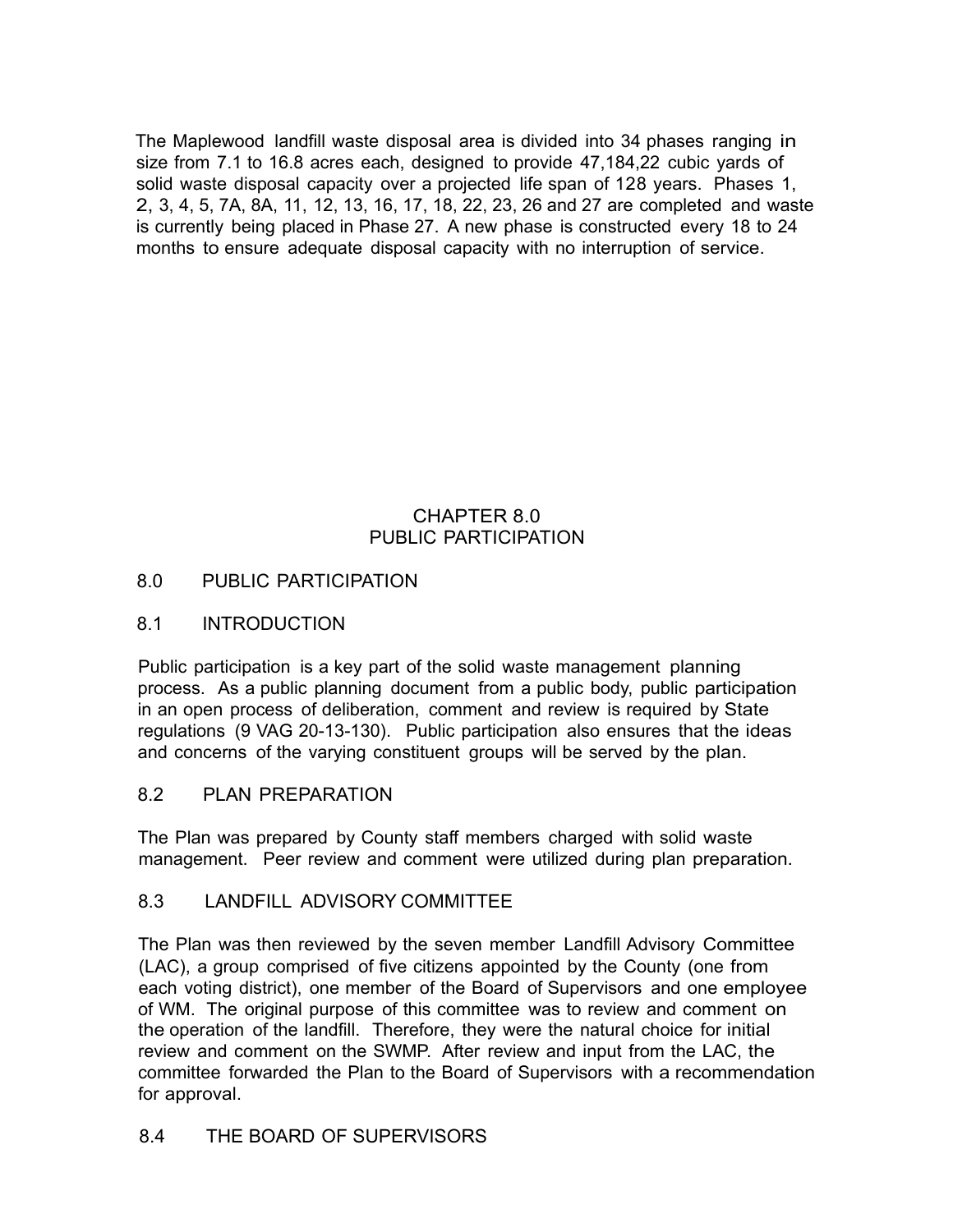The Maplewood landfill waste disposal area is divided into 34 phases ranging in size from 7.1 to 16.8 acres each, designed to provide 47,184,22 cubic yards of solid waste disposal capacity over a projected life span of 128 years. Phases 1, 2, 3, 4, 5, 7A, 8A, 11, 12, 13, 16, 17, 18, 22, 23, 26 and 27 are completed and waste is currently being placed in Phase 27. A new phase is constructed every 18 to 24 months to ensure adequate disposal capacity with no interruption of service.

# CHAPTER 8.0
# PUBLIC PARTICIPATION

## 8.0 PUBLIC PARTICIPATION

### 8.1 INTRODUCTION

Public participation is a key part of the solid waste management planning process. As a public planning document from a public body, public participation in an open process of deliberation, comment and review is required by State regulations (9 VAG 20-13-130). Public participation also ensures that the ideas and concerns of the varying constituent groups will be served by the plan.

### 8.2 PLAN PREPARATION

The Plan was prepared by County staff members charged with solid waste management. Peer review and comment were utilized during plan preparation.

### 8.3 LANDFILL ADVISORY COMMITTEE

The Plan was then reviewed by the seven member Landfill Advisory Committee (LAC), a group comprised of five citizens appointed by the County (one from each voting district), one member of the Board of Supervisors and one employee of WM. The original purpose of this committee was to review and comment on the operation of the landfill. Therefore, they were the natural choice for initial review and comment on the SWMP. After review and input from the LAC, the committee forwarded the Plan to the Board of Supervisors with a recommendation for approval.

### 8.4 THE BOARD OF SUPERVISORS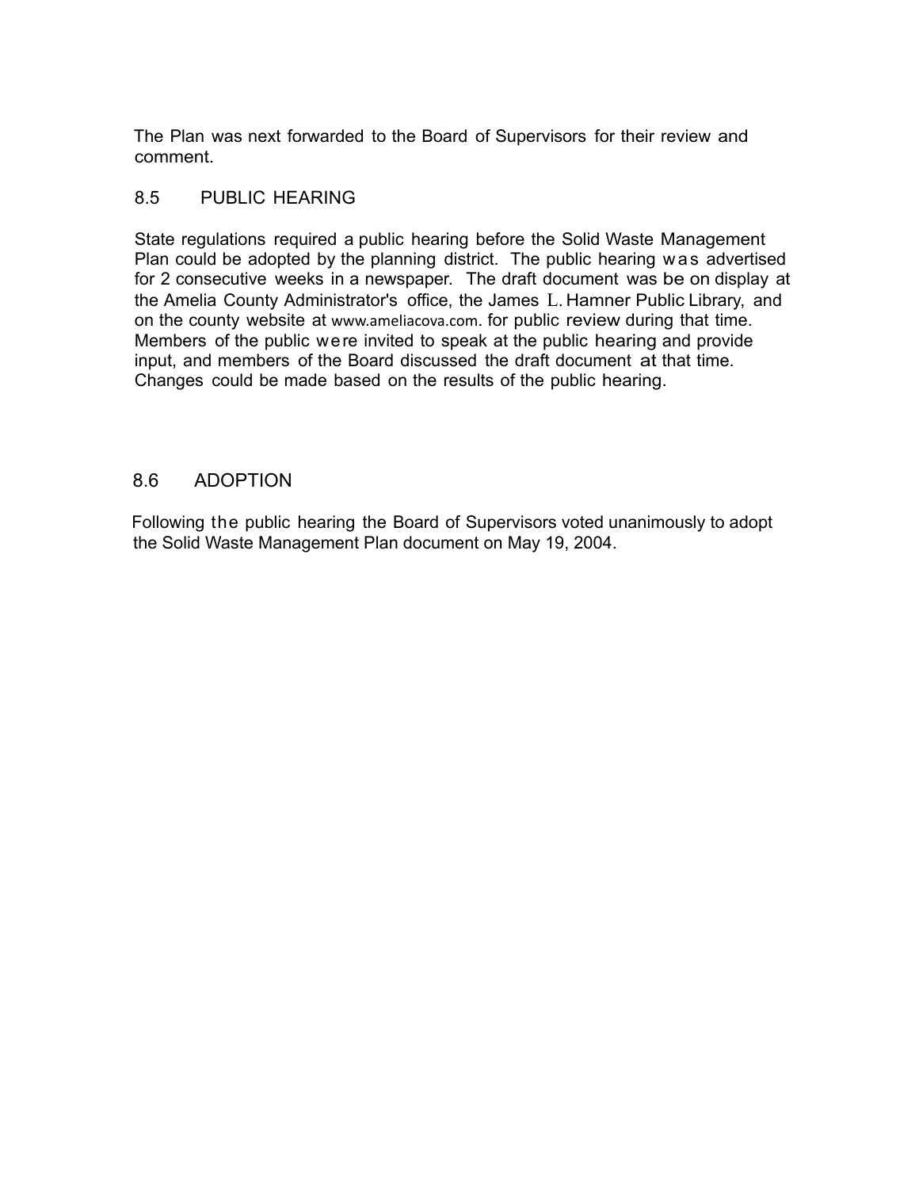The Plan was next forwarded to the Board of Supervisors for their review and comment.

## 8.5 PUBLIC HEARING

State regulations required a public hearing before the Solid Waste Management Plan could be adopted by the planning district. The public hearing was advertised for 2 consecutive weeks in a newspaper. The draft document was be on display at the Amelia County Administrator's office, the James L. Hamner Public Library, and on the county website at www.ameliacova.com. for public review during that time. Members of the public were invited to speak at the public hearing and provide input, and members of the Board discussed the draft document at that time. Changes could be made based on the results of the public hearing.

## 8.6 ADOPTION

Following the public hearing the Board of Supervisors voted unanimously to adopt the Solid Waste Management Plan document on May 19, 2004.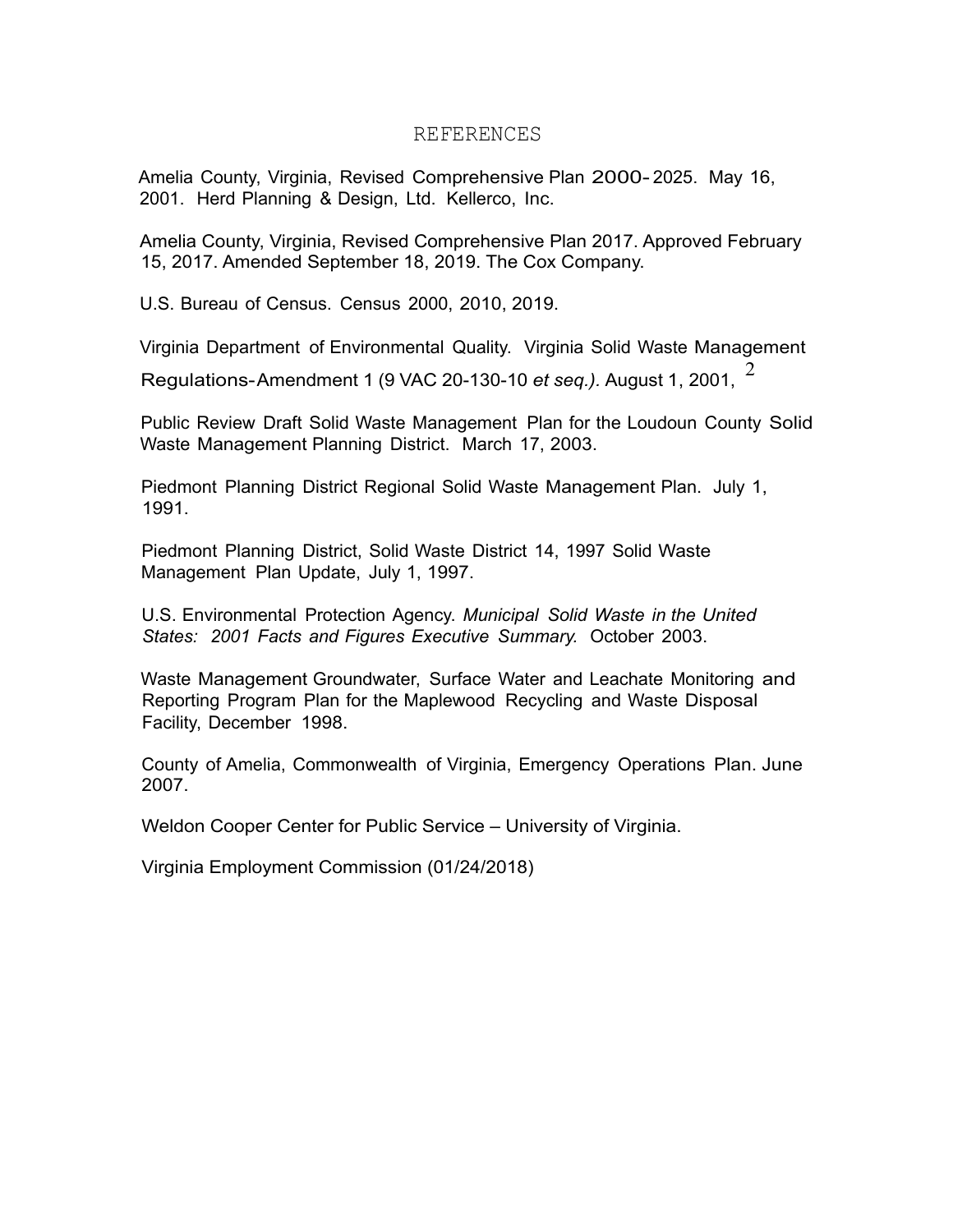# REFERENCES

Amelia County, Virginia, Revised Comprehensive Plan 2000- 2025. May 16, 2001. Herd Planning & Design, Ltd. Kellerco, Inc.

Amelia County, Virginia, Revised Comprehensive Plan 2017. Approved February 15, 2017. Amended September 18, 2019. The Cox Company.

U.S. Bureau of Census. Census 2000, 2010, 2019.

Virginia Department of Environmental Quality. Virginia Solid Waste Management Regulations-Amendment 1 (9 VAC 20-130-10 *et seq.).* August 1, 2001, 2

Public Review Draft Solid Waste Management Plan for the Loudoun County Solid Waste Management Planning District. March 17, 2003.

Piedmont Planning District Regional Solid Waste Management Plan. July 1, 1991.

Piedmont Planning District, Solid Waste District 14, 1997 Solid Waste Management Plan Update, July 1, 1997.

U.S. Environmental Protection Agency. *Municipal Solid Waste in the United States: 2001 Facts and Figures Executive Summary.* October 2003.

Waste Management Groundwater, Surface Water and Leachate Monitoring and Reporting Program Plan for the Maplewood Recycling and Waste Disposal Facility, December 1998.

County of Amelia, Commonwealth of Virginia, Emergency Operations Plan. June 2007.

Weldon Cooper Center for Public Service – University of Virginia.

Virginia Employment Commission (01/24/2018)